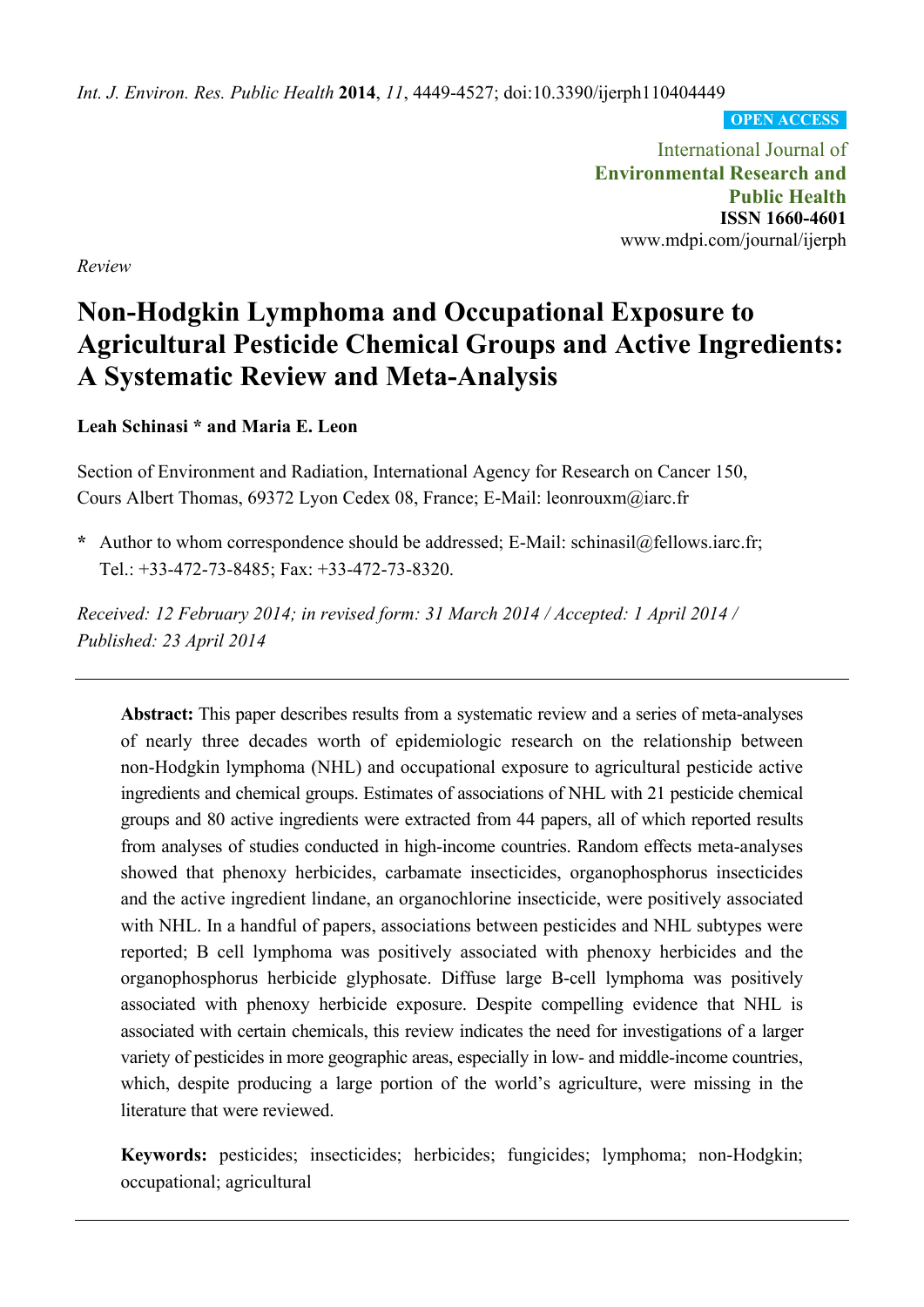*Review*

# Non-Hodgkin Lymphoma and Occupational Exposure to Agricultural Pesticide Chemical Groups and Active Ingredients: A Systematic Review and Meta-Analysis

**Leah Schinasi * and Maria E. Leon**

Section of Environment and Radiation, International Agency for Research on Cancer 150, Cours Albert Thomas, 69372 Lyon Cedex 08, France; E-Mail: leonrouxm@iarc.fr

**\*** Author to whom correspondence should be addressed; E-Mail: schinasil@fellows.iarc.fr; Tel.: +33-472-73-8485; Fax: +33-472-73-8320.

*Received: 12 February 2014; in revised form: 31 March 2014 / Accepted: 1 April 2014 / Published: 23 April 2014*

---

**Abstract:** This paper describes results from a systematic review and a series of meta-analyses of nearly three decades worth of epidemiologic research on the relationship between non-Hodgkin lymphoma (NHL) and occupational exposure to agricultural pesticide active ingredients and chemical groups. Estimates of associations of NHL with 21 pesticide chemical groups and 80 active ingredients were extracted from 44 papers, all of which reported results from analyses of studies conducted in high-income countries. Random effects meta-analyses showed that phenoxy herbicides, carbamate insecticides, organophosphorus insecticides and the active ingredient lindane, an organochlorine insecticide, were positively associated with NHL. In a handful of papers, associations between pesticides and NHL subtypes were reported; B cell lymphoma was positively associated with phenoxy herbicides and the organophosphorus herbicide glyphosate. Diffuse large B-cell lymphoma was positively associated with phenoxy herbicide exposure. Despite compelling evidence that NHL is associated with certain chemicals, this review indicates the need for investigations of a larger variety of pesticides in more geographic areas, especially in low- and middle-income countries, which, despite producing a large portion of the world's agriculture, were missing in the literature that were reviewed.

**Keywords:** pesticides; insecticides; herbicides; fungicides; lymphoma; non-Hodgkin; occupational; agricultural

---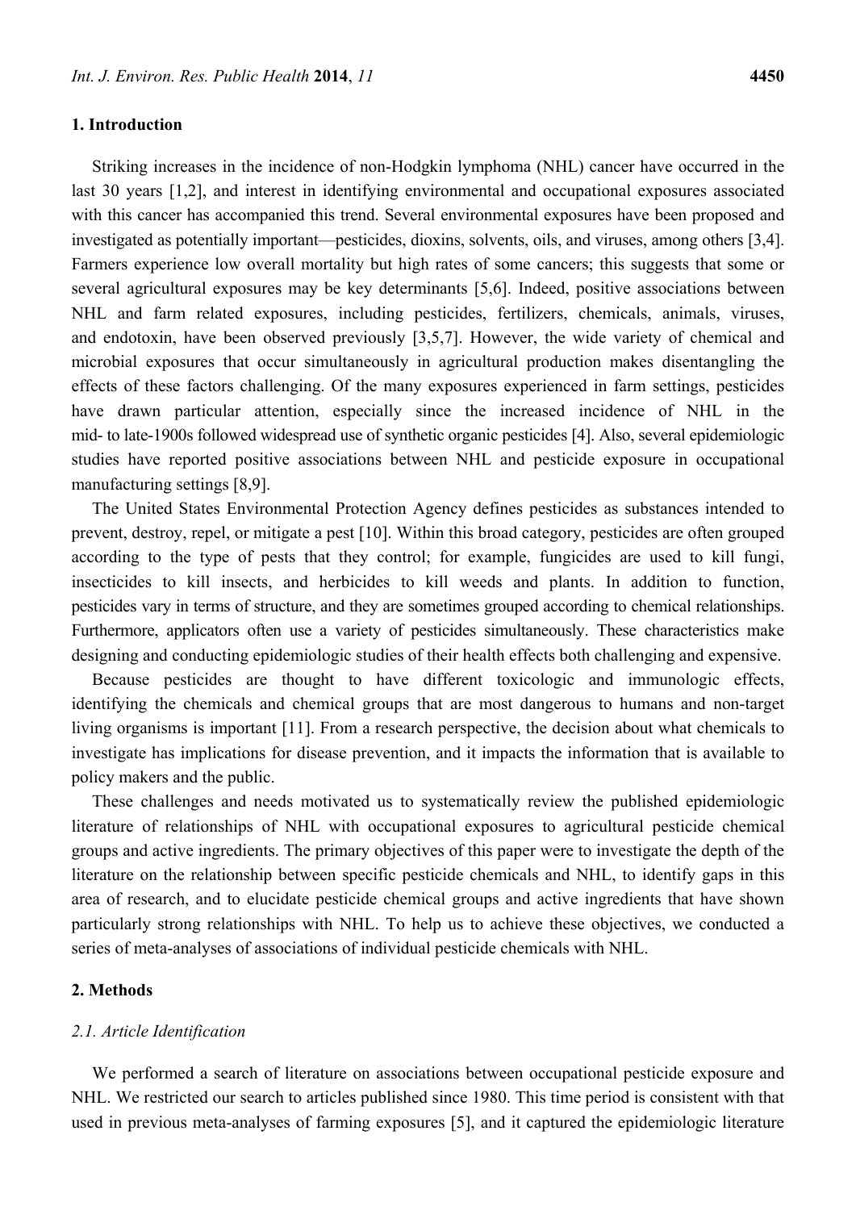## 1. Introduction

Striking increases in the incidence of non-Hodgkin lymphoma (NHL) cancer have occurred in the last 30 years [1,2], and interest in identifying environmental and occupational exposures associated with this cancer has accompanied this trend. Several environmental exposures have been proposed and investigated as potentially important—pesticides, dioxins, solvents, oils, and viruses, among others [3,4]. Farmers experience low overall mortality but high rates of some cancers; this suggests that some or several agricultural exposures may be key determinants [5,6]. Indeed, positive associations between NHL and farm related exposures, including pesticides, fertilizers, chemicals, animals, viruses, and endotoxin, have been observed previously [3,5,7]. However, the wide variety of chemical and microbial exposures that occur simultaneously in agricultural production makes disentangling the effects of these factors challenging. Of the many exposures experienced in farm settings, pesticides have drawn particular attention, especially since the increased incidence of NHL in the mid- to late-1900s followed widespread use of synthetic organic pesticides [4]. Also, several epidemiologic studies have reported positive associations between NHL and pesticide exposure in occupational manufacturing settings [8,9].

The United States Environmental Protection Agency defines pesticides as substances intended to prevent, destroy, repel, or mitigate a pest [10]. Within this broad category, pesticides are often grouped according to the type of pests that they control; for example, fungicides are used to kill fungi, insecticides to kill insects, and herbicides to kill weeds and plants. In addition to function, pesticides vary in terms of structure, and they are sometimes grouped according to chemical relationships. Furthermore, applicators often use a variety of pesticides simultaneously. These characteristics make designing and conducting epidemiologic studies of their health effects both challenging and expensive.

Because pesticides are thought to have different toxicologic and immunologic effects, identifying the chemicals and chemical groups that are most dangerous to humans and non-target living organisms is important [11]. From a research perspective, the decision about what chemicals to investigate has implications for disease prevention, and it impacts the information that is available to policy makers and the public.

These challenges and needs motivated us to systematically review the published epidemiologic literature of relationships of NHL with occupational exposures to agricultural pesticide chemical groups and active ingredients. The primary objectives of this paper were to investigate the depth of the literature on the relationship between specific pesticide chemicals and NHL, to identify gaps in this area of research, and to elucidate pesticide chemical groups and active ingredients that have shown particularly strong relationships with NHL. To help us to achieve these objectives, we conducted a series of meta-analyses of associations of individual pesticide chemicals with NHL.

## 2. Methods

### 2.1. Article Identification

We performed a search of literature on associations between occupational pesticide exposure and NHL. We restricted our search to articles published since 1980. This time period is consistent with that used in previous meta-analyses of farming exposures [5], and it captured the epidemiologic literature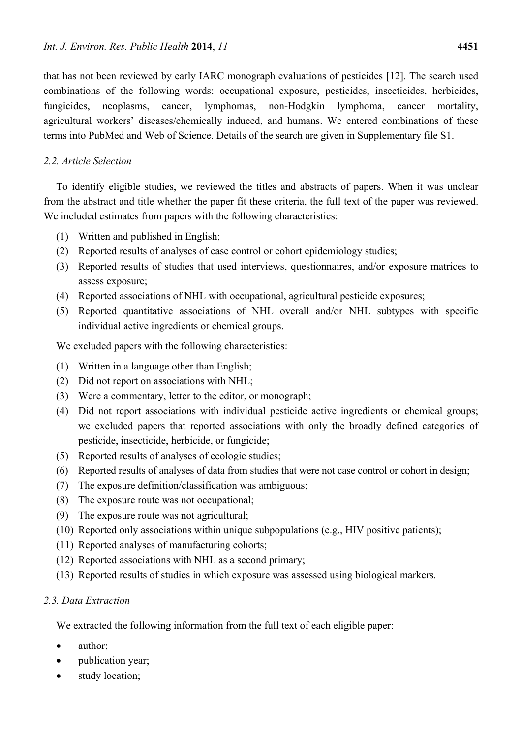that has not been reviewed by early IARC monograph evaluations of pesticides [12]. The search used combinations of the following words: occupational exposure, pesticides, insecticides, herbicides, fungicides, neoplasms, cancer, lymphomas, non-Hodgkin lymphoma, cancer mortality, agricultural workers' diseases/chemically induced, and humans. We entered combinations of these terms into PubMed and Web of Science. Details of the search are given in Supplementary file S1.

### 2.2. Article Selection

To identify eligible studies, we reviewed the titles and abstracts of papers. When it was unclear from the abstract and title whether the paper fit these criteria, the full text of the paper was reviewed. We included estimates from papers with the following characteristics:

(1) Written and published in English;
(2) Reported results of analyses of case control or cohort epidemiology studies;
(3) Reported results of studies that used interviews, questionnaires, and/or exposure matrices to assess exposure;
(4) Reported associations of NHL with occupational, agricultural pesticide exposures;
(5) Reported quantitative associations of NHL overall and/or NHL subtypes with specific individual active ingredients or chemical groups.

We excluded papers with the following characteristics:

(1) Written in a language other than English;
(2) Did not report on associations with NHL;
(3) Were a commentary, letter to the editor, or monograph;
(4) Did not report associations with individual pesticide active ingredients or chemical groups; we excluded papers that reported associations with only the broadly defined categories of pesticide, insecticide, herbicide, or fungicide;
(5) Reported results of analyses of ecologic studies;
(6) Reported results of analyses of data from studies that were not case control or cohort in design;
(7) The exposure definition/classification was ambiguous;
(8) The exposure route was not occupational;
(9) The exposure route was not agricultural;
(10) Reported only associations within unique subpopulations (e.g., HIV positive patients);
(11) Reported analyses of manufacturing cohorts;
(12) Reported associations with NHL as a second primary;
(13) Reported results of studies in which exposure was assessed using biological markers.

### 2.3. Data Extraction

We extracted the following information from the full text of each eligible paper:

- author;
- publication year;
- study location;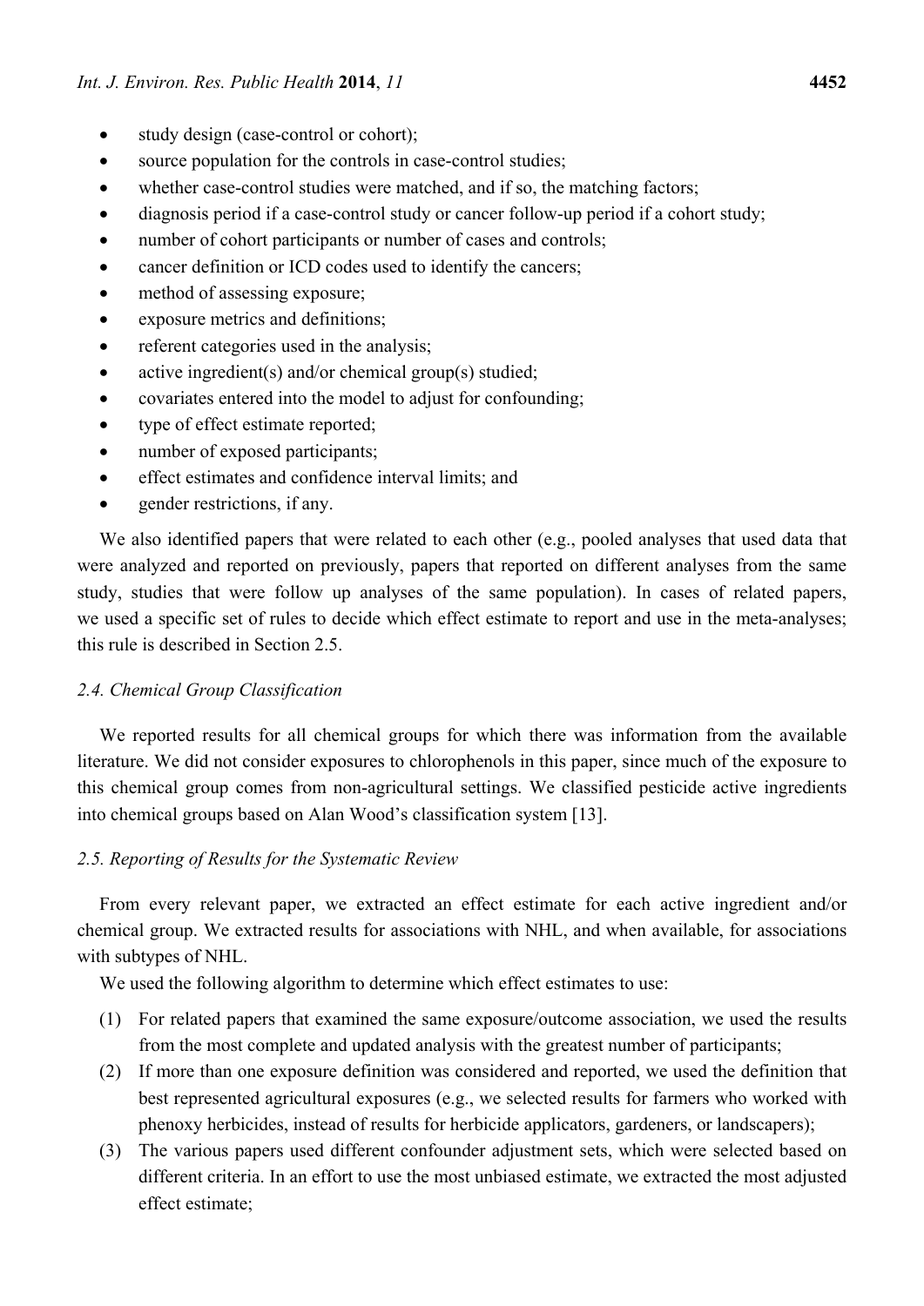- study design (case-control or cohort);
- source population for the controls in case-control studies;
- whether case-control studies were matched, and if so, the matching factors;
- diagnosis period if a case-control study or cancer follow-up period if a cohort study;
- number of cohort participants or number of cases and controls;
- cancer definition or ICD codes used to identify the cancers;
- method of assessing exposure;
- exposure metrics and definitions;
- referent categories used in the analysis;
- active ingredient(s) and/or chemical group(s) studied;
- covariates entered into the model to adjust for confounding;
- type of effect estimate reported;
- number of exposed participants;
- effect estimates and confidence interval limits; and
- gender restrictions, if any.

We also identified papers that were related to each other (e.g., pooled analyses that used data that were analyzed and reported on previously, papers that reported on different analyses from the same study, studies that were follow up analyses of the same population). In cases of related papers, we used a specific set of rules to decide which effect estimate to report and use in the meta-analyses; this rule is described in Section 2.5.

### *2.4. Chemical Group Classification*

We reported results for all chemical groups for which there was information from the available literature. We did not consider exposures to chlorophenols in this paper, since much of the exposure to this chemical group comes from non-agricultural settings. We classified pesticide active ingredients into chemical groups based on Alan Wood's classification system [13].

### *2.5. Reporting of Results for the Systematic Review*

From every relevant paper, we extracted an effect estimate for each active ingredient and/or chemical group. We extracted results for associations with NHL, and when available, for associations with subtypes of NHL.

We used the following algorithm to determine which effect estimates to use:

(1) For related papers that examined the same exposure/outcome association, we used the results from the most complete and updated analysis with the greatest number of participants;
(2) If more than one exposure definition was considered and reported, we used the definition that best represented agricultural exposures (e.g., we selected results for farmers who worked with phenoxy herbicides, instead of results for herbicide applicators, gardeners, or landscapers);
(3) The various papers used different confounder adjustment sets, which were selected based on different criteria. In an effort to use the most unbiased estimate, we extracted the most adjusted effect estimate;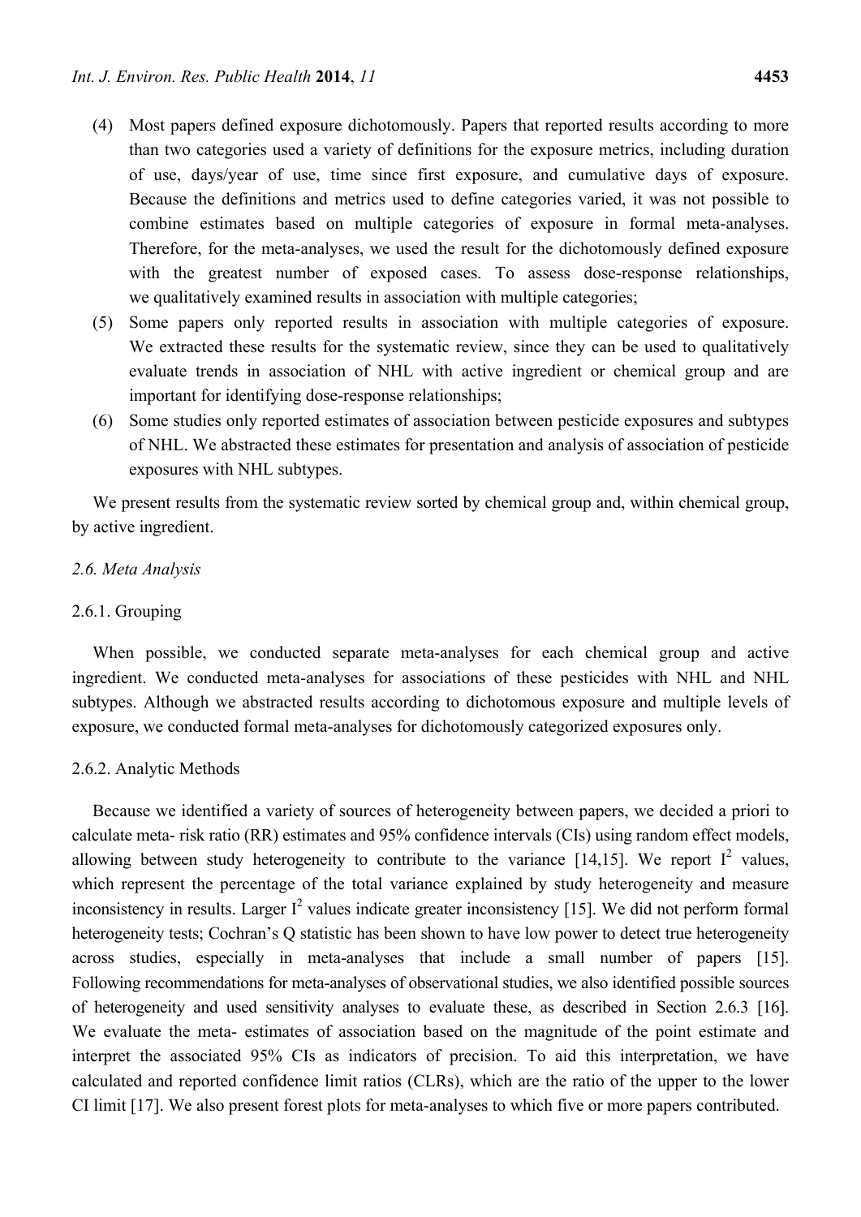(4) Most papers defined exposure dichotomously. Papers that reported results according to more than two categories used a variety of definitions for the exposure metrics, including duration of use, days/year of use, time since first exposure, and cumulative days of exposure. Because the definitions and metrics used to define categories varied, it was not possible to combine estimates based on multiple categories of exposure in formal meta-analyses. Therefore, for the meta-analyses, we used the result for the dichotomously defined exposure with the greatest number of exposed cases. To assess dose-response relationships, we qualitatively examined results in association with multiple categories;

(5) Some papers only reported results in association with multiple categories of exposure. We extracted these results for the systematic review, since they can be used to qualitatively evaluate trends in association of NHL with active ingredient or chemical group and are important for identifying dose-response relationships;

(6) Some studies only reported estimates of association between pesticide exposures and subtypes of NHL. We abstracted these estimates for presentation and analysis of association of pesticide exposures with NHL subtypes.

We present results from the systematic review sorted by chemical group and, within chemical group, by active ingredient.

### *2.6. Meta Analysis*

#### 2.6.1. Grouping

When possible, we conducted separate meta-analyses for each chemical group and active ingredient. We conducted meta-analyses for associations of these pesticides with NHL and NHL subtypes. Although we abstracted results according to dichotomous exposure and multiple levels of exposure, we conducted formal meta-analyses for dichotomously categorized exposures only.

#### 2.6.2. Analytic Methods

Because we identified a variety of sources of heterogeneity between papers, we decided a priori to calculate meta- risk ratio (RR) estimates and 95% confidence intervals (CIs) using random effect models, allowing between study heterogeneity to contribute to the variance [14,15]. We report $I^2$ values, which represent the percentage of the total variance explained by study heterogeneity and measure inconsistency in results. Larger $I^2$ values indicate greater inconsistency [15]. We did not perform formal heterogeneity tests; Cochran's Q statistic has been shown to have low power to detect true heterogeneity across studies, especially in meta-analyses that include a small number of papers [15]. Following recommendations for meta-analyses of observational studies, we also identified possible sources of heterogeneity and used sensitivity analyses to evaluate these, as described in Section 2.6.3 [16]. We evaluate the meta- estimates of association based on the magnitude of the point estimate and interpret the associated 95% CIs as indicators of precision. To aid this interpretation, we have calculated and reported confidence limit ratios (CLRs), which are the ratio of the upper to the lower CI limit [17]. We also present forest plots for meta-analyses to which five or more papers contributed.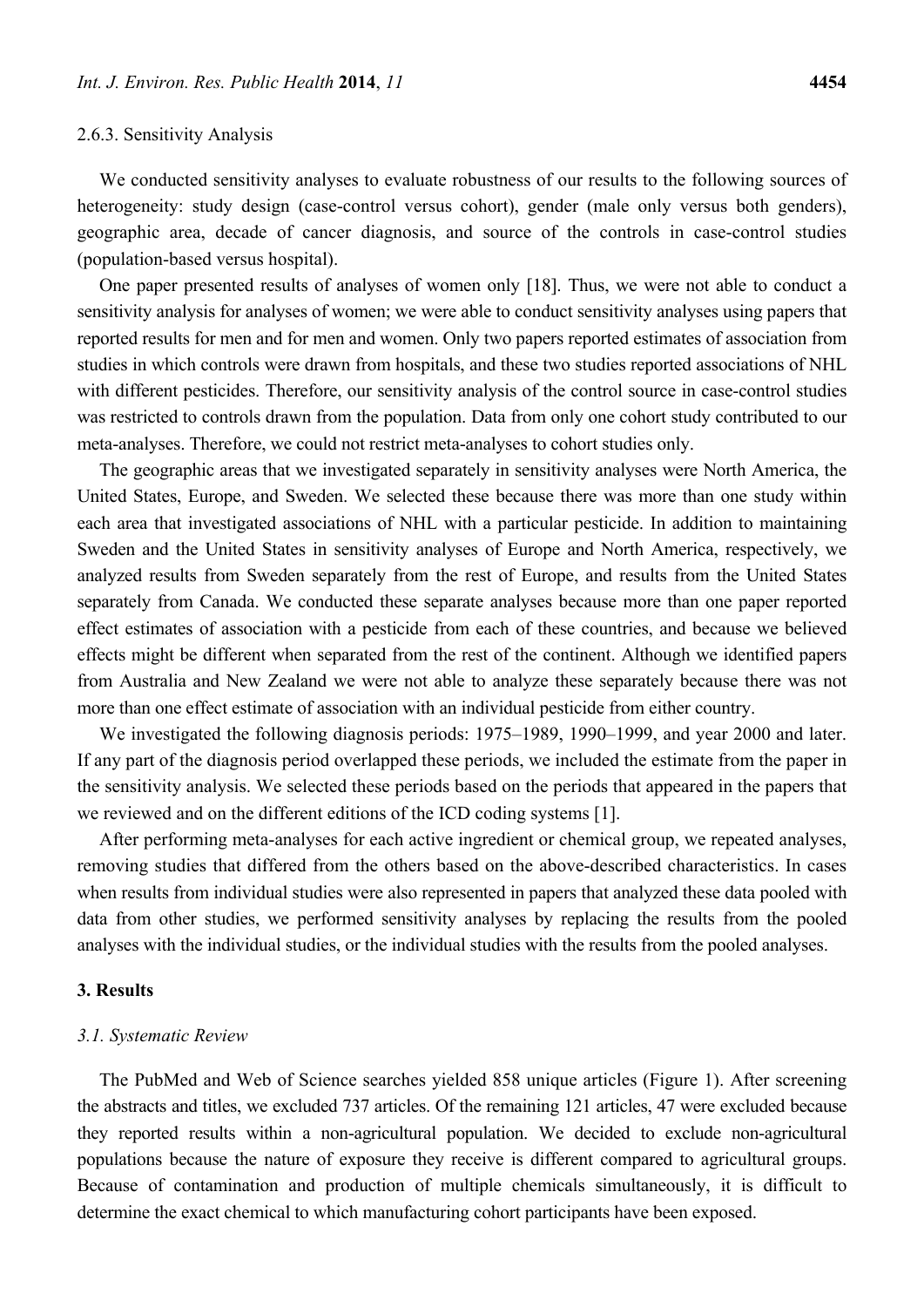#### 2.6.3. Sensitivity Analysis

We conducted sensitivity analyses to evaluate robustness of our results to the following sources of heterogeneity: study design (case-control versus cohort), gender (male only versus both genders), geographic area, decade of cancer diagnosis, and source of the controls in case-control studies (population-based versus hospital).

One paper presented results of analyses of women only [18]. Thus, we were not able to conduct a sensitivity analysis for analyses of women; we were able to conduct sensitivity analyses using papers that reported results for men and for men and women. Only two papers reported estimates of association from studies in which controls were drawn from hospitals, and these two studies reported associations of NHL with different pesticides. Therefore, our sensitivity analysis of the control source in case-control studies was restricted to controls drawn from the population. Data from only one cohort study contributed to our meta-analyses. Therefore, we could not restrict meta-analyses to cohort studies only.

The geographic areas that we investigated separately in sensitivity analyses were North America, the United States, Europe, and Sweden. We selected these because there was more than one study within each area that investigated associations of NHL with a particular pesticide. In addition to maintaining Sweden and the United States in sensitivity analyses of Europe and North America, respectively, we analyzed results from Sweden separately from the rest of Europe, and results from the United States separately from Canada. We conducted these separate analyses because more than one paper reported effect estimates of association with a pesticide from each of these countries, and because we believed effects might be different when separated from the rest of the continent. Although we identified papers from Australia and New Zealand we were not able to analyze these separately because there was not more than one effect estimate of association with an individual pesticide from either country.

We investigated the following diagnosis periods: 1975–1989, 1990–1999, and year 2000 and later. If any part of the diagnosis period overlapped these periods, we included the estimate from the paper in the sensitivity analysis. We selected these periods based on the periods that appeared in the papers that we reviewed and on the different editions of the ICD coding systems [1].

After performing meta-analyses for each active ingredient or chemical group, we repeated analyses, removing studies that differed from the others based on the above-described characteristics. In cases when results from individual studies were also represented in papers that analyzed these data pooled with data from other studies, we performed sensitivity analyses by replacing the results from the pooled analyses with the individual studies, or the individual studies with the results from the pooled analyses.

## 3. Results

### 3.1. Systematic Review

The PubMed and Web of Science searches yielded 858 unique articles (Figure 1). After screening the abstracts and titles, we excluded 737 articles. Of the remaining 121 articles, 47 were excluded because they reported results within a non-agricultural population. We decided to exclude non-agricultural populations because the nature of exposure they receive is different compared to agricultural groups. Because of contamination and production of multiple chemicals simultaneously, it is difficult to determine the exact chemical to which manufacturing cohort participants have been exposed.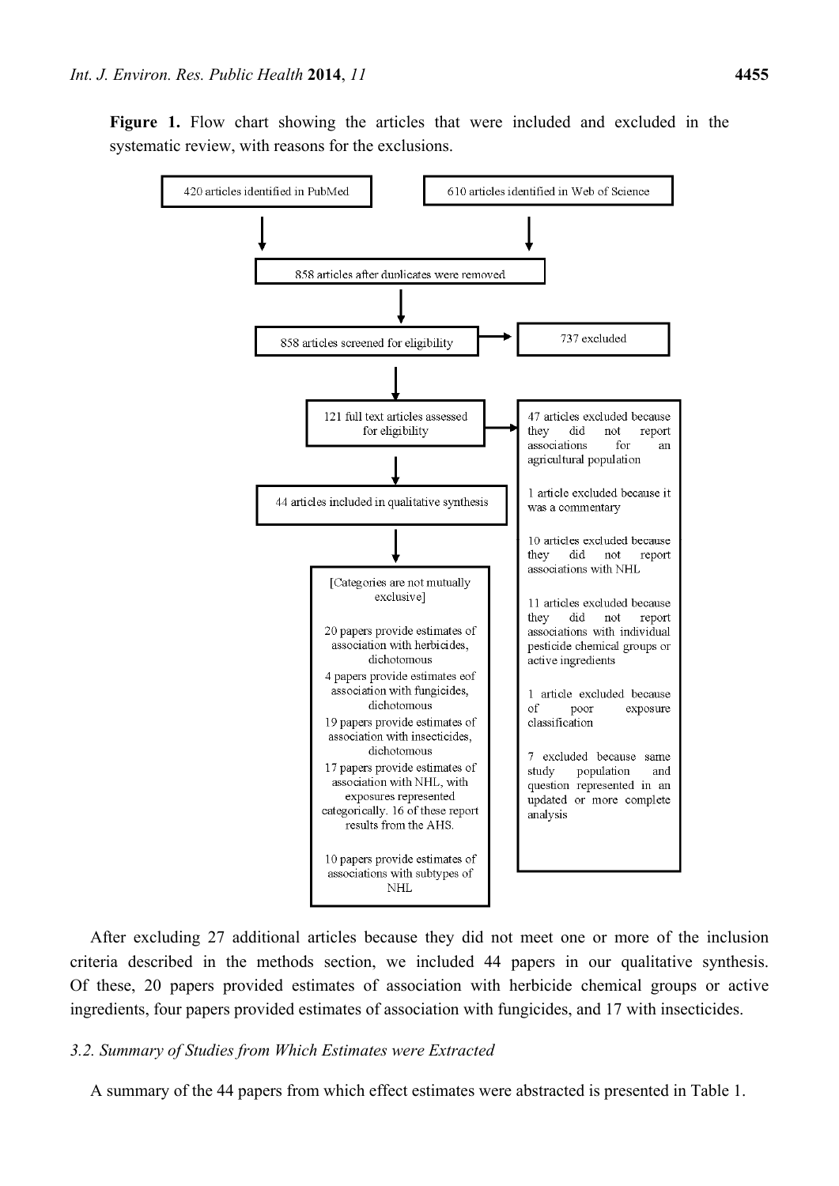**Figure 1.** Flow chart showing the articles that were included and excluded in the systematic review, with reasons for the exclusions.

420 articles identified in PubMed

610 articles identified in Web of Science

858 articles after duplicates were removed

858 articles screened for eligibility → 737 excluded

121 full text articles assessed for eligibility →

- 47 articles excluded because they did not report associations for an agricultural population
- 1 article excluded because it was a commentary
- 10 articles excluded because they did not report associations with NHL
- 11 articles excluded because they did not report associations with individual pesticide chemical groups or active ingredients
- 1 article excluded because of poor exposure classification
- 7 excluded because same study population and question represented in an updated or more complete analysis

44 articles included in qualitative synthesis

[Categories are not mutually exclusive]

- 20 papers provide estimates of association with herbicides, dichotomous
- 4 papers provide estimates eof association with fungicides, dichotomous
- 19 papers provide estimates of association with insecticides, dichotomous
- 17 papers provide estimates of association with NHL, with exposures represented categorically. 16 of these report results from the AHS.
- 10 papers provide estimates of associations with subtypes of NHL

After excluding 27 additional articles because they did not meet one or more of the inclusion criteria described in the methods section, we included 44 papers in our qualitative synthesis. Of these, 20 papers provided estimates of association with herbicide chemical groups or active ingredients, four papers provided estimates of association with fungicides, and 17 with insecticides.

### *3.2. Summary of Studies from Which Estimates were Extracted*

A summary of the 44 papers from which effect estimates were abstracted is presented in Table 1.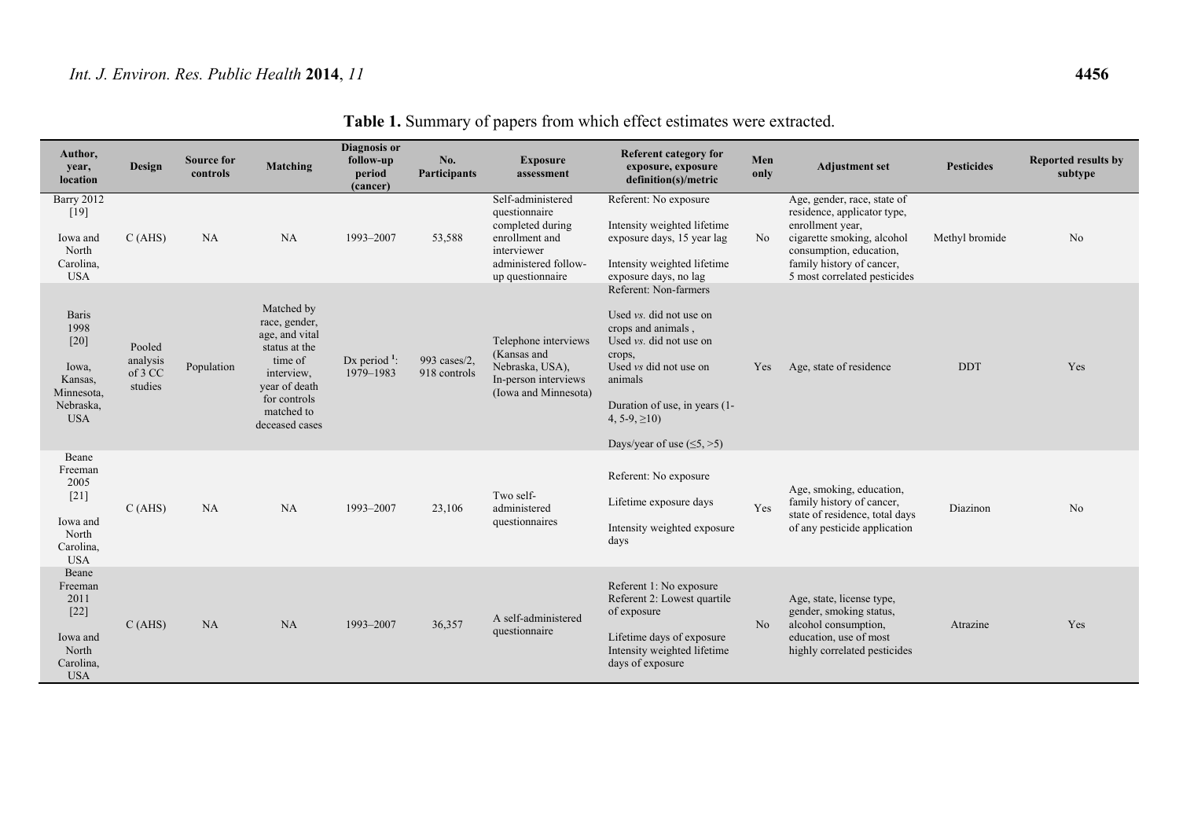**Table 1.** Summary of papers from which effect estimates were extracted.

| Author, year, location | Design | Source for controls | Matching | Diagnosis or follow-up period (cancer) | No. Participants | Exposure assessment | Referent category for exposure, exposure definition(s)/metric | Men only | Adjustment set | Pesticides | Reported results by subtype |
|---|---|---|---|---|---|---|---|---|---|---|---|
| Barry 2012 [19] Iowa and North Carolina, USA | C (AHS) | NA | NA | 1993–2007 | 53,588 | Self-administered questionnaire completed during enrollment and interviewer administered follow-up questionnaire | Referent: No exposure<br>Intensity weighted lifetime exposure days, 15 year lag<br>Intensity weighted lifetime exposure days, no lag | No | Age, gender, race, state of residence, applicator type, enrollment year, cigarette smoking, alcohol consumption, education, family history of cancer, 5 most correlated pesticides | Methyl bromide | No |
| Baris 1998 [20] Iowa, Kansas, Minnesota, Nebraska, USA | Pooled analysis of 3 CC studies | Population | Matched by race, gender, age, and vital status at the time of interview, year of death for controls matched to deceased cases | Dx period [1]: 1979–1983 | 993 cases/2,918 controls | Telephone interviews (Kansas and Nebraska, USA), In-person interviews (Iowa and Minnesota) | Referent: Non-farmers<br>Used *vs.* did not use on crops and animals ,<br>Used *vs.* did not use on crops,<br>Used *vs* did not use on animals<br>Duration of use, in years (1-4, 5-9, ≥10)<br>Days/year of use (≤5, >5) | Yes | Age, state of residence | DDT | Yes |
| Beane Freeman 2005 [21] Iowa and North Carolina, USA | C (AHS) | NA | NA | 1993–2007 | 23,106 | Two self-administered questionnaires | Referent: No exposure<br>Lifetime exposure days<br>Intensity weighted exposure days | Yes | Age, smoking, education, family history of cancer, state of residence, total days of any pesticide application | Diazinon | No |
| Beane Freeman 2011 [22] Iowa and North Carolina, USA | C (AHS) | NA | NA | 1993–2007 | 36,357 | A self-administered questionnaire | Referent 1: No exposure<br>Referent 2: Lowest quartile of exposure<br>Lifetime days of exposure<br>Intensity weighted lifetime days of exposure | No | Age, state, license type, gender, smoking status, alcohol consumption, education, use of most highly correlated pesticides | Atrazine | Yes |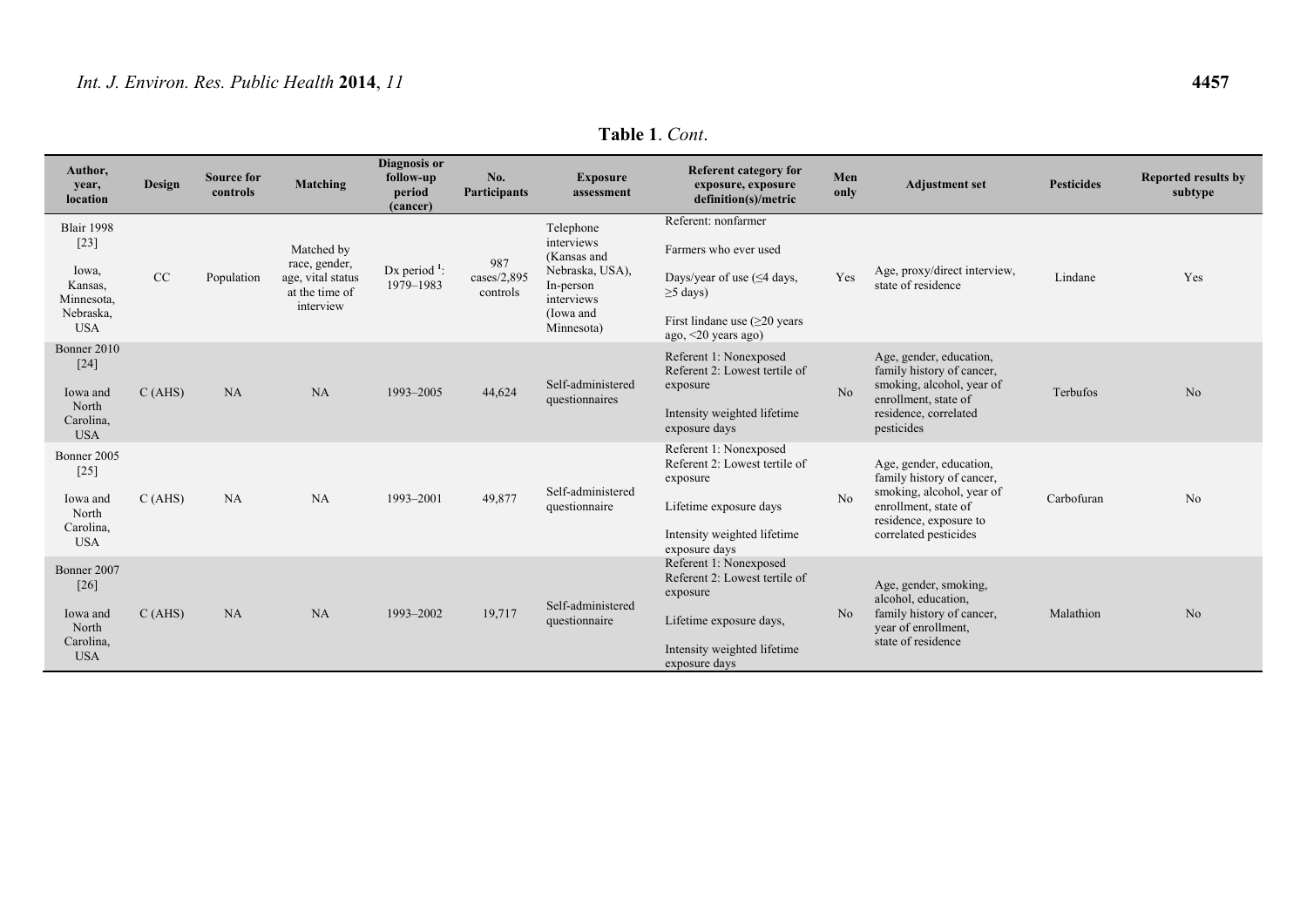**Table 1**. *Cont*.

| Author, year, location | Design | Source for controls | Matching | Diagnosis or follow-up period (cancer) | No. Participants | Exposure assessment | Referent category for exposure, exposure definition(s)/metric | Men only | Adjustment set | Pesticides | Reported results by subtype |
|---|---|---|---|---|---|---|---|---|---|---|---|
| Blair 1998 [23] Iowa, Kansas, Minnesota, Nebraska, USA | CC | Population | Matched by race, gender, age, vital status at the time of interview | Dx period [1]: 1979–1983 | 987 cases/2,895 controls | Telephone interviews (Kansas and Nebraska, USA), In-person interviews (Iowa and Minnesota) | Referent: nonfarmer; Farmers who ever used; Days/year of use (≤4 days, ≥5 days); First lindane use (≥20 years ago, <20 years ago) | Yes | Age, proxy/direct interview, state of residence | Lindane | Yes |
| Bonner 2010 [24] Iowa and North Carolina, USA | C (AHS) | NA | NA | 1993–2005 | 44,624 | Self-administered questionnaires | Referent 1: Nonexposed; Referent 2: Lowest tertile of exposure; Intensity weighted lifetime exposure days | No | Age, gender, education, family history of cancer, smoking, alcohol, year of enrollment, state of residence, correlated pesticides | Terbufos | No |
| Bonner 2005 [25] Iowa and North Carolina, USA | C (AHS) | NA | NA | 1993–2001 | 49,877 | Self-administered questionnaire | Referent 1: Nonexposed; Referent 2: Lowest tertile of exposure; Lifetime exposure days; Intensity weighted lifetime exposure days | No | Age, gender, education, family history of cancer, smoking, alcohol, year of enrollment, state of residence, exposure to correlated pesticides | Carbofuran | No |
| Bonner 2007 [26] Iowa and North Carolina, USA | C (AHS) | NA | NA | 1993–2002 | 19,717 | Self-administered questionnaire | Referent 1: Nonexposed; Referent 2: Lowest tertile of exposure; Lifetime exposure days, Intensity weighted lifetime exposure days | No | Age, gender, smoking, alcohol, education, family history of cancer, year of enrollment, state of residence | Malathion | No |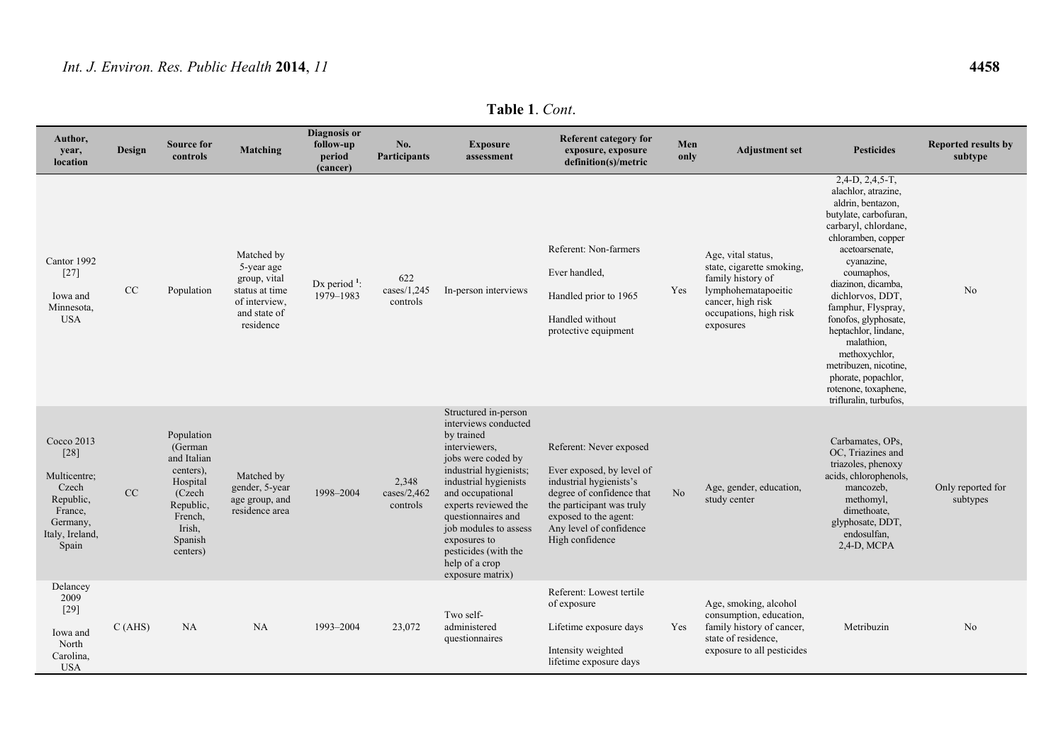**Table 1**. *Cont*.

| Author, year, location | Design | Source for controls | Matching | Diagnosis or follow-up period (cancer) | No. Participants | Exposure assessment | Referent category for exposure, exposure definition(s)/metric | Men only | Adjustment set | Pesticides | Reported results by subtype |
|---|---|---|---|---|---|---|---|---|---|---|---|
| Cantor 1992 [27] Iowa and Minnesota, USA | CC | Population | Matched by 5-year age group, vital status at time of interview, and state of residence | Dx period [1]: 1979–1983 | 622 cases/1,245 controls | In-person interviews | Referent: Non-farmers<br>Ever handled,<br>Handled prior to 1965<br>Handled without protective equipment | Yes | Age, vital status, state, cigarette smoking, family history of lymphohematapoeitic cancer, high risk occupations, high risk exposures | 2,4-D, 2,4,5-T, alachlor, atrazine, aldrin, bentazon, butylate, carbofuran, carbaryl, chlordane, chloramben, copper acetoarsenate, cyanazine, coumaphos, diazinon, dicamba, dichlorvos, DDT, famphur, Flyspray, fonofos, glyphosate, heptachlor, lindane, malathion, methoxychlor, metribuzen, nicotine, phorate, popachlor, rotenone, toxaphene, trifluralin, turbufos, | No |
| Cocco 2013 [28] Multicentre; Czech Republic, France, Germany, Italy, Ireland, Spain | CC | Population (German and Italian centers), Hospital (Czech Republic, French, Irish, Spanish centers) | Matched by gender, 5-year age group, and residence area | 1998–2004 | 2,348 cases/2,462 controls | Structured in-person interviews conducted by trained interviewers, jobs were coded by industrial hygienists; industrial hygienists and occupational experts reviewed the questionnaires and job modules to assess exposures to pesticides (with the help of a crop exposure matrix) | Referent: Never exposed<br>Ever exposed, by level of industrial hygienists's degree of confidence that the participant was truly exposed to the agent: Any level of confidence High confidence | No | Age, gender, education, study center | Carbamates, OPs, OC, Triazines and triazoles, phenoxy acids, chlorophenols, mancozeb, methomyl, dimethoate, glyphosate, DDT, endosulfan, 2,4-D, MCPA | Only reported for subtypes |
| Delancey 2009 [29] Iowa and North Carolina, USA | C (AHS) | NA | NA | 1993–2004 | 23,072 | Two self-administered questionnaires | Referent: Lowest tertile of exposure<br>Lifetime exposure days<br>Intensity weighted lifetime exposure days | Yes | Age, smoking, alcohol consumption, education, family history of cancer, state of residence, exposure to all pesticides | Metribuzin | No |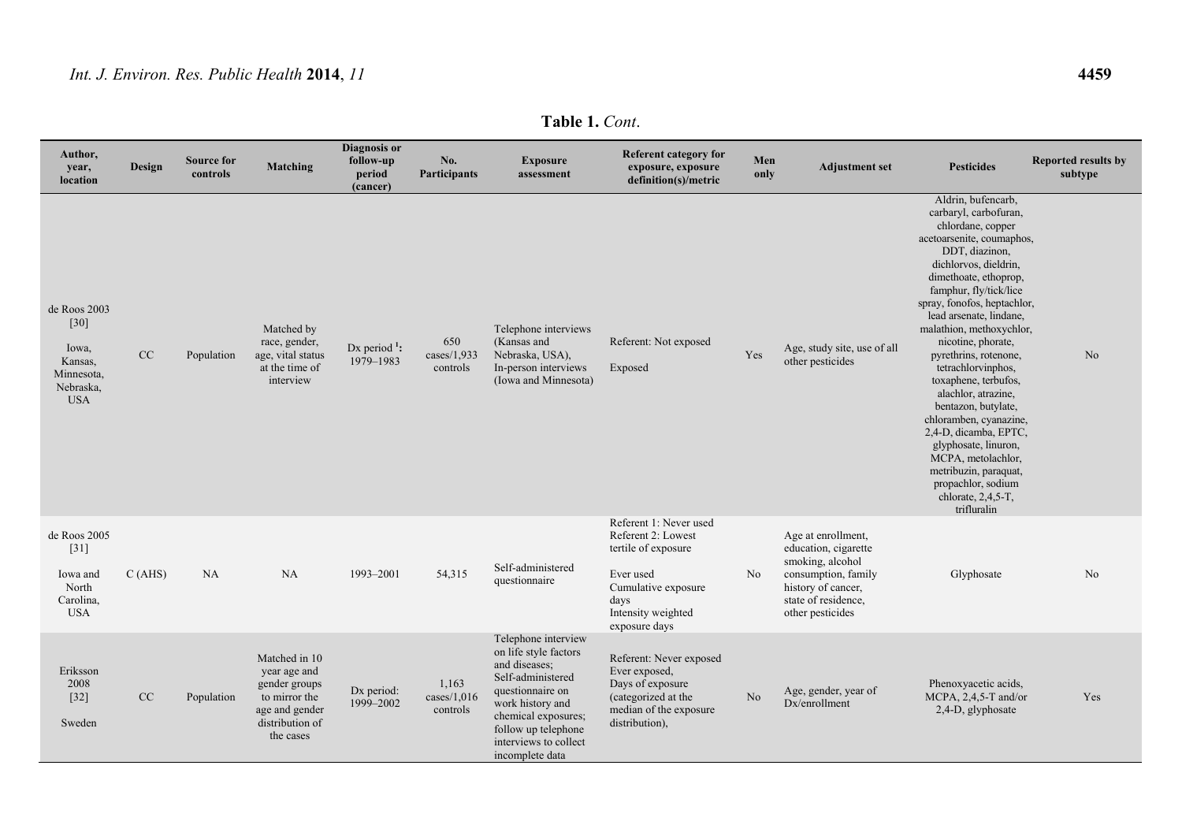**Table 1.** *Cont*.

| Author, year, location | Design | Source for controls | Matching | Diagnosis or follow-up period (cancer) | No. Participants | Exposure assessment | Referent category for exposure, exposure definition(s)/metric | Men only | Adjustment set | Pesticides | Reported results by subtype |
|---|---|---|---|---|---|---|---|---|---|---|---|
| de Roos 2003 [30] Iowa, Kansas, Minnesota, Nebraska, USA | CC | Population | Matched by race, gender, age, vital status at the time of interview | Dx period [1]: 1979–1983 | 650 cases/1,933 controls | Telephone interviews (Kansas and Nebraska, USA), In-person interviews (Iowa and Minnesota) | Referent: Not exposed<br>Exposed | Yes | Age, study site, use of all other pesticides | Aldrin, bufencarb, carbaryl, carbofuran, chlordane, copper acetoarsenite, coumaphos, DDT, diazinon, dichlorvos, dieldrin, dimethoate, ethoprop, famphur, fly/tick/lice spray, fonofos, heptachlor, lead arsenate, lindane, malathion, methoxychlor, nicotine, phorate, pyrethrins, rotenone, tetrachlorvinphos, toxaphene, terbufos, alachlor, atrazine, bentazon, butylate, chloramben, cyanazine, 2,4-D, dicamba, EPTC, glyphosate, linuron, MCPA, metolachlor, metribuzin, paraquat, propachlor, sodium chlorate, 2,4,5-T, trifluralin | No |
| de Roos 2005 [31] Iowa and North Carolina, USA | C (AHS) | NA | NA | 1993–2001 | 54,315 | Self-administered questionnaire | Referent 1: Never used<br>Referent 2: Lowest tertile of exposure<br>Ever used<br>Cumulative exposure days<br>Intensity weighted exposure days | No | Age at enrollment, education, cigarette smoking, alcohol consumption, family history of cancer, state of residence, other pesticides | Glyphosate | No |
| Eriksson 2008 [32] Sweden | CC | Population | Matched in 10 year age and gender groups to mirror the age and gender distribution of the cases | Dx period: 1999–2002 | 1,163 cases/1,016 controls | Telephone interview on life style factors and diseases; Self-administered questionnaire on work history and chemical exposures; follow up telephone interviews to collect incomplete data | Referent: Never exposed<br>Ever exposed,<br>Days of exposure (categorized at the median of the exposure distribution), | No | Age, gender, year of Dx/enrollment | Phenoxyacetic acids, MCPA, 2,4,5-T and/or 2,4-D, glyphosate | Yes |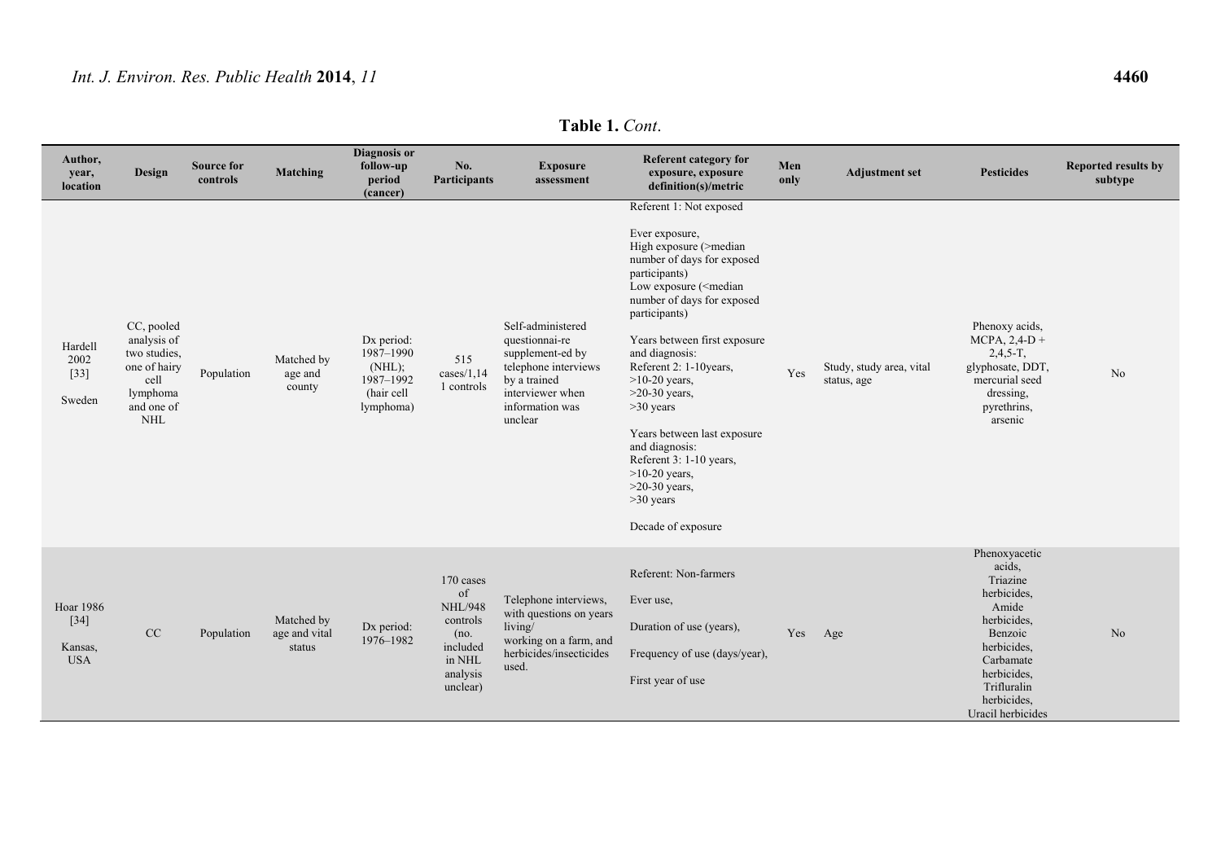**Table 1.** *Cont*.

| Author, year, location | Design | Source for controls | Matching | Diagnosis or follow-up period (cancer) | No. Participants | Exposure assessment | Referent category for exposure, exposure definition(s)/metric | Men only | Adjustment set | Pesticides | Reported results by subtype |
|---|---|---|---|---|---|---|---|---|---|---|---|
| Hardell 2002 [33] Sweden | CC, pooled analysis of two studies, one of hairy cell lymphoma and one of NHL | Population | Matched by age and county | Dx period: 1987–1990 (NHL); 1987–1992 (hair cell lymphoma) | 515 cases/1,141 controls | Self-administered questionnai-re supplement-ed by telephone interviews by a trained interviewer when information was unclear | Referent 1: Not exposed<br><br>Ever exposure,<br>High exposure (>median number of days for exposed participants)<br>Low exposure (<median number of days for exposed participants)<br><br>Years between first exposure and diagnosis:<br>Referent 2: 1-10years,<br>>10-20 years,<br>>20-30 years,<br>>30 years<br><br>Years between last exposure and diagnosis:<br>Referent 3: 1-10 years,<br>>10-20 years,<br>>20-30 years,<br>>30 years<br><br>Decade of exposure | Yes | Study, study area, vital status, age | Phenoxy acids, MCPA, 2,4-D + 2,4,5-T, glyphosate, DDT, mercurial seed dressing, pyrethrins, arsenic | No |
| Hoar 1986 [34] Kansas, USA | CC | Population | Matched by age and vital status | Dx period: 1976–1982 | 170 cases of NHL/948 controls (no. included in NHL analysis unclear) | Telephone interviews, with questions on years living/ working on a farm, and herbicides/insecticides used. | Referent: Non-farmers<br><br>Ever use,<br><br>Duration of use (years),<br><br>Frequency of use (days/year),<br><br>First year of use | Yes | Age | Phenoxyacetic acids, Triazine herbicides, Amide herbicides, Benzoic herbicides, Carbamate herbicides, Trifluralin herbicides, Uracil herbicides | No |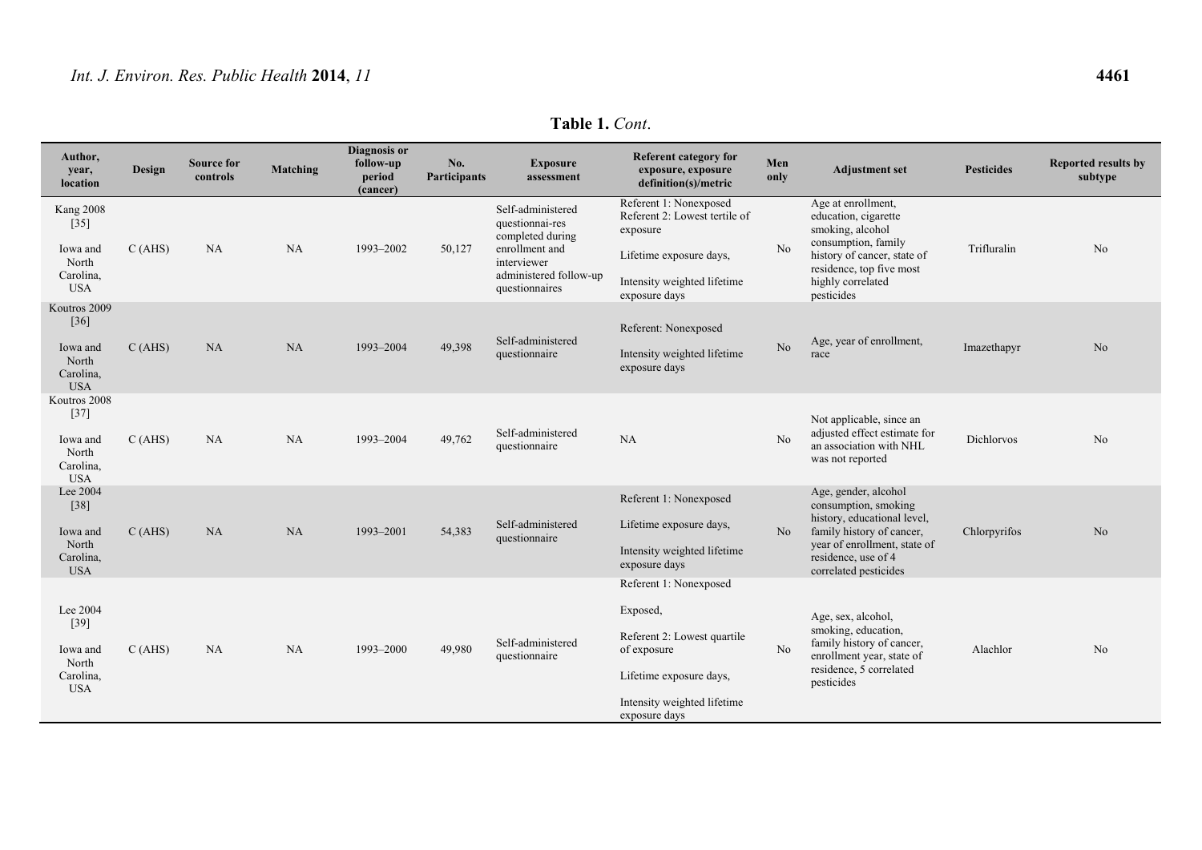**Table 1.** *Cont*.

| Author, year, location | Design | Source for controls | Matching | Diagnosis or follow-up period (cancer) | No. Participants | Exposure assessment | Referent category for exposure, exposure definition(s)/metric | Men only | Adjustment set | Pesticides | Reported results by subtype |
|---|---|---|---|---|---|---|---|---|---|---|---|
| Kang 2008 [35] Iowa and North Carolina, USA | C (AHS) | NA | NA | 1993–2002 | 50,127 | Self-administered questionnai-res completed during enrollment and interviewer administered follow-up questionnaires | Referent 1: Nonexposed Referent 2: Lowest tertile of exposure Lifetime exposure days, Intensity weighted lifetime exposure days | No | Age at enrollment, education, cigarette smoking, alcohol consumption, family history of cancer, state of residence, top five most highly correlated pesticides | Trifluralin | No |
| Koutros 2009 [36] Iowa and North Carolina, USA | C (AHS) | NA | NA | 1993–2004 | 49,398 | Self-administered questionnaire | Referent: Nonexposed Intensity weighted lifetime exposure days | No | Age, year of enrollment, race | Imazethapyr | No |
| Koutros 2008 [37] Iowa and North Carolina, USA | C (AHS) | NA | NA | 1993–2004 | 49,762 | Self-administered questionnaire | NA | No | Not applicable, since an adjusted effect estimate for an association with NHL was not reported | Dichlorvos | No |
| Lee 2004 [38] Iowa and North Carolina, USA | C (AHS) | NA | NA | 1993–2001 | 54,383 | Self-administered questionnaire | Referent 1: Nonexposed Lifetime exposure days, Intensity weighted lifetime exposure days | No | Age, gender, alcohol consumption, smoking history, educational level, family history of cancer, year of enrollment, state of residence, use of 4 correlated pesticides | Chlorpyrifos | No |
| Lee 2004 [39] Iowa and North Carolina, USA | C (AHS) | NA | NA | 1993–2000 | 49,980 | Self-administered questionnaire | Referent 1: Nonexposed Exposed, Referent 2: Lowest quartile of exposure Lifetime exposure days, Intensity weighted lifetime exposure days | No | Age, sex, alcohol, smoking, education, family history of cancer, enrollment year, state of residence, 5 correlated pesticides | Alachlor | No |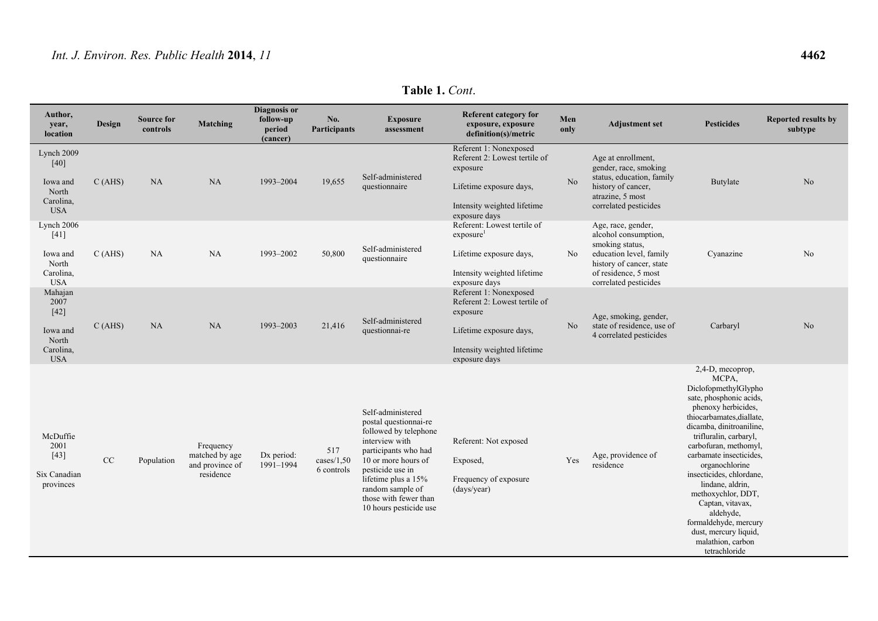**Table 1.** *Cont*.

| Author, year, location | Design | Source for controls | Matching | Diagnosis or follow-up period (cancer) | No. Participants | Exposure assessment | Referent category for exposure, exposure definition(s)/metric | Men only | Adjustment set | Pesticides | Reported results by subtype |
|---|---|---|---|---|---|---|---|---|---|---|---|
| Lynch 2009 [40] Iowa and North Carolina, USA | C (AHS) | NA | NA | 1993–2004 | 19,655 | Self-administered questionnaire | Referent 1: Nonexposed Referent 2: Lowest tertile of exposure Lifetime exposure days, Intensity weighted lifetime exposure days | No | Age at enrollment, gender, race, smoking status, education, family history of cancer, atrazine, 5 most correlated pesticides | Butylate | No |
| Lynch 2006 [41] Iowa and North Carolina, USA | C (AHS) | NA | NA | 1993–2002 | 50,800 | Self-administered questionnaire | Referent: Lowest tertile of exposure[1] Lifetime exposure days, Intensity weighted lifetime exposure days | No | Age, race, gender, alcohol consumption, smoking status, education level, family history of cancer, state of residence, 5 most correlated pesticides | Cyanazine | No |
| Mahajan 2007 [42] Iowa and North Carolina, USA | C (AHS) | NA | NA | 1993–2003 | 21,416 | Self-administered questionnai-re | Referent 1: Nonexposed Referent 2: Lowest tertile of exposure Lifetime exposure days, Intensity weighted lifetime exposure days | No | Age, smoking, gender, state of residence, use of 4 correlated pesticides | Carbaryl | No |
| McDuffie 2001 [43] Six Canadian provinces | CC | Population | Frequency matched by age and province of residence | Dx period: 1991–1994 | 517 cases/1,506 controls | Self-administered postal questionnai-re followed by telephone interview with participants who had 10 or more hours of pesticide use in lifetime plus a 15% random sample of those with fewer than 10 hours pesticide use | Referent: Not exposed Exposed, Frequency of exposure (days/year) | Yes | Age, providence of residence | 2,4-D, mecoprop, MCPA, DiclofopmethylGlyphosate, phosphonic acids, phenoxy herbicides, thiocarbamates,diallate, dicamba, dinitroaniline, trifluralin, carbaryl, carbofuran, methomyl, carbamate insecticides, organochlorine insecticides, chlordane, lindane, aldrin, methoxychlor, DDT, Captan, vitavax, aldehyde, formaldehyde, mercury dust, mercury liquid, malathion, carbon tetrachloride | |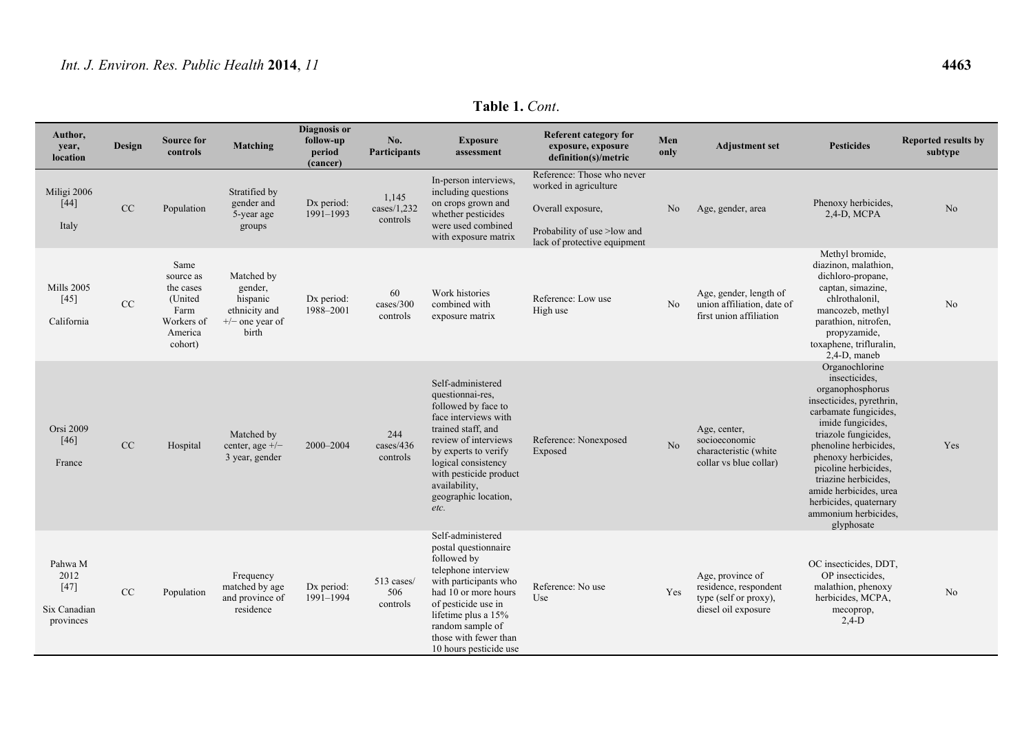**Table 1.** *Cont*.

| Author, year, location | Design | Source for controls | Matching | Diagnosis or follow-up period (cancer) | No. Participants | Exposure assessment | Referent category for exposure, exposure definition(s)/metric | Men only | Adjustment set | Pesticides | Reported results by subtype |
|---|---|---|---|---|---|---|---|---|---|---|---|
| Miligi 2006 [44] Italy | CC | Population | Stratified by gender and 5-year age groups | Dx period: 1991–1993 | 1,145 cases/1,232 controls | In-person interviews, including questions on crops grown and whether pesticides were used combined with exposure matrix | Reference: Those who never worked in agriculture<br>Overall exposure,<br>Probability of use >low and lack of protective equipment | No | Age, gender, area | Phenoxy herbicides, 2,4-D, MCPA | No |
| Mills 2005 [45] California | CC | Same source as the cases (United Farm Workers of America cohort) | Matched by gender, hispanic ethnicity and +/− one year of birth | Dx period: 1988–2001 | 60 cases/300 controls | Work histories combined with exposure matrix | Reference: Low use<br>High use | No | Age, gender, length of union affiliation, date of first union affiliation | Methyl bromide, diazinon, malathion, dichloro-propane, captan, simazine, chlrothalonil, mancozeb, methyl parathion, nitrofen, propyzamide, toxaphene, trifluralin, 2,4-D, maneb | No |
| Orsi 2009 [46] France | CC | Hospital | Matched by center, age +/− 3 year, gender | 2000–2004 | 244 cases/436 controls | Self-administered questionnai-res, followed by face to face interviews with trained staff, and review of interviews by experts to verify logical consistency with pesticide product availability, geographic location, *etc.* | Reference: Nonexposed<br>Exposed | No | Age, center, socioeconomic characteristic (white collar vs blue collar) | Organochlorine insecticides, organophosphorus insecticides, pyrethrin, carbamate fungicides, imide fungicides, triazole fungicides, phenoline herbicides, phenoxy herbicides, picoline herbicides, triazine herbicides, amide herbicides, urea herbicides, quaternary ammonium herbicides, glyphosate | Yes |
| Pahwa M 2012 [47] Six Canadian provinces | CC | Population | Frequency matched by age and province of residence | Dx period: 1991–1994 | 513 cases/ 506 controls | Self-administered postal questionnaire followed by telephone interview with participants who had 10 or more hours of pesticide use in lifetime plus a 15% random sample of those with fewer than 10 hours pesticide use | Reference: No use<br>Use | Yes | Age, province of residence, respondent type (self or proxy), diesel oil exposure | OC insecticides, DDT, OP insecticides, malathion, phenoxy herbicides, MCPA, mecoprop, 2,4-D | No |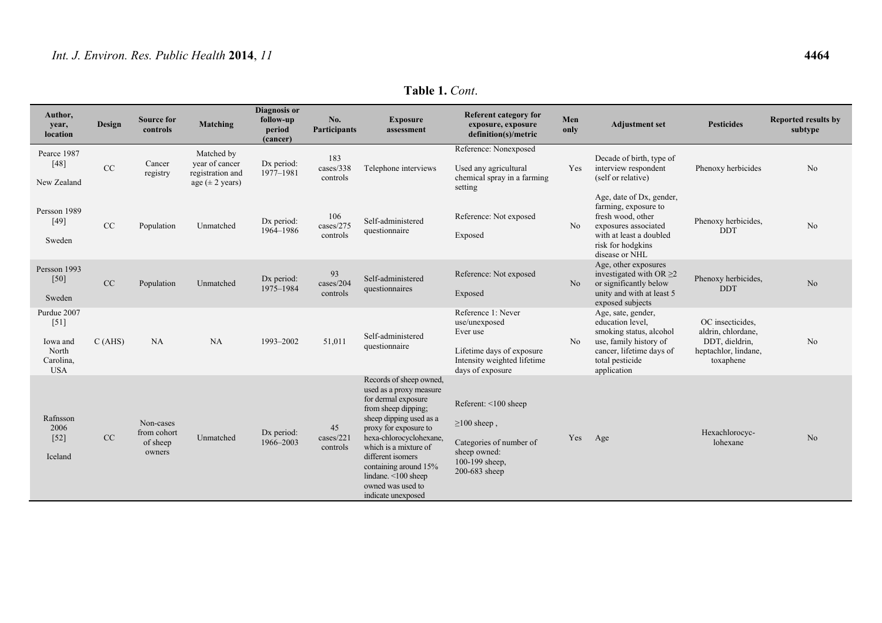**Table 1.** *Cont*.

| Author, year, location | Design | Source for controls | Matching | Diagnosis or follow-up period (cancer) | No. Participants | Exposure assessment | Referent category for exposure, exposure definition(s)/metric | Men only | Adjustment set | Pesticides | Reported results by subtype |
|---|---|---|---|---|---|---|---|---|---|---|---|
| Pearce 1987 [48] New Zealand | CC | Cancer registry | Matched by year of cancer registration and age (± 2 years) | Dx period: 1977–1981 | 183 cases/338 controls | Telephone interviews | Reference: Nonexposed<br>Used any agricultural chemical spray in a farming setting | Yes | Decade of birth, type of interview respondent (self or relative) | Phenoxy herbicides | No |
| Persson 1989 [49] Sweden | CC | Population | Unmatched | Dx period: 1964–1986 | 106 cases/275 controls | Self-administered questionnaire | Reference: Not exposed<br>Exposed | No | Age, date of Dx, gender, farming, exposure to fresh wood, other exposures associated with at least a doubled risk for hodgkins disease or NHL | Phenoxy herbicides, DDT | No |
| Persson 1993 [50] Sweden | CC | Population | Unmatched | Dx period: 1975–1984 | 93 cases/204 controls | Self-administered questionnaires | Reference: Not exposed<br>Exposed | No | Age, other exposures investigated with OR ≥2 or significantly below unity and with at least 5 exposed subjects | Phenoxy herbicides, DDT | No |
| Purdue 2007 [51] Iowa and North Carolina, USA | C (AHS) | NA | NA | 1993–2002 | 51,011 | Self-administered questionnaire | Reference 1: Never use/unexposed<br>Ever use<br>Lifetime days of exposure<br>Intensity weighted lifetime days of exposure | No | Age, sate, gender, education level, smoking status, alcohol use, family history of cancer, lifetime days of total pesticide application | OC insecticides, aldrin, chlordane, DDT, dieldrin, heptachlor, lindane, toxaphene | No |
| Rafnsson 2006 [52] Iceland | CC | Non-cases from cohort of sheep owners | Unmatched | Dx period: 1966–2003 | 45 cases/221 controls | Records of sheep owned, used as a proxy measure for dermal exposure from sheep dipping; sheep dipping used as a proxy for exposure to hexa-chlorocyclohexane, which is a mixture of different isomers containing around 15% lindane. <100 sheep owned was used to indicate unexposed | Referent: <100 sheep<br>≥100 sheep ,<br>Categories of number of sheep owned:<br>100-199 sheep,<br>200-683 sheep | Yes | Age | Hexachlorocyc-lohexane | No |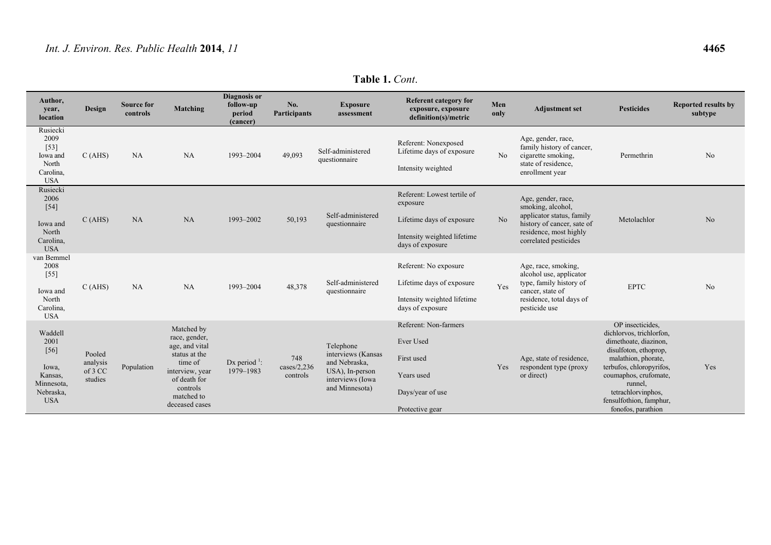**Table 1.** *Cont*.

| Author, year, location | Design | Source for controls | Matching | Diagnosis or follow-up period (cancer) | No. Participants | Exposure assessment | Referent category for exposure, exposure definition(s)/metric | Men only | Adjustment set | Pesticides | Reported results by subtype |
|---|---|---|---|---|---|---|---|---|---|---|---|
| Rusiecki 2009 [53] Iowa and North Carolina, USA | C (AHS) | NA | NA | 1993–2004 | 49,093 | Self-administered questionnaire | Referent: Nonexposed Lifetime days of exposure Intensity weighted | No | Age, gender, race, family history of cancer, cigarette smoking, state of residence, enrollment year | Permethrin | No |
| Rusiecki 2006 [54] Iowa and North Carolina, USA | C (AHS) | NA | NA | 1993–2002 | 50,193 | Self-administered questionnaire | Referent: Lowest tertile of exposure Lifetime days of exposure Intensity weighted lifetime days of exposure | No | Age, gender, race, smoking, alcohol, applicator status, family history of cancer, sate of residence, most highly correlated pesticides | Metolachlor | No |
| van Bemmel 2008 [55] Iowa and North Carolina, USA | C (AHS) | NA | NA | 1993–2004 | 48,378 | Self-administered questionnaire | Referent: No exposure Lifetime days of exposure Intensity weighted lifetime days of exposure | Yes | Age, race, smoking, alcohol use, applicator type, family history of cancer, state of residence, total days of pesticide use | EPTC | No |
| Waddell 2001 [56] Iowa, Kansas, Minnesota, Nebraska, USA | Pooled analysis of 3 CC studies | Population | Matched by race, gender, age, and vital status at the time of interview, year of death for controls matched to deceased cases | Dx period [1]: 1979–1983 | 748 cases/2,236 controls | Telephone interviews (Kansas and Nebraska, USA), In-person interviews (Iowa and Minnesota) | Referent: Non-farmers Ever Used First used Years used Days/year of use Protective gear | Yes | Age, state of residence, respondent type (proxy or direct) | OP insecticides, dichlorvos, trichlorfon, dimethoate, diazinon, disulfoton, ethoprop, malathion, phorate, terbufos, chloropyrifos, coumaphos, crufomate, runnel, tetrachlorvinphos, fensulfothion, famphur, fonofos, parathion | Yes |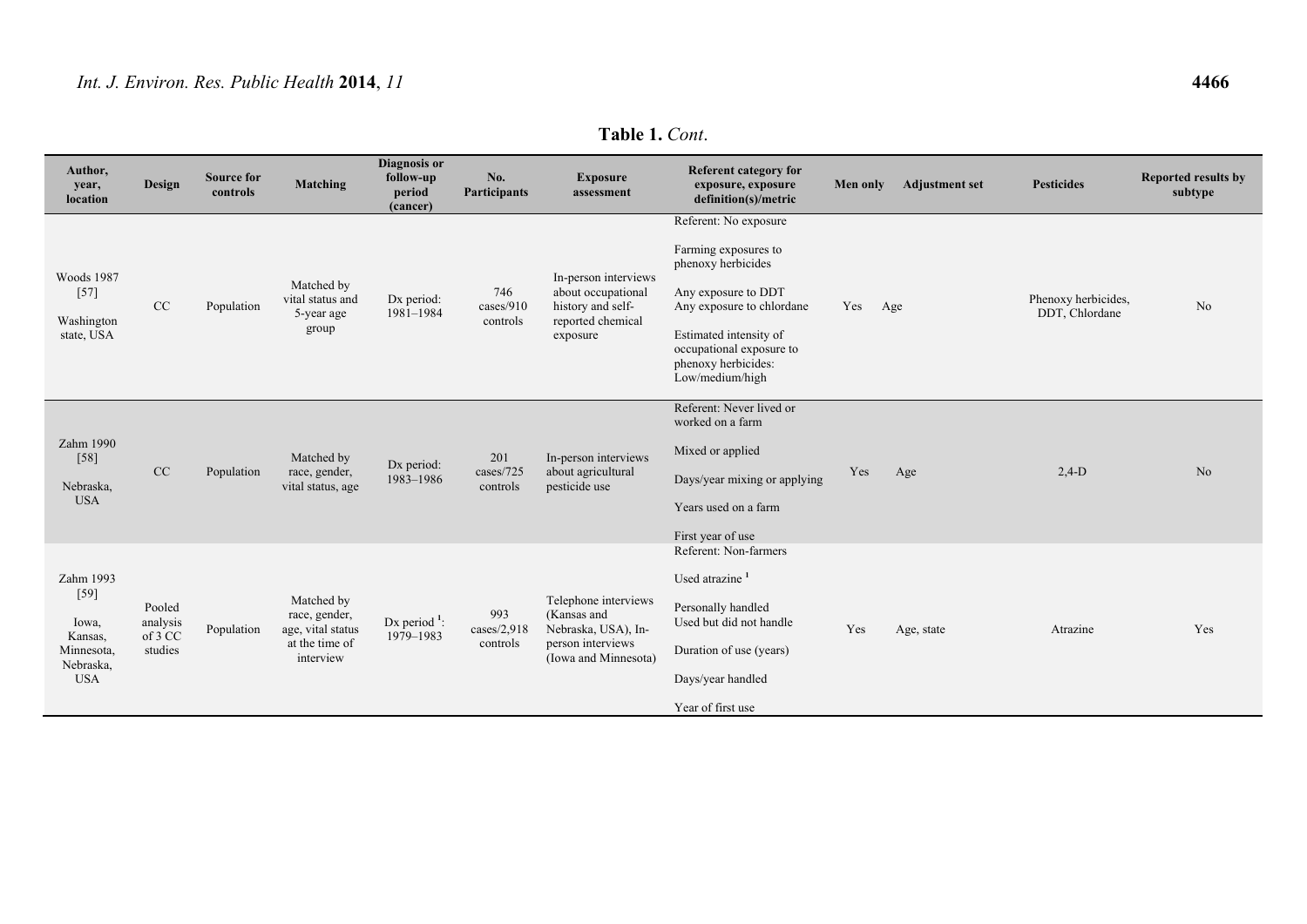**Table 1.** *Cont*.

| Author, year, location | Design | Source for controls | Matching | Diagnosis or follow-up period (cancer) | No. Participants | Exposure assessment | Referent category for exposure, exposure definition(s)/metric | Men only | Adjustment set | Pesticides | Reported results by subtype |
|---|---|---|---|---|---|---|---|---|---|---|---|
| Woods 1987 [57] Washington state, USA | CC | Population | Matched by vital status and 5-year age group | Dx period: 1981–1984 | 746 cases/910 controls | In-person interviews about occupational history and self-reported chemical exposure | Referent: No exposure<br>Farming exposures to phenoxy herbicides<br>Any exposure to DDT<br>Any exposure to chlordane<br>Estimated intensity of occupational exposure to phenoxy herbicides: Low/medium/high | Yes | Age | Phenoxy herbicides, DDT, Chlordane | No |
| Zahm 1990 [58] Nebraska, USA | CC | Population | Matched by race, gender, vital status, age | Dx period: 1983–1986 | 201 cases/725 controls | In-person interviews about agricultural pesticide use | Referent: Never lived or worked on a farm<br>Mixed or applied<br>Days/year mixing or applying<br>Years used on a farm<br>First year of use | Yes | Age | 2,4-D | No |
| Zahm 1993 [59] Iowa, Kansas, Minnesota, Nebraska, USA | Pooled analysis of 3 CC studies | Population | Matched by race, gender, age, vital status at the time of interview | Dx period [1]: 1979–1983 | 993 cases/2,918 controls | Telephone interviews (Kansas and Nebraska, USA), In-person interviews (Iowa and Minnesota) | Referent: Non-farmers<br>Used atrazine [1]<br>Personally handled<br>Used but did not handle<br>Duration of use (years)<br>Days/year handled<br>Year of first use | Yes | Age, state | Atrazine | Yes |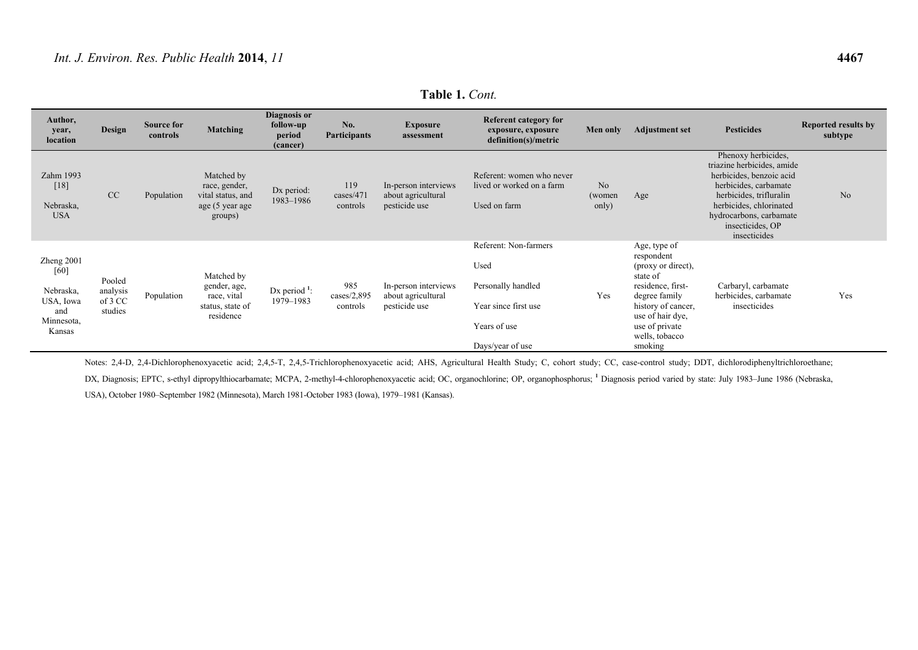**Table 1.** *Cont.*

| Author, year, location | Design | Source for controls | Matching | Diagnosis or follow-up period (cancer) | No. Participants | Exposure assessment | Referent category for exposure, exposure definition(s)/metric | Men only | Adjustment set | Pesticides | Reported results by subtype |
|---|---|---|---|---|---|---|---|---|---|---|---|
| Zahm 1993 [18] Nebraska, USA | CC | Population | Matched by race, gender, vital status, and age (5 year age groups) | Dx period: 1983–1986 | 119 cases/471 controls | In-person interviews about agricultural pesticide use | Referent: women who never lived or worked on a farm<br>Used on farm | No (women only) | Age | Phenoxy herbicides, triazine herbicides, amide herbicides, benzoic acid herbicides, carbamate herbicides, trifluralin herbicides, chlorinated hydrocarbons, carbamate insecticides, OP insecticides | No |
| Zheng 2001 [60] Nebraska, USA, Iowa and Minnesota, Kansas | Pooled analysis of 3 CC studies | Population | Matched by gender, age, race, vital status, state of residence | Dx period [1]: 1979–1983 | 985 cases/2,895 controls | In-person interviews about agricultural pesticide use | Referent: Non-farmers<br>Used<br>Personally handled<br>Year since first use<br>Years of use<br>Days/year of use | Yes | Age, type of respondent (proxy or direct), state of residence, first-degree family history of cancer, use of hair dye, use of private wells, tobacco smoking | Carbaryl, carbamate herbicides, carbamate insecticides | Yes |

Notes: 2,4-D, 2,4-Dichlorophenoxyacetic acid; 2,4,5-T, 2,4,5-Trichlorophenoxyacetic acid; AHS, Agricultural Health Study; C, cohort study; CC, case-control study; DDT, dichlorodiphenyltrichloroethane; DX, Diagnosis; EPTC, s-ethyl dipropylthiocarbamate; MCPA, 2-methyl-4-chlorophenoxyacetic acid; OC, organochlorine; OP, organophosphorus; [1] Diagnosis period varied by state: July 1983–June 1986 (Nebraska, USA), October 1980–September 1982 (Minnesota), March 1981-October 1983 (Iowa), 1979–1981 (Kansas).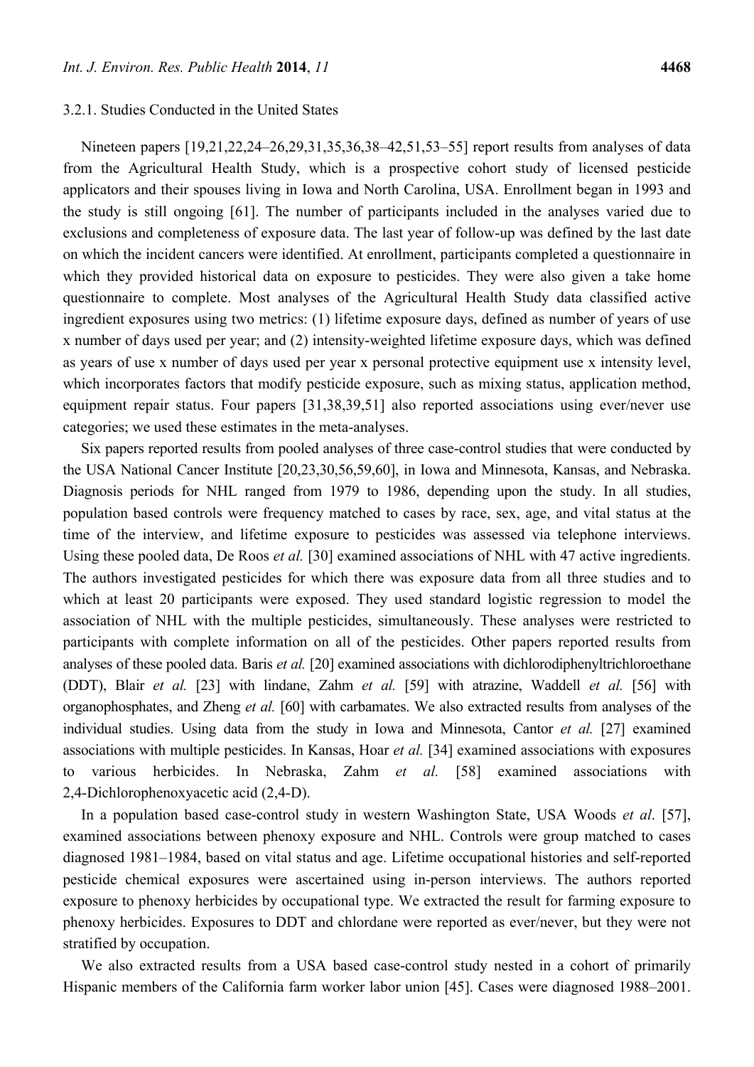#### 3.2.1. Studies Conducted in the United States

Nineteen papers [19,21,22,24–26,29,31,35,36,38–42,51,53–55] report results from analyses of data from the Agricultural Health Study, which is a prospective cohort study of licensed pesticide applicators and their spouses living in Iowa and North Carolina, USA. Enrollment began in 1993 and the study is still ongoing [61]. The number of participants included in the analyses varied due to exclusions and completeness of exposure data. The last year of follow-up was defined by the last date on which the incident cancers were identified. At enrollment, participants completed a questionnaire in which they provided historical data on exposure to pesticides. They were also given a take home questionnaire to complete. Most analyses of the Agricultural Health Study data classified active ingredient exposures using two metrics: (1) lifetime exposure days, defined as number of years of use x number of days used per year; and (2) intensity-weighted lifetime exposure days, which was defined as years of use x number of days used per year x personal protective equipment use x intensity level, which incorporates factors that modify pesticide exposure, such as mixing status, application method, equipment repair status. Four papers [31,38,39,51] also reported associations using ever/never use categories; we used these estimates in the meta-analyses.

Six papers reported results from pooled analyses of three case-control studies that were conducted by the USA National Cancer Institute [20,23,30,56,59,60], in Iowa and Minnesota, Kansas, and Nebraska. Diagnosis periods for NHL ranged from 1979 to 1986, depending upon the study. In all studies, population based controls were frequency matched to cases by race, sex, age, and vital status at the time of the interview, and lifetime exposure to pesticides was assessed via telephone interviews. Using these pooled data, De Roos *et al.* [30] examined associations of NHL with 47 active ingredients. The authors investigated pesticides for which there was exposure data from all three studies and to which at least 20 participants were exposed. They used standard logistic regression to model the association of NHL with the multiple pesticides, simultaneously. These analyses were restricted to participants with complete information on all of the pesticides. Other papers reported results from analyses of these pooled data. Baris *et al.* [20] examined associations with dichlorodiphenyltrichloroethane (DDT), Blair *et al.* [23] with lindane, Zahm *et al.* [59] with atrazine, Waddell *et al.* [56] with organophosphates, and Zheng *et al.* [60] with carbamates. We also extracted results from analyses of the individual studies. Using data from the study in Iowa and Minnesota, Cantor *et al.* [27] examined associations with multiple pesticides. In Kansas, Hoar *et al.* [34] examined associations with exposures to various herbicides. In Nebraska, Zahm *et al.* [58] examined associations with 2,4-Dichlorophenoxyacetic acid (2,4-D).

In a population based case-control study in western Washington State, USA Woods *et al*. [57], examined associations between phenoxy exposure and NHL. Controls were group matched to cases diagnosed 1981–1984, based on vital status and age. Lifetime occupational histories and self-reported pesticide chemical exposures were ascertained using in-person interviews. The authors reported exposure to phenoxy herbicides by occupational type. We extracted the result for farming exposure to phenoxy herbicides. Exposures to DDT and chlordane were reported as ever/never, but they were not stratified by occupation.

We also extracted results from a USA based case-control study nested in a cohort of primarily Hispanic members of the California farm worker labor union [45]. Cases were diagnosed 1988–2001.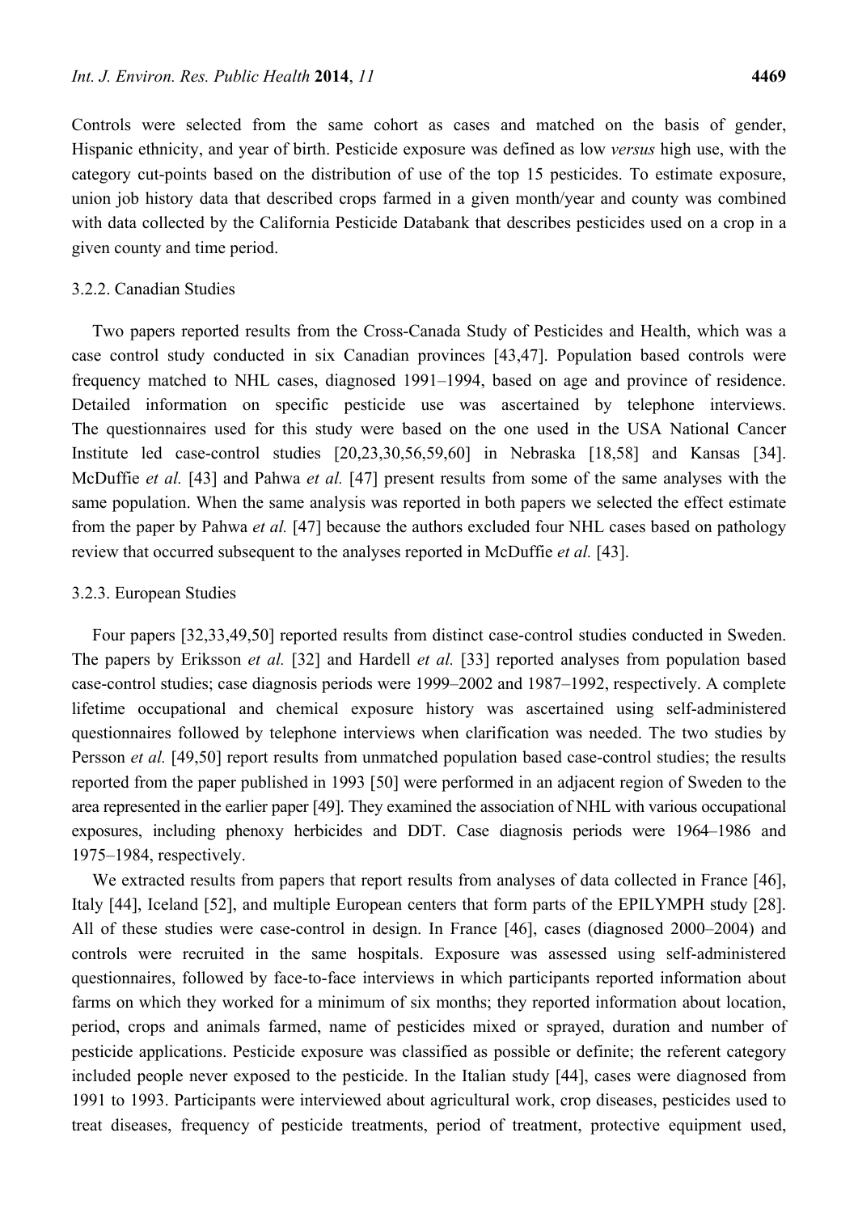Controls were selected from the same cohort as cases and matched on the basis of gender, Hispanic ethnicity, and year of birth. Pesticide exposure was defined as low *versus* high use, with the category cut-points based on the distribution of use of the top 15 pesticides. To estimate exposure, union job history data that described crops farmed in a given month/year and county was combined with data collected by the California Pesticide Databank that describes pesticides used on a crop in a given county and time period.

### 3.2.2. Canadian Studies

Two papers reported results from the Cross-Canada Study of Pesticides and Health, which was a case control study conducted in six Canadian provinces [43,47]. Population based controls were frequency matched to NHL cases, diagnosed 1991–1994, based on age and province of residence. Detailed information on specific pesticide use was ascertained by telephone interviews. The questionnaires used for this study were based on the one used in the USA National Cancer Institute led case-control studies [20,23,30,56,59,60] in Nebraska [18,58] and Kansas [34]. McDuffie *et al.* [43] and Pahwa *et al.* [47] present results from some of the same analyses with the same population. When the same analysis was reported in both papers we selected the effect estimate from the paper by Pahwa *et al.* [47] because the authors excluded four NHL cases based on pathology review that occurred subsequent to the analyses reported in McDuffie *et al.* [43].

### 3.2.3. European Studies

Four papers [32,33,49,50] reported results from distinct case-control studies conducted in Sweden. The papers by Eriksson *et al.* [32] and Hardell *et al.* [33] reported analyses from population based case-control studies; case diagnosis periods were 1999–2002 and 1987–1992, respectively. A complete lifetime occupational and chemical exposure history was ascertained using self-administered questionnaires followed by telephone interviews when clarification was needed. The two studies by Persson *et al.* [49,50] report results from unmatched population based case-control studies; the results reported from the paper published in 1993 [50] were performed in an adjacent region of Sweden to the area represented in the earlier paper [49]. They examined the association of NHL with various occupational exposures, including phenoxy herbicides and DDT. Case diagnosis periods were 1964–1986 and 1975–1984, respectively.

We extracted results from papers that report results from analyses of data collected in France [46], Italy [44], Iceland [52], and multiple European centers that form parts of the EPILYMPH study [28]. All of these studies were case-control in design. In France [46], cases (diagnosed 2000–2004) and controls were recruited in the same hospitals. Exposure was assessed using self-administered questionnaires, followed by face-to-face interviews in which participants reported information about farms on which they worked for a minimum of six months; they reported information about location, period, crops and animals farmed, name of pesticides mixed or sprayed, duration and number of pesticide applications. Pesticide exposure was classified as possible or definite; the referent category included people never exposed to the pesticide. In the Italian study [44], cases were diagnosed from 1991 to 1993. Participants were interviewed about agricultural work, crop diseases, pesticides used to treat diseases, frequency of pesticide treatments, period of treatment, protective equipment used,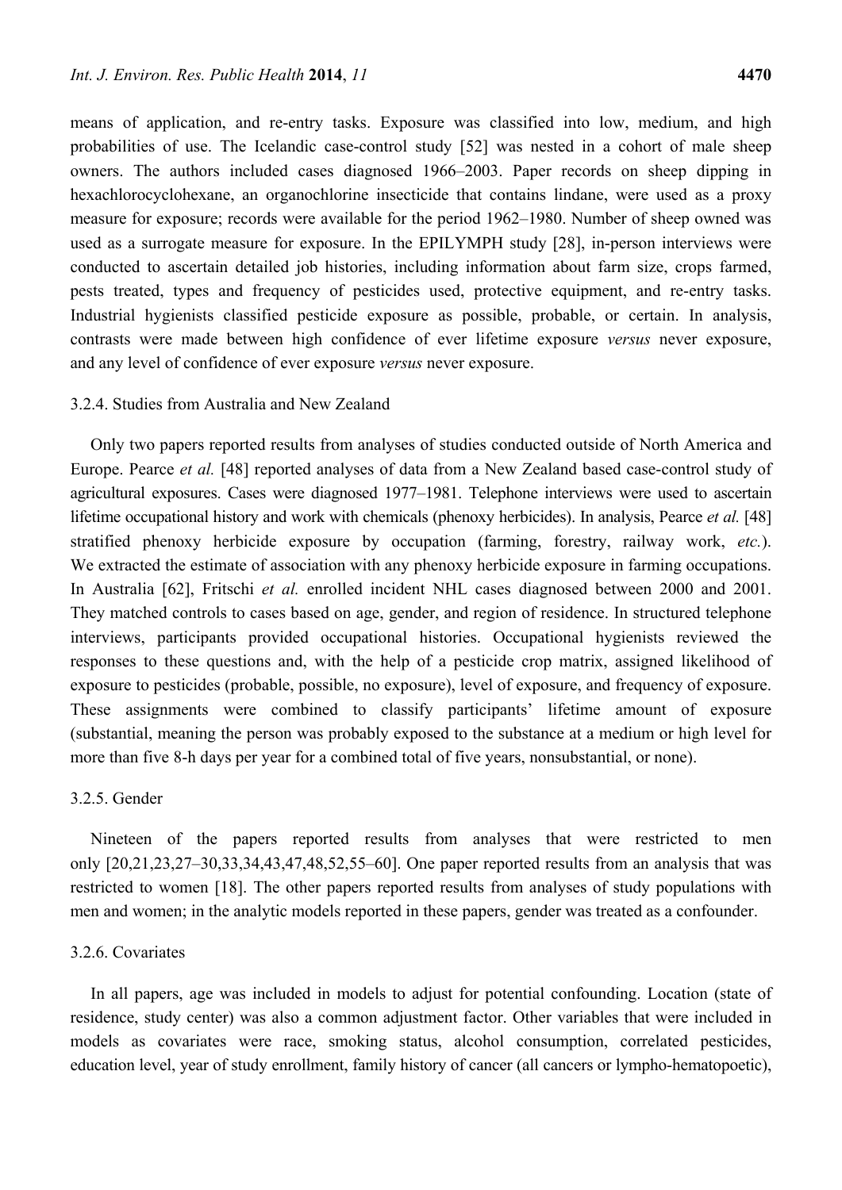means of application, and re-entry tasks. Exposure was classified into low, medium, and high probabilities of use. The Icelandic case-control study [52] was nested in a cohort of male sheep owners. The authors included cases diagnosed 1966–2003. Paper records on sheep dipping in hexachlorocyclohexane, an organochlorine insecticide that contains lindane, were used as a proxy measure for exposure; records were available for the period 1962–1980. Number of sheep owned was used as a surrogate measure for exposure. In the EPILYMPH study [28], in-person interviews were conducted to ascertain detailed job histories, including information about farm size, crops farmed, pests treated, types and frequency of pesticides used, protective equipment, and re-entry tasks. Industrial hygienists classified pesticide exposure as possible, probable, or certain. In analysis, contrasts were made between high confidence of ever lifetime exposure *versus* never exposure, and any level of confidence of ever exposure *versus* never exposure.

#### 3.2.4. Studies from Australia and New Zealand

Only two papers reported results from analyses of studies conducted outside of North America and Europe. Pearce *et al.* [48] reported analyses of data from a New Zealand based case-control study of agricultural exposures. Cases were diagnosed 1977–1981. Telephone interviews were used to ascertain lifetime occupational history and work with chemicals (phenoxy herbicides). In analysis, Pearce *et al.* [48] stratified phenoxy herbicide exposure by occupation (farming, forestry, railway work, *etc.*). We extracted the estimate of association with any phenoxy herbicide exposure in farming occupations. In Australia [62], Fritschi *et al.* enrolled incident NHL cases diagnosed between 2000 and 2001. They matched controls to cases based on age, gender, and region of residence. In structured telephone interviews, participants provided occupational histories. Occupational hygienists reviewed the responses to these questions and, with the help of a pesticide crop matrix, assigned likelihood of exposure to pesticides (probable, possible, no exposure), level of exposure, and frequency of exposure. These assignments were combined to classify participants' lifetime amount of exposure (substantial, meaning the person was probably exposed to the substance at a medium or high level for more than five 8-h days per year for a combined total of five years, nonsubstantial, or none).

#### 3.2.5. Gender

Nineteen of the papers reported results from analyses that were restricted to men only [20,21,23,27–30,33,34,43,47,48,52,55–60]. One paper reported results from an analysis that was restricted to women [18]. The other papers reported results from analyses of study populations with men and women; in the analytic models reported in these papers, gender was treated as a confounder.

#### 3.2.6. Covariates

In all papers, age was included in models to adjust for potential confounding. Location (state of residence, study center) was also a common adjustment factor. Other variables that were included in models as covariates were race, smoking status, alcohol consumption, correlated pesticides, education level, year of study enrollment, family history of cancer (all cancers or lympho-hematopoetic),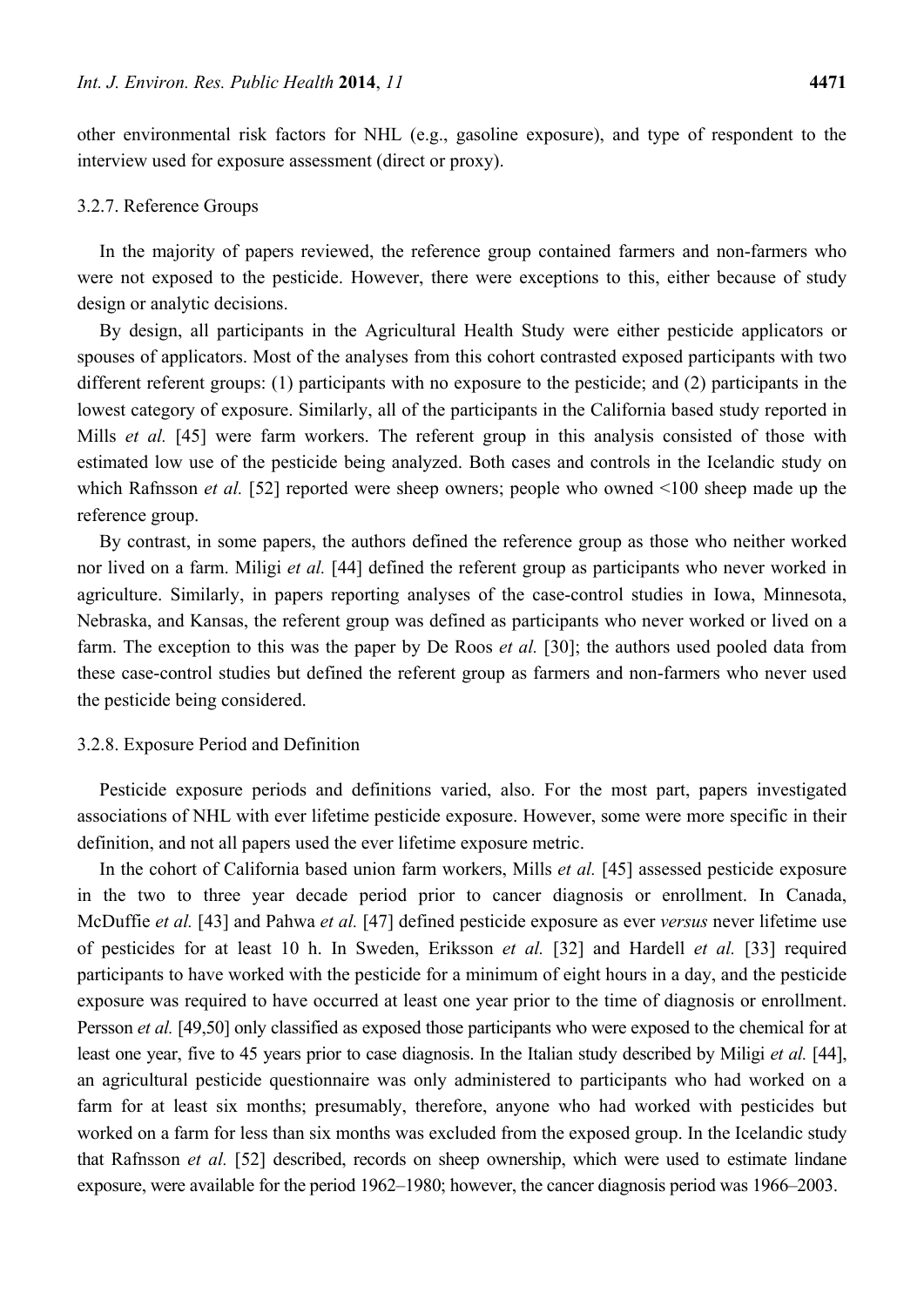other environmental risk factors for NHL (e.g., gasoline exposure), and type of respondent to the interview used for exposure assessment (direct or proxy).

#### 3.2.7. Reference Groups

In the majority of papers reviewed, the reference group contained farmers and non-farmers who were not exposed to the pesticide. However, there were exceptions to this, either because of study design or analytic decisions.

By design, all participants in the Agricultural Health Study were either pesticide applicators or spouses of applicators. Most of the analyses from this cohort contrasted exposed participants with two different referent groups: (1) participants with no exposure to the pesticide; and (2) participants in the lowest category of exposure. Similarly, all of the participants in the California based study reported in Mills *et al.* [45] were farm workers. The referent group in this analysis consisted of those with estimated low use of the pesticide being analyzed. Both cases and controls in the Icelandic study on which Rafnsson *et al.* [52] reported were sheep owners; people who owned <100 sheep made up the reference group.

By contrast, in some papers, the authors defined the reference group as those who neither worked nor lived on a farm. Miligi *et al.* [44] defined the referent group as participants who never worked in agriculture. Similarly, in papers reporting analyses of the case-control studies in Iowa, Minnesota, Nebraska, and Kansas, the referent group was defined as participants who never worked or lived on a farm. The exception to this was the paper by De Roos *et al.* [30]; the authors used pooled data from these case-control studies but defined the referent group as farmers and non-farmers who never used the pesticide being considered.

#### 3.2.8. Exposure Period and Definition

Pesticide exposure periods and definitions varied, also. For the most part, papers investigated associations of NHL with ever lifetime pesticide exposure. However, some were more specific in their definition, and not all papers used the ever lifetime exposure metric.

In the cohort of California based union farm workers, Mills *et al.* [45] assessed pesticide exposure in the two to three year decade period prior to cancer diagnosis or enrollment. In Canada, McDuffie *et al.* [43] and Pahwa *et al.* [47] defined pesticide exposure as ever *versus* never lifetime use of pesticides for at least 10 h. In Sweden, Eriksson *et al.* [32] and Hardell *et al.* [33] required participants to have worked with the pesticide for a minimum of eight hours in a day, and the pesticide exposure was required to have occurred at least one year prior to the time of diagnosis or enrollment. Persson *et al.* [49,50] only classified as exposed those participants who were exposed to the chemical for at least one year, five to 45 years prior to case diagnosis. In the Italian study described by Miligi *et al.* [44], an agricultural pesticide questionnaire was only administered to participants who had worked on a farm for at least six months; presumably, therefore, anyone who had worked with pesticides but worked on a farm for less than six months was excluded from the exposed group. In the Icelandic study that Rafnsson *et al.* [52] described, records on sheep ownership, which were used to estimate lindane exposure, were available for the period 1962–1980; however, the cancer diagnosis period was 1966–2003.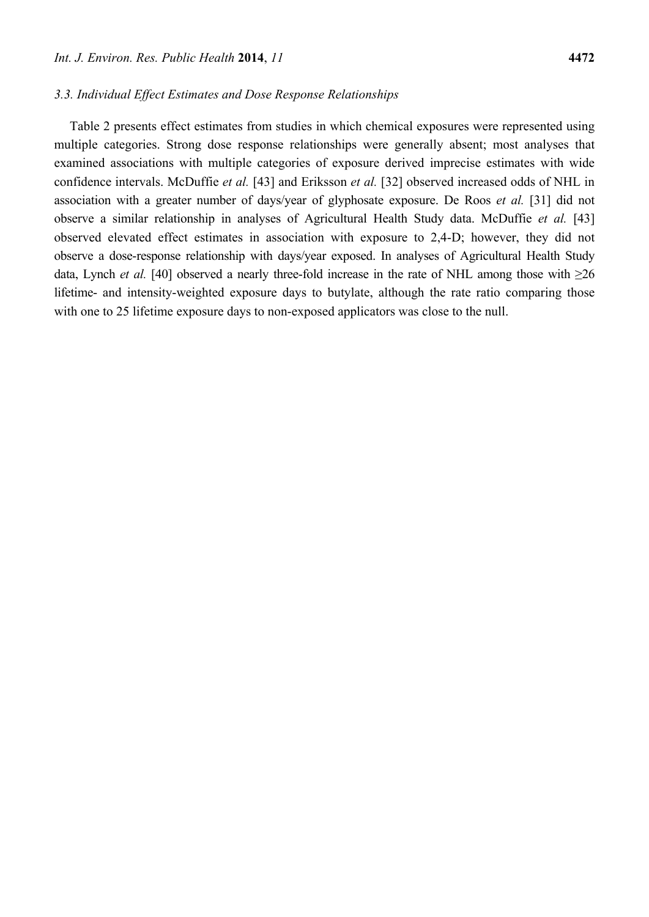### 3.3. Individual Effect Estimates and Dose Response Relationships

Table 2 presents effect estimates from studies in which chemical exposures were represented using multiple categories. Strong dose response relationships were generally absent; most analyses that examined associations with multiple categories of exposure derived imprecise estimates with wide confidence intervals. McDuffie *et al.* [43] and Eriksson *et al.* [32] observed increased odds of NHL in association with a greater number of days/year of glyphosate exposure. De Roos *et al.* [31] did not observe a similar relationship in analyses of Agricultural Health Study data. McDuffie *et al.* [43] observed elevated effect estimates in association with exposure to 2,4-D; however, they did not observe a dose-response relationship with days/year exposed. In analyses of Agricultural Health Study data, Lynch *et al.* [40] observed a nearly three-fold increase in the rate of NHL among those with ≥26 lifetime- and intensity-weighted exposure days to butylate, although the rate ratio comparing those with one to 25 lifetime exposure days to non-exposed applicators was close to the null.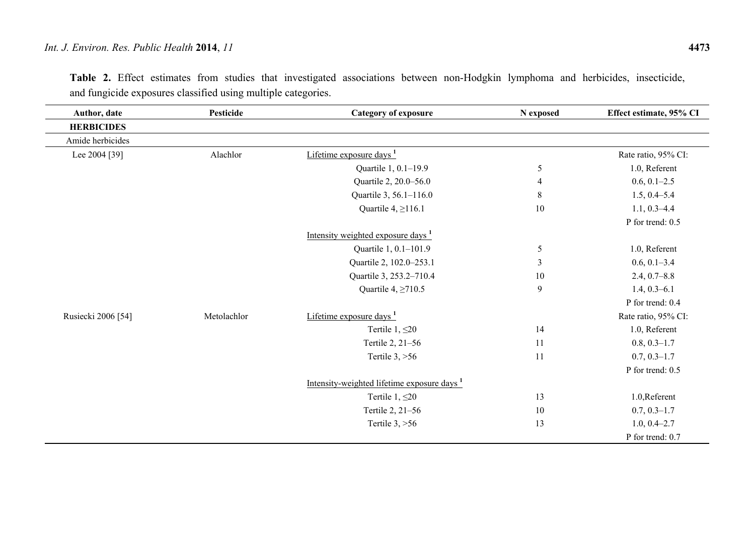**Table 2.** Effect estimates from studies that investigated associations between non-Hodgkin lymphoma and herbicides, insecticide, and fungicide exposures classified using multiple categories.

| Author, date | Pesticide | Category of exposure | N exposed | Effect estimate, 95% CI |
|---|---|---|---|---|
| **HERBICIDES** | | | | |
| Amide herbicides | | | | |
| Lee 2004 [39] | Alachlor | Lifetime exposure days [1] | | Rate ratio, 95% CI: |
| | | Quartile 1, 0.1–19.9 | 5 | 1.0, Referent |
| | | Quartile 2, 20.0–56.0 | 4 | 0.6, 0.1–2.5 |
| | | Quartile 3, 56.1–116.0 | 8 | 1.5, 0.4–5.4 |
| | | Quartile 4, ≥116.1 | 10 | 1.1, 0.3–4.4 |
| | | | | P for trend: 0.5 |
| | | Intensity weighted exposure days [1] | | |
| | | Quartile 1, 0.1–101.9 | 5 | 1.0, Referent |
| | | Quartile 2, 102.0–253.1 | 3 | 0.6, 0.1–3.4 |
| | | Quartile 3, 253.2–710.4 | 10 | 2.4, 0.7–8.8 |
| | | Quartile 4, ≥710.5 | 9 | 1.4, 0.3–6.1 |
| | | | | P for trend: 0.4 |
| Rusiecki 2006 [54] | Metolachlor | Lifetime exposure days [1] | | Rate ratio, 95% CI: |
| | | Tertile 1, ≤20 | 14 | 1.0, Referent |
| | | Tertile 2, 21–56 | 11 | 0.8, 0.3–1.7 |
| | | Tertile 3, >56 | 11 | 0.7, 0.3–1.7 |
| | | | | P for trend: 0.5 |
| | | Intensity-weighted lifetime exposure days [1] | | |
| | | Tertile 1, ≤20 | 13 | 1.0,Referent |
| | | Tertile 2, 21–56 | 10 | 0.7, 0.3–1.7 |
| | | Tertile 3, >56 | 13 | 1.0, 0.4–2.7 |
| | | | | P for trend: 0.7 |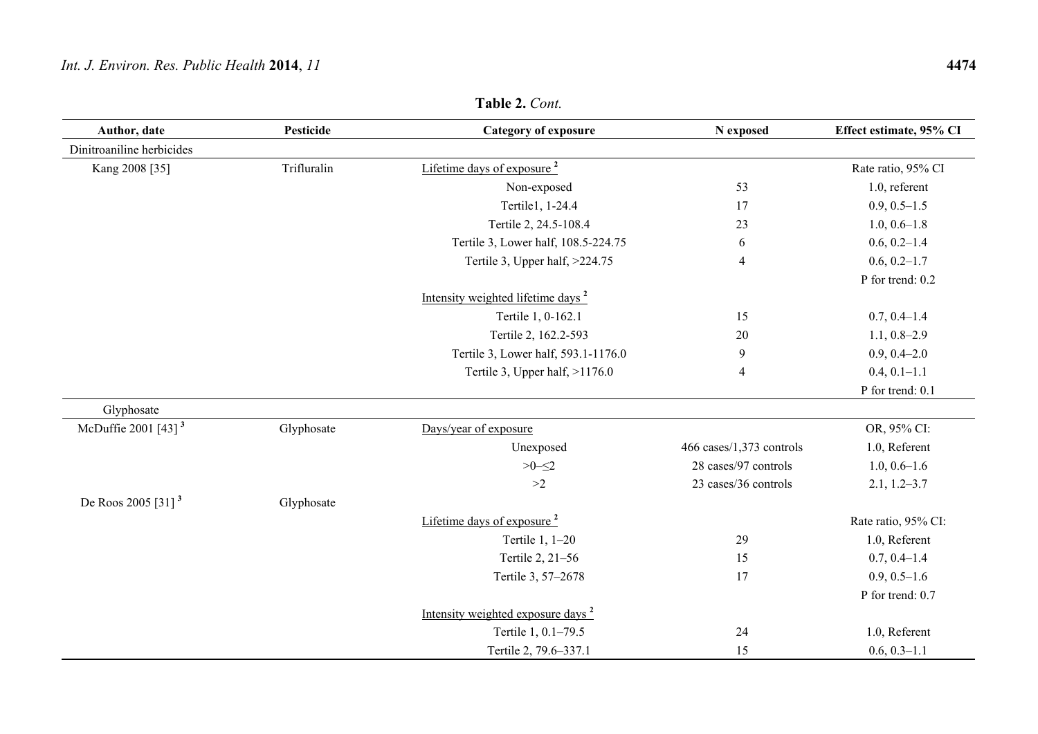**Table 2.** *Cont.*

| Author, date | Pesticide | Category of exposure | N exposed | Effect estimate, 95% CI |
|---|---|---|---|---|
| Dinitroaniline herbicides | | | | |
| Kang 2008 [35] | Trifluralin | Lifetime days of exposure [2] | | Rate ratio, 95% CI |
| | | Non-exposed | 53 | 1.0, referent |
| | | Tertile1, 1-24.4 | 17 | 0.9, 0.5–1.5 |
| | | Tertile 2, 24.5-108.4 | 23 | 1.0, 0.6–1.8 |
| | | Tertile 3, Lower half, 108.5-224.75 | 6 | 0.6, 0.2–1.4 |
| | | Tertile 3, Upper half, >224.75 | 4 | 0.6, 0.2–1.7 |
| | | | | P for trend: 0.2 |
| | | Intensity weighted lifetime days [2] | | |
| | | Tertile 1, 0-162.1 | 15 | 0.7, 0.4–1.4 |
| | | Tertile 2, 162.2-593 | 20 | 1.1, 0.8–2.9 |
| | | Tertile 3, Lower half, 593.1-1176.0 | 9 | 0.9, 0.4–2.0 |
| | | Tertile 3, Upper half, >1176.0 | 4 | 0.4, 0.1–1.1 |
| | | | | P for trend: 0.1 |
| Glyphosate | | | | |
| McDuffie 2001 [43] [3] | Glyphosate | Days/year of exposure | | OR, 95% CI: |
| | | Unexposed | 466 cases/1,373 controls | 1.0, Referent |
| | | >0–≤2 | 28 cases/97 controls | 1.0, 0.6–1.6 |
| | | >2 | 23 cases/36 controls | 2.1, 1.2–3.7 |
| De Roos 2005 [31] [3] | Glyphosate | | | |
| | | Lifetime days of exposure [2] | | Rate ratio, 95% CI: |
| | | Tertile 1, 1–20 | 29 | 1.0, Referent |
| | | Tertile 2, 21–56 | 15 | 0.7, 0.4–1.4 |
| | | Tertile 3, 57–2678 | 17 | 0.9, 0.5–1.6 |
| | | | | P for trend: 0.7 |
| | | Intensity weighted exposure days [2] | | |
| | | Tertile 1, 0.1–79.5 | 24 | 1.0, Referent |
| | | Tertile 2, 79.6–337.1 | 15 | 0.6, 0.3–1.1 |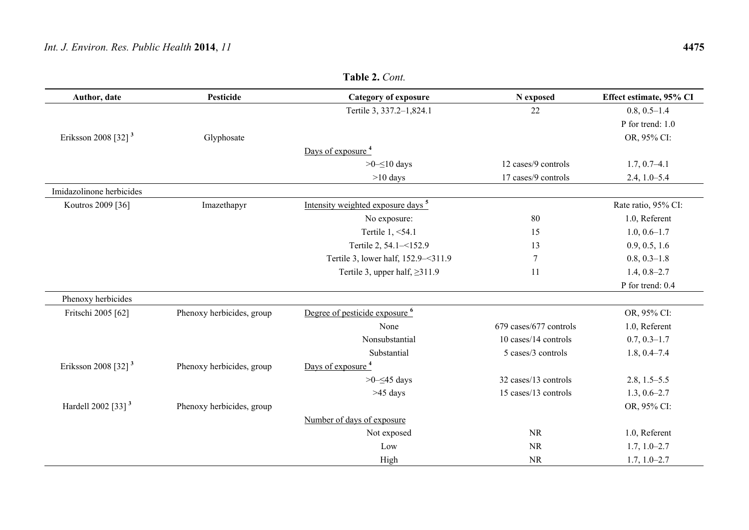**Table 2.** *Cont.*

| Author, date | Pesticide | Category of exposure | N exposed | Effect estimate, 95% CI |
|---|---|---|---|---|
| | | Tertile 3, 337.2–1,824.1 | 22 | 0.8, 0.5–1.4 |
| | | | | P for trend: 1.0 |
| Eriksson 2008 [32] [3] | Glyphosate | | | OR, 95% CI: |
| | | Days of exposure [4] | | |
| | | >0–≤10 days | 12 cases/9 controls | 1.7, 0.7–4.1 |
| | | >10 days | 17 cases/9 controls | 2.4, 1.0–5.4 |
| Imidazolinone herbicides | | | | |
| Koutros 2009 [36] | Imazethapyr | Intensity weighted exposure days [5] | | Rate ratio, 95% CI: |
| | | No exposure: | 80 | 1.0, Referent |
| | | Tertile 1, <54.1 | 15 | 1.0, 0.6–1.7 |
| | | Tertile 2, 54.1–<152.9 | 13 | 0.9, 0.5, 1.6 |
| | | Tertile 3, lower half, 152.9–<311.9 | 7 | 0.8, 0.3–1.8 |
| | | Tertile 3, upper half, ≥311.9 | 11 | 1.4, 0.8–2.7 |
| | | | | P for trend: 0.4 |
| Phenoxy herbicides | | | | |
| Fritschi 2005 [62] | Phenoxy herbicides, group | Degree of pesticide exposure [6] | | OR, 95% CI: |
| | | None | 679 cases/677 controls | 1.0, Referent |
| | | Nonsubstantial | 10 cases/14 controls | 0.7, 0.3–1.7 |
| | | Substantial | 5 cases/3 controls | 1.8, 0.4–7.4 |
| Eriksson 2008 [32] [3] | Phenoxy herbicides, group | Days of exposure [4] | | |
| | | >0–≤45 days | 32 cases/13 controls | 2.8, 1.5–5.5 |
| | | >45 days | 15 cases/13 controls | 1.3, 0.6–2.7 |
| Hardell 2002 [33] [3] | Phenoxy herbicides, group | | | OR, 95% CI: |
| | | Number of days of exposure | | |
| | | Not exposed | NR | 1.0, Referent |
| | | Low | NR | 1.7, 1.0–2.7 |
| | | High | NR | 1.7, 1.0–2.7 |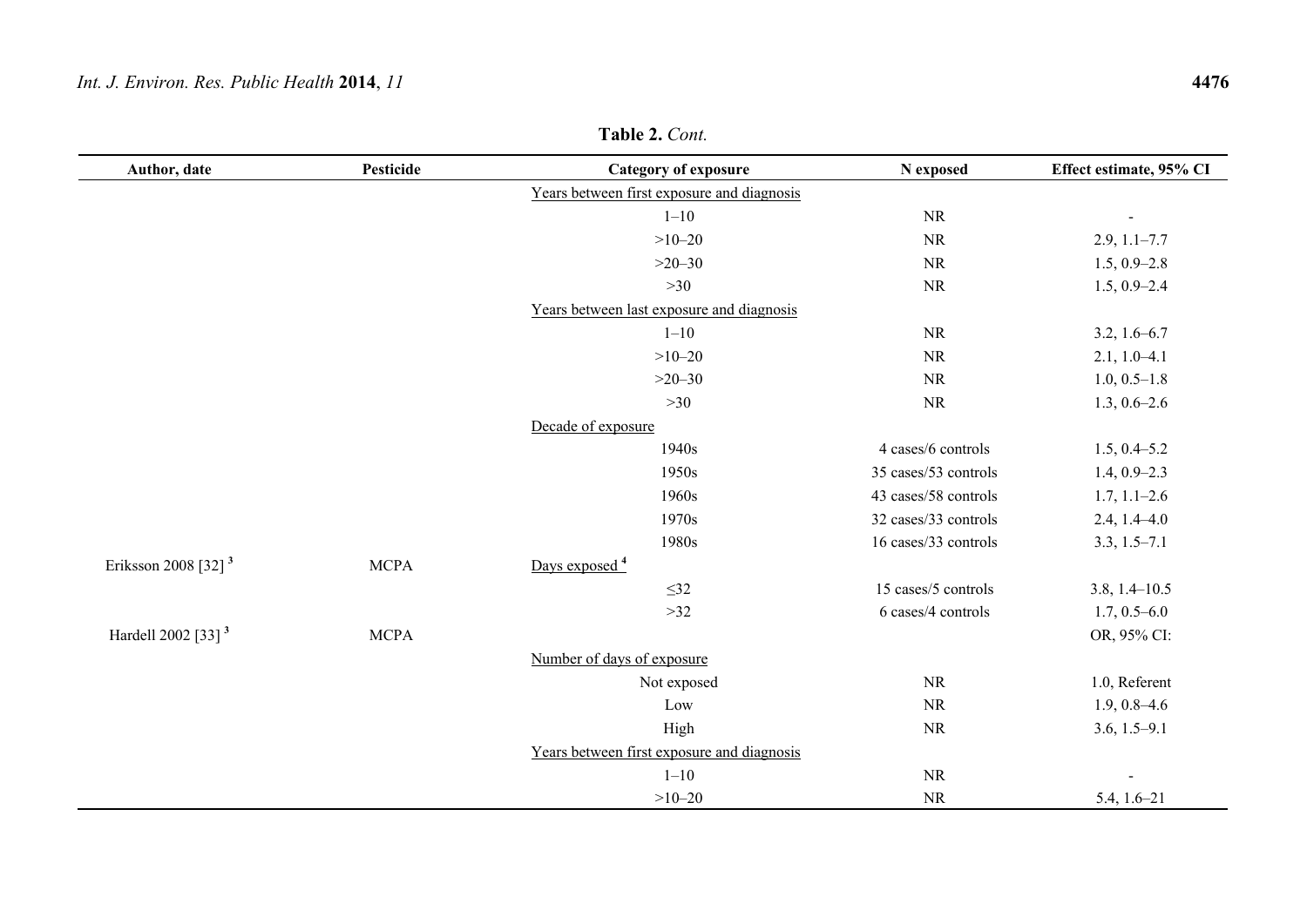**Table 2.** *Cont.*

| Author, date | Pesticide | Category of exposure | N exposed | Effect estimate, 95% CI |
|---|---|---|---|---|
| | | Years between first exposure and diagnosis | | |
| | | 1–10 | NR | - |
| | | >10–20 | NR | 2.9, 1.1–7.7 |
| | | >20–30 | NR | 1.5, 0.9–2.8 |
| | | >30 | NR | 1.5, 0.9–2.4 |
| | | Years between last exposure and diagnosis | | |
| | | 1–10 | NR | 3.2, 1.6–6.7 |
| | | >10–20 | NR | 2.1, 1.0–4.1 |
| | | >20–30 | NR | 1.0, 0.5–1.8 |
| | | >30 | NR | 1.3, 0.6–2.6 |
| | | Decade of exposure | | |
| | | 1940s | 4 cases/6 controls | 1.5, 0.4–5.2 |
| | | 1950s | 35 cases/53 controls | 1.4, 0.9–2.3 |
| | | 1960s | 43 cases/58 controls | 1.7, 1.1–2.6 |
| | | 1970s | 32 cases/33 controls | 2.4, 1.4–4.0 |
| | | 1980s | 16 cases/33 controls | 3.3, 1.5–7.1 |
| Eriksson 2008 [32] [3] | MCPA | Days exposed [4] | | |
| | | ≤32 | 15 cases/5 controls | 3.8, 1.4–10.5 |
| | | >32 | 6 cases/4 controls | 1.7, 0.5–6.0 |
| Hardell 2002 [33] [3] | MCPA | | | OR, 95% CI: |
| | | Number of days of exposure | | |
| | | Not exposed | NR | 1.0, Referent |
| | | Low | NR | 1.9, 0.8–4.6 |
| | | High | NR | 3.6, 1.5–9.1 |
| | | Years between first exposure and diagnosis | | |
| | | 1–10 | NR | - |
| | | >10–20 | NR | 5.4, 1.6–21 |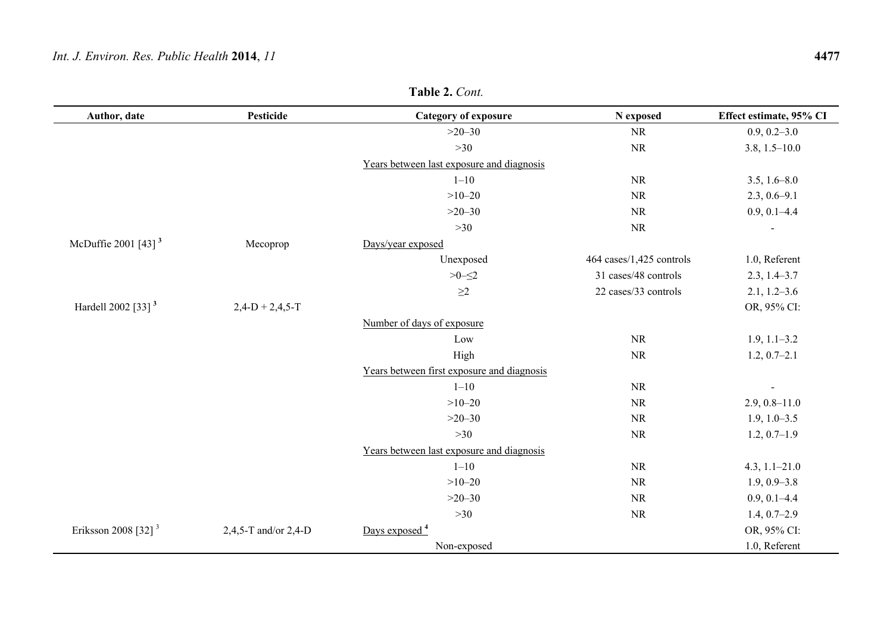**Table 2.** *Cont.*

| Author, date | Pesticide | Category of exposure | N exposed | Effect estimate, 95% CI |
|---|---|---|---|---|
| | | >20–30 | NR | 0.9, 0.2–3.0 |
| | | >30 | NR | 3.8, 1.5–10.0 |
| | | Years between last exposure and diagnosis | | |
| | | 1–10 | NR | 3.5, 1.6–8.0 |
| | | >10–20 | NR | 2.3, 0.6–9.1 |
| | | >20–30 | NR | 0.9, 0.1–4.4 |
| | | >30 | NR | - |
| McDuffie 2001 [43] [3] | Mecoprop | Days/year exposed | | |
| | | Unexposed | 464 cases/1,425 controls | 1.0, Referent |
| | | >0–≤2 | 31 cases/48 controls | 2.3, 1.4–3.7 |
| | | ≥2 | 22 cases/33 controls | 2.1, 1.2–3.6 |
| Hardell 2002 [33] [3] | 2,4-D + 2,4,5-T | | | OR, 95% CI: |
| | | Number of days of exposure | | |
| | | Low | NR | 1.9, 1.1–3.2 |
| | | High | NR | 1.2, 0.7–2.1 |
| | | Years between first exposure and diagnosis | | |
| | | 1–10 | NR | - |
| | | >10–20 | NR | 2.9, 0.8–11.0 |
| | | >20–30 | NR | 1.9, 1.0–3.5 |
| | | >30 | NR | 1.2, 0.7–1.9 |
| | | Years between last exposure and diagnosis | | |
| | | 1–10 | NR | 4.3, 1.1–21.0 |
| | | >10–20 | NR | 1.9, 0.9–3.8 |
| | | >20–30 | NR | 0.9, 0.1–4.4 |
| | | >30 | NR | 1.4, 0.7–2.9 |
| Eriksson 2008 [32] [3] | 2,4,5-T and/or 2,4-D | Days exposed [4] | | OR, 95% CI: |
| | | Non-exposed | | 1.0, Referent |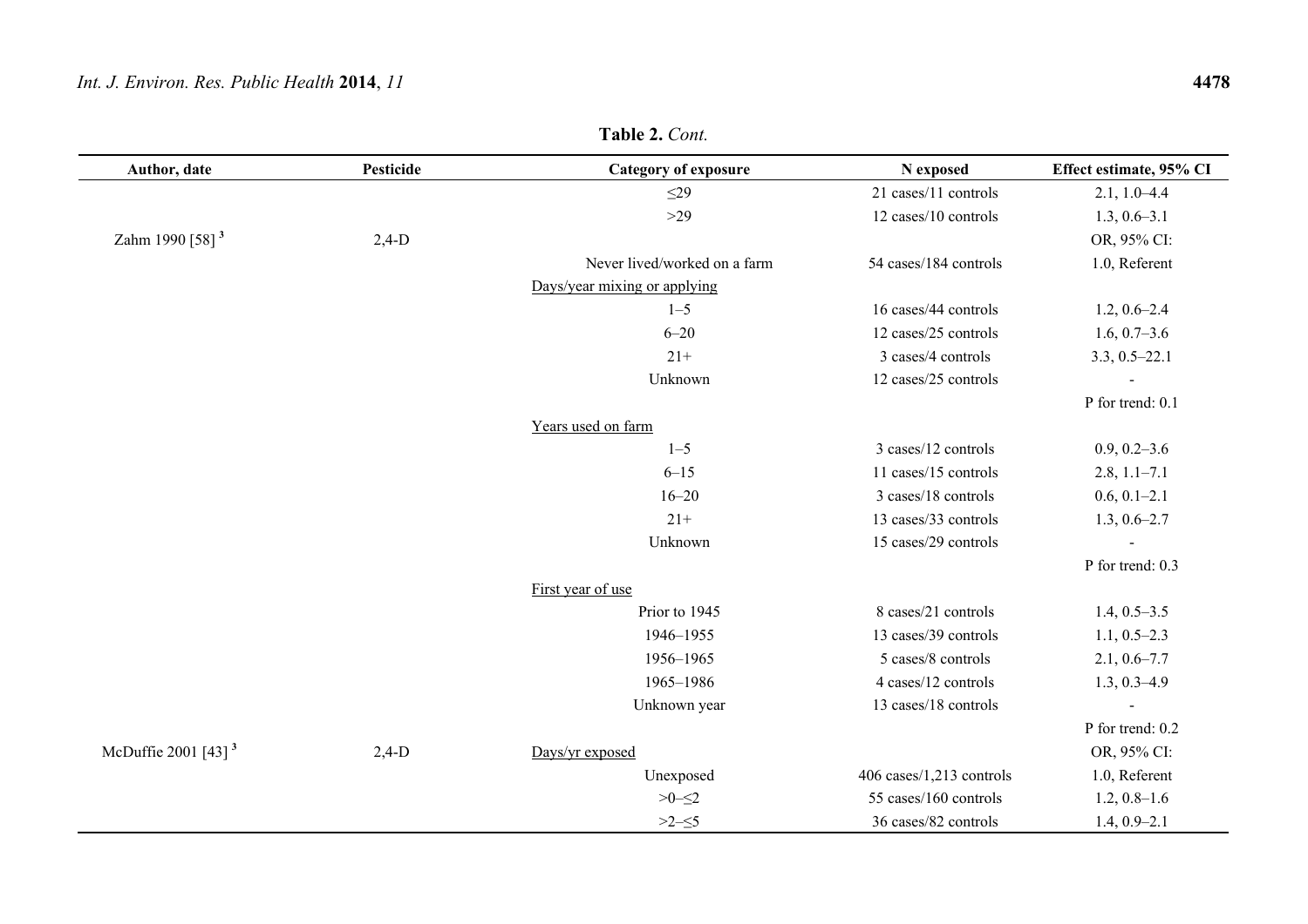**Table 2.** *Cont.*

| Author, date | Pesticide | Category of exposure | N exposed | Effect estimate, 95% CI |
|---|---|---|---|---|
| | | ≤29 | 21 cases/11 controls | 2.1, 1.0–4.4 |
| | | >29 | 12 cases/10 controls | 1.3, 0.6–3.1 |
| Zahm 1990 [58] [3] | 2,4-D | | | OR, 95% CI: |
| | | Never lived/worked on a farm | 54 cases/184 controls | 1.0, Referent |
| | | Days/year mixing or applying | | |
| | | 1–5 | 16 cases/44 controls | 1.2, 0.6–2.4 |
| | | 6–20 | 12 cases/25 controls | 1.6, 0.7–3.6 |
| | | 21+ | 3 cases/4 controls | 3.3, 0.5–22.1 |
| | | Unknown | 12 cases/25 controls | - |
| | | | | P for trend: 0.1 |
| | | Years used on farm | | |
| | | 1–5 | 3 cases/12 controls | 0.9, 0.2–3.6 |
| | | 6–15 | 11 cases/15 controls | 2.8, 1.1–7.1 |
| | | 16–20 | 3 cases/18 controls | 0.6, 0.1–2.1 |
| | | 21+ | 13 cases/33 controls | 1.3, 0.6–2.7 |
| | | Unknown | 15 cases/29 controls | - |
| | | | | P for trend: 0.3 |
| | | First year of use | | |
| | | Prior to 1945 | 8 cases/21 controls | 1.4, 0.5–3.5 |
| | | 1946–1955 | 13 cases/39 controls | 1.1, 0.5–2.3 |
| | | 1956–1965 | 5 cases/8 controls | 2.1, 0.6–7.7 |
| | | 1965–1986 | 4 cases/12 controls | 1.3, 0.3–4.9 |
| | | Unknown year | 13 cases/18 controls | - |
| | | | | P for trend: 0.2 |
| McDuffie 2001 [43] [3] | 2,4-D | Days/yr exposed | | OR, 95% CI: |
| | | Unexposed | 406 cases/1,213 controls | 1.0, Referent |
| | | >0–≤2 | 55 cases/160 controls | 1.2, 0.8–1.6 |
| | | >2–≤5 | 36 cases/82 controls | 1.4, 0.9–2.1 |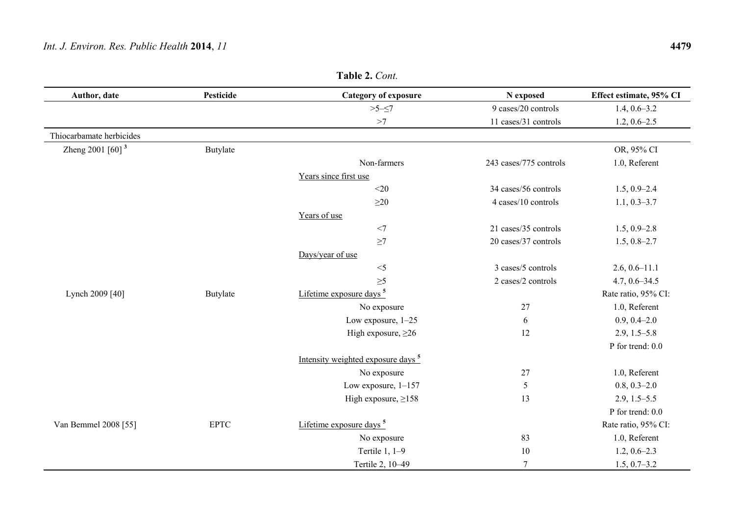**Table 2.** *Cont.*

| Author, date | Pesticide | Category of exposure | N exposed | Effect estimate, 95% CI |
|---|---|---|---|---|
| | | >5–≤7 | 9 cases/20 controls | 1.4, 0.6–3.2 |
| | | >7 | 11 cases/31 controls | 1.2, 0.6–2.5 |
| Thiocarbamate herbicides | | | | |
| Zheng 2001 [60] [3] | Butylate | | | OR, 95% CI |
| | | Non-farmers | 243 cases/775 controls | 1.0, Referent |
| | | Years since first use | | |
| | | <20 | 34 cases/56 controls | 1.5, 0.9–2.4 |
| | | ≥20 | 4 cases/10 controls | 1.1, 0.3–3.7 |
| | | Years of use | | |
| | | <7 | 21 cases/35 controls | 1.5, 0.9–2.8 |
| | | ≥7 | 20 cases/37 controls | 1.5, 0.8–2.7 |
| | | Days/year of use | | |
| | | <5 | 3 cases/5 controls | 2.6, 0.6–11.1 |
| | | ≥5 | 2 cases/2 controls | 4.7, 0.6–34.5 |
| Lynch 2009 [40] | Butylate | Lifetime exposure days [5] | | Rate ratio, 95% CI: |
| | | No exposure | 27 | 1.0, Referent |
| | | Low exposure, 1–25 | 6 | 0.9, 0.4–2.0 |
| | | High exposure, ≥26 | 12 | 2.9, 1.5–5.8 |
| | | | | P for trend: 0.0 |
| | | Intensity weighted exposure days [5] | | |
| | | No exposure | 27 | 1.0, Referent |
| | | Low exposure, 1–157 | 5 | 0.8, 0.3–2.0 |
| | | High exposure, ≥158 | 13 | 2.9, 1.5–5.5 |
| | | | | P for trend: 0.0 |
| Van Bemmel 2008 [55] | EPTC | Lifetime exposure days [5] | | Rate ratio, 95% CI: |
| | | No exposure | 83 | 1.0, Referent |
| | | Tertile 1, 1–9 | 10 | 1.2, 0.6–2.3 |
| | | Tertile 2, 10–49 | 7 | 1.5, 0.7–3.2 |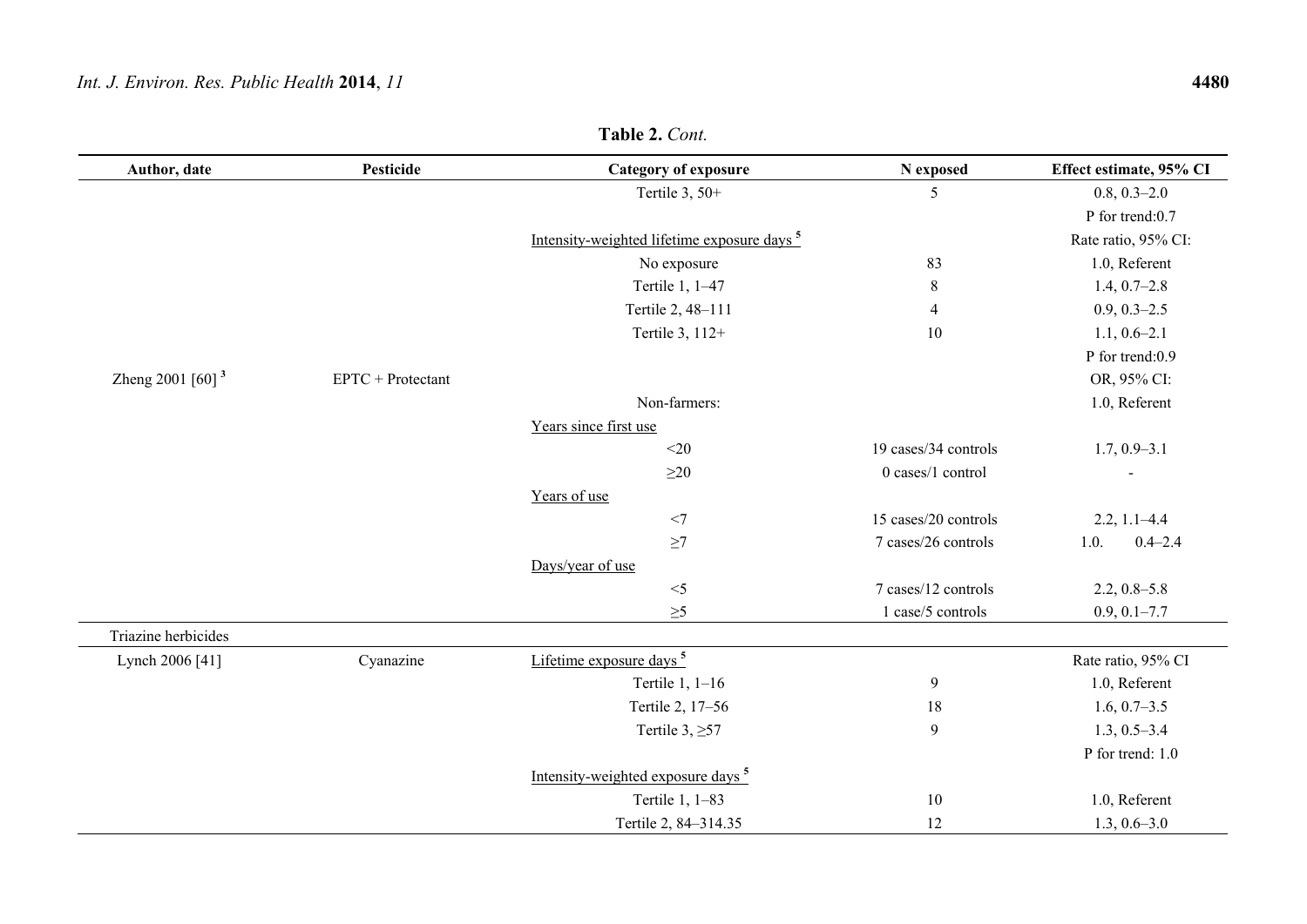**Table 2.** *Cont.*

| Author, date | Pesticide | Category of exposure | N exposed | Effect estimate, 95% CI |
|---|---|---|---|---|
| | | Tertile 3, 50+ | 5 | 0.8, 0.3–2.0 |
| | | | | P for trend:0.7 |
| | | Intensity-weighted lifetime exposure days [5] | | Rate ratio, 95% CI: |
| | | No exposure | 83 | 1.0, Referent |
| | | Tertile 1, 1–47 | 8 | 1.4, 0.7–2.8 |
| | | Tertile 2, 48–111 | 4 | 0.9, 0.3–2.5 |
| | | Tertile 3, 112+ | 10 | 1.1, 0.6–2.1 |
| | | | | P for trend:0.9 |
| Zheng 2001 [60] [3] | EPTC + Protectant | | | OR, 95% CI: |
| | | Non-farmers: | | 1.0, Referent |
| | | Years since first use | | |
| | | <20 | 19 cases/34 controls | 1.7, 0.9–3.1 |
| | | ≥20 | 0 cases/1 control | - |
| | | Years of use | | |
| | | <7 | 15 cases/20 controls | 2.2, 1.1–4.4 |
| | | ≥7 | 7 cases/26 controls | 1.0. 0.4–2.4 |
| | | Days/year of use | | |
| | | <5 | 7 cases/12 controls | 2.2, 0.8–5.8 |
| | | ≥5 | 1 case/5 controls | 0.9, 0.1–7.7 |
| Triazine herbicides | | | | |
| Lynch 2006 [41] | Cyanazine | Lifetime exposure days [5] | | Rate ratio, 95% CI |
| | | Tertile 1, 1–16 | 9 | 1.0, Referent |
| | | Tertile 2, 17–56 | 18 | 1.6, 0.7–3.5 |
| | | Tertile 3, ≥57 | 9 | 1.3, 0.5–3.4 |
| | | | | P for trend: 1.0 |
| | | Intensity-weighted exposure days [5] | | |
| | | Tertile 1, 1–83 | 10 | 1.0, Referent |
| | | Tertile 2, 84–314.35 | 12 | 1.3, 0.6–3.0 |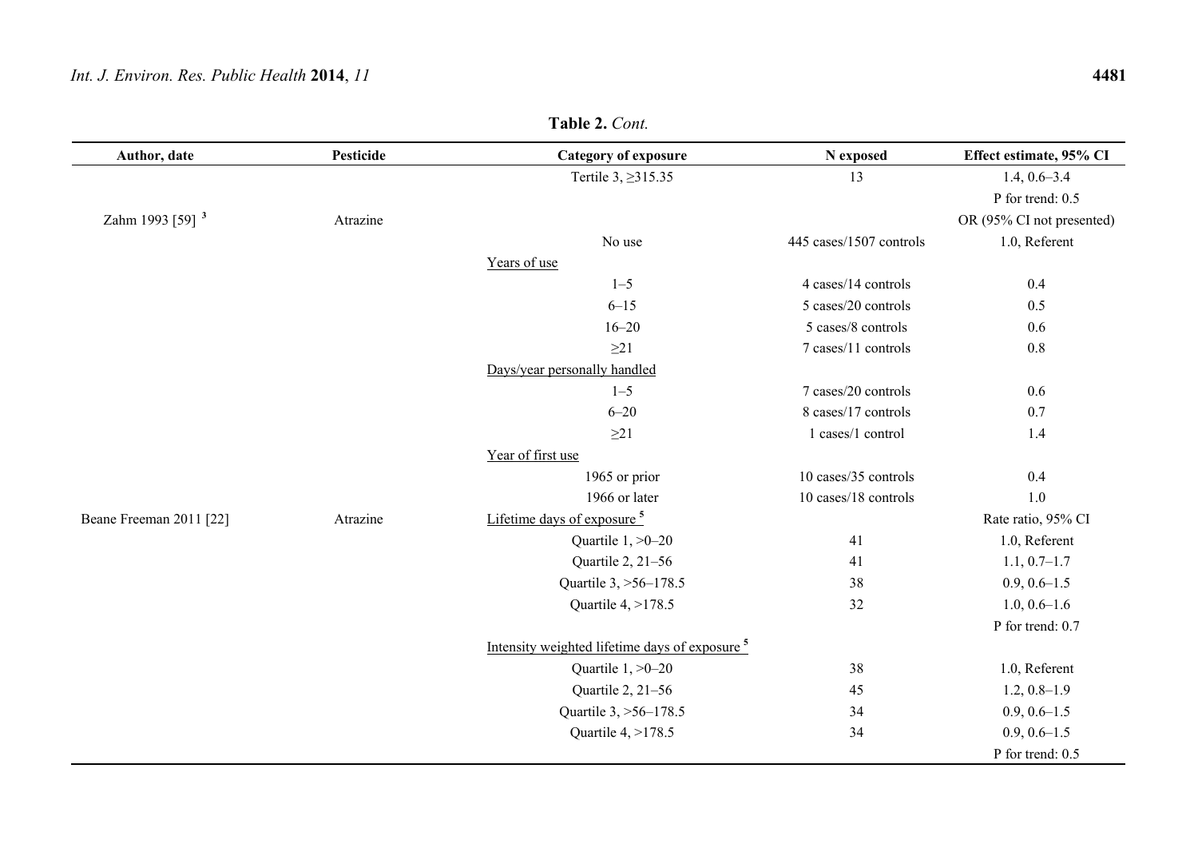**Table 2.** *Cont.*

| Author, date | Pesticide | Category of exposure | N exposed | Effect estimate, 95% CI |
|---|---|---|---|---|
| | | Tertile 3, ≥315.35 | 13 | 1.4, 0.6–3.4 |
| | | | | P for trend: 0.5 |
| Zahm 1993 [59] [3] | Atrazine | | | OR (95% CI not presented) |
| | | No use | 445 cases/1507 controls | 1.0, Referent |
| | | Years of use | | |
| | | 1–5 | 4 cases/14 controls | 0.4 |
| | | 6–15 | 5 cases/20 controls | 0.5 |
| | | 16–20 | 5 cases/8 controls | 0.6 |
| | | ≥21 | 7 cases/11 controls | 0.8 |
| | | Days/year personally handled | | |
| | | 1–5 | 7 cases/20 controls | 0.6 |
| | | 6–20 | 8 cases/17 controls | 0.7 |
| | | ≥21 | 1 cases/1 control | 1.4 |
| | | Year of first use | | |
| | | 1965 or prior | 10 cases/35 controls | 0.4 |
| | | 1966 or later | 10 cases/18 controls | 1.0 |
| Beane Freeman 2011 [22] | Atrazine | Lifetime days of exposure [5] | | Rate ratio, 95% CI |
| | | Quartile 1, >0–20 | 41 | 1.0, Referent |
| | | Quartile 2, 21–56 | 41 | 1.1, 0.7–1.7 |
| | | Quartile 3, >56–178.5 | 38 | 0.9, 0.6–1.5 |
| | | Quartile 4, >178.5 | 32 | 1.0, 0.6–1.6 |
| | | | | P for trend: 0.7 |
| | | Intensity weighted lifetime days of exposure [5] | | |
| | | Quartile 1, >0–20 | 38 | 1.0, Referent |
| | | Quartile 2, 21–56 | 45 | 1.2, 0.8–1.9 |
| | | Quartile 3, >56–178.5 | 34 | 0.9, 0.6–1.5 |
| | | Quartile 4, >178.5 | 34 | 0.9, 0.6–1.5 |
| | | | | P for trend: 0.5 |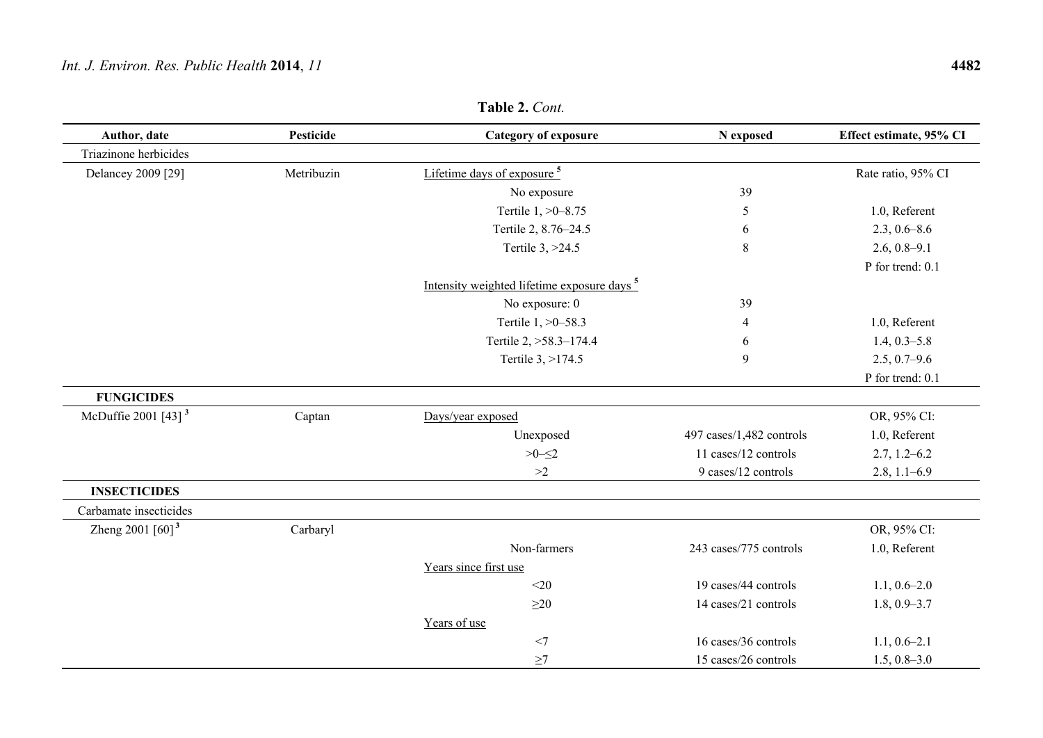**Table 2.** *Cont.*

| Author, date | Pesticide | Category of exposure | N exposed | Effect estimate, 95% CI |
|---|---|---|---|---|
| Triazinone herbicides | | | | |
| Delancey 2009 [29] | Metribuzin | Lifetime days of exposure [5] | | Rate ratio, 95% CI |
| | | No exposure | 39 | |
| | | Tertile 1, >0–8.75 | 5 | 1.0, Referent |
| | | Tertile 2, 8.76–24.5 | 6 | 2.3, 0.6–8.6 |
| | | Tertile 3, >24.5 | 8 | 2.6, 0.8–9.1 |
| | | | | P for trend: 0.1 |
| | | Intensity weighted lifetime exposure days [5] | | |
| | | No exposure: 0 | 39 | |
| | | Tertile 1, >0–58.3 | 4 | 1.0, Referent |
| | | Tertile 2, >58.3–174.4 | 6 | 1.4, 0.3–5.8 |
| | | Tertile 3, >174.5 | 9 | 2.5, 0.7–9.6 |
| | | | | P for trend: 0.1 |
| **FUNGICIDES** | | | | |
| McDuffie 2001 [43] [3] | Captan | Days/year exposed | | OR, 95% CI: |
| | | Unexposed | 497 cases/1,482 controls | 1.0, Referent |
| | | >0–≤2 | 11 cases/12 controls | 2.7, 1.2–6.2 |
| | | >2 | 9 cases/12 controls | 2.8, 1.1–6.9 |
| **INSECTICIDES** | | | | |
| Carbamate insecticides | | | | |
| Zheng 2001 [60] [3] | Carbaryl | | | OR, 95% CI: |
| | | Non-farmers | 243 cases/775 controls | 1.0, Referent |
| | | Years since first use | | |
| | | <20 | 19 cases/44 controls | 1.1, 0.6–2.0 |
| | | ≥20 | 14 cases/21 controls | 1.8, 0.9–3.7 |
| | | Years of use | | |
| | | <7 | 16 cases/36 controls | 1.1, 0.6–2.1 |
| | | ≥7 | 15 cases/26 controls | 1.5, 0.8–3.0 |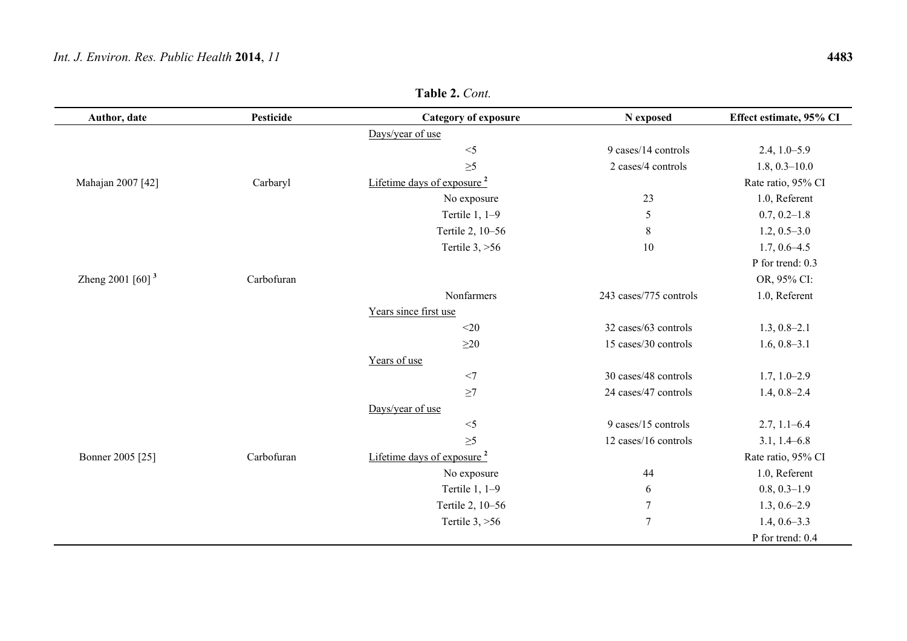**Table 2.** *Cont.*

| Author, date | Pesticide | Category of exposure | N exposed | Effect estimate, 95% CI |
|---|---|---|---|---|
| | | Days/year of use | | |
| | | <5 | 9 cases/14 controls | 2.4, 1.0–5.9 |
| | | ≥5 | 2 cases/4 controls | 1.8, 0.3–10.0 |
| Mahajan 2007 [42] | Carbaryl | Lifetime days of exposure [2] | | Rate ratio, 95% CI |
| | | No exposure | 23 | 1.0, Referent |
| | | Tertile 1, 1–9 | 5 | 0.7, 0.2–1.8 |
| | | Tertile 2, 10–56 | 8 | 1.2, 0.5–3.0 |
| | | Tertile 3, >56 | 10 | 1.7, 0.6–4.5 |
| | | | | P for trend: 0.3 |
| Zheng 2001 [60] [3] | Carbofuran | | | OR, 95% CI: |
| | | Nonfarmers | 243 cases/775 controls | 1.0, Referent |
| | | Years since first use | | |
| | | <20 | 32 cases/63 controls | 1.3, 0.8–2.1 |
| | | ≥20 | 15 cases/30 controls | 1.6, 0.8–3.1 |
| | | Years of use | | |
| | | <7 | 30 cases/48 controls | 1.7, 1.0–2.9 |
| | | ≥7 | 24 cases/47 controls | 1.4, 0.8–2.4 |
| | | Days/year of use | | |
| | | <5 | 9 cases/15 controls | 2.7, 1.1–6.4 |
| | | ≥5 | 12 cases/16 controls | 3.1, 1.4–6.8 |
| Bonner 2005 [25] | Carbofuran | Lifetime days of exposure [2] | | Rate ratio, 95% CI |
| | | No exposure | 44 | 1.0, Referent |
| | | Tertile 1, 1–9 | 6 | 0.8, 0.3–1.9 |
| | | Tertile 2, 10–56 | 7 | 1.3, 0.6–2.9 |
| | | Tertile 3, >56 | 7 | 1.4, 0.6–3.3 |
| | | | | P for trend: 0.4 |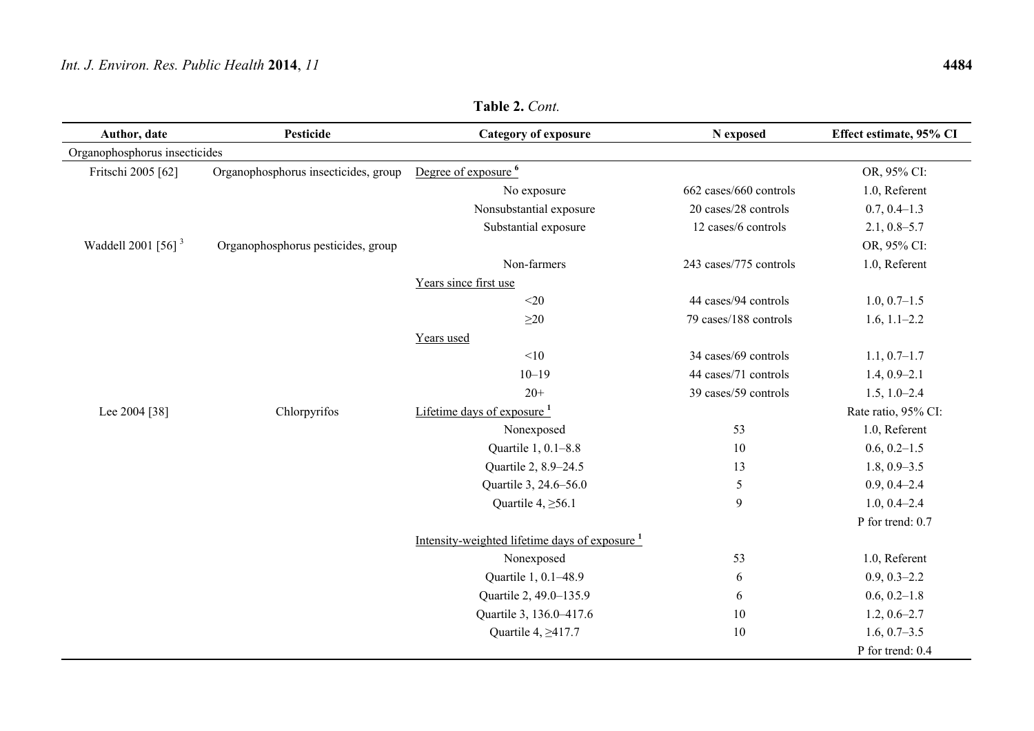**Table 2.** *Cont.*

| Author, date | Pesticide | Category of exposure | N exposed | Effect estimate, 95% CI |
|---|---|---|---|---|
| Organophosphorus insecticides | | | | |
| Fritschi 2005 [62] | Organophosphorus insecticides, group | Degree of exposure [6] | | OR, 95% CI: |
| | | No exposure | 662 cases/660 controls | 1.0, Referent |
| | | Nonsubstantial exposure | 20 cases/28 controls | 0.7, 0.4–1.3 |
| | | Substantial exposure | 12 cases/6 controls | 2.1, 0.8–5.7 |
| Waddell 2001 [56] [3] | Organophosphorus pesticides, group | | | OR, 95% CI: |
| | | Non-farmers | 243 cases/775 controls | 1.0, Referent |
| | | Years since first use | | |
| | | <20 | 44 cases/94 controls | 1.0, 0.7–1.5 |
| | | ≥20 | 79 cases/188 controls | 1.6, 1.1–2.2 |
| | | Years used | | |
| | | <10 | 34 cases/69 controls | 1.1, 0.7–1.7 |
| | | 10–19 | 44 cases/71 controls | 1.4, 0.9–2.1 |
| | | 20+ | 39 cases/59 controls | 1.5, 1.0–2.4 |
| Lee 2004 [38] | Chlorpyrifos | Lifetime days of exposure [1] | | Rate ratio, 95% CI: |
| | | Nonexposed | 53 | 1.0, Referent |
| | | Quartile 1, 0.1–8.8 | 10 | 0.6, 0.2–1.5 |
| | | Quartile 2, 8.9–24.5 | 13 | 1.8, 0.9–3.5 |
| | | Quartile 3, 24.6–56.0 | 5 | 0.9, 0.4–2.4 |
| | | Quartile 4, ≥56.1 | 9 | 1.0, 0.4–2.4 |
| | | | | P for trend: 0.7 |
| | | Intensity-weighted lifetime days of exposure [1] | | |
| | | Nonexposed | 53 | 1.0, Referent |
| | | Quartile 1, 0.1–48.9 | 6 | 0.9, 0.3–2.2 |
| | | Quartile 2, 49.0–135.9 | 6 | 0.6, 0.2–1.8 |
| | | Quartile 3, 136.0–417.6 | 10 | 1.2, 0.6–2.7 |
| | | Quartile 4, ≥417.7 | 10 | 1.6, 0.7–3.5 |
| | | | | P for trend: 0.4 |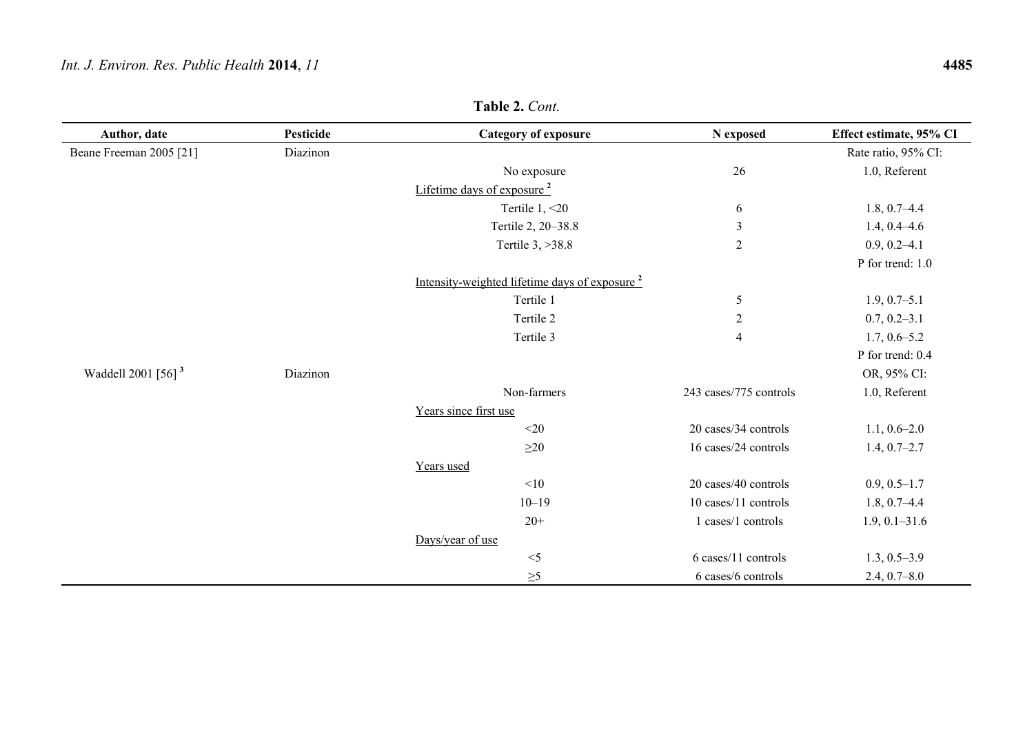**Table 2.** *Cont.*

| Author, date | Pesticide | Category of exposure | N exposed | Effect estimate, 95% CI |
|---|---|---|---|---|
| Beane Freeman 2005 [21] | Diazinon | | | Rate ratio, 95% CI: |
| | | No exposure | 26 | 1.0, Referent |
| | | Lifetime days of exposure [2] | | |
| | | Tertile 1, <20 | 6 | 1.8, 0.7–4.4 |
| | | Tertile 2, 20–38.8 | 3 | 1.4, 0.4–4.6 |
| | | Tertile 3, >38.8 | 2 | 0.9, 0.2–4.1 |
| | | | | P for trend: 1.0 |
| | | Intensity-weighted lifetime days of exposure [2] | | |
| | | Tertile 1 | 5 | 1.9, 0.7–5.1 |
| | | Tertile 2 | 2 | 0.7, 0.2–3.1 |
| | | Tertile 3 | 4 | 1.7, 0.6–5.2 |
| | | | | P for trend: 0.4 |
| Waddell 2001 [56] [3] | Diazinon | | | OR, 95% CI: |
| | | Non-farmers | 243 cases/775 controls | 1.0, Referent |
| | | Years since first use | | |
| | | <20 | 20 cases/34 controls | 1.1, 0.6–2.0 |
| | | ≥20 | 16 cases/24 controls | 1.4, 0.7–2.7 |
| | | Years used | | |
| | | <10 | 20 cases/40 controls | 0.9, 0.5–1.7 |
| | | 10–19 | 10 cases/11 controls | 1.8, 0.7–4.4 |
| | | 20+ | 1 cases/1 controls | 1.9, 0.1–31.6 |
| | | Days/year of use | | |
| | | <5 | 6 cases/11 controls | 1.3, 0.5–3.9 |
| | | ≥5 | 6 cases/6 controls | 2.4, 0.7–8.0 |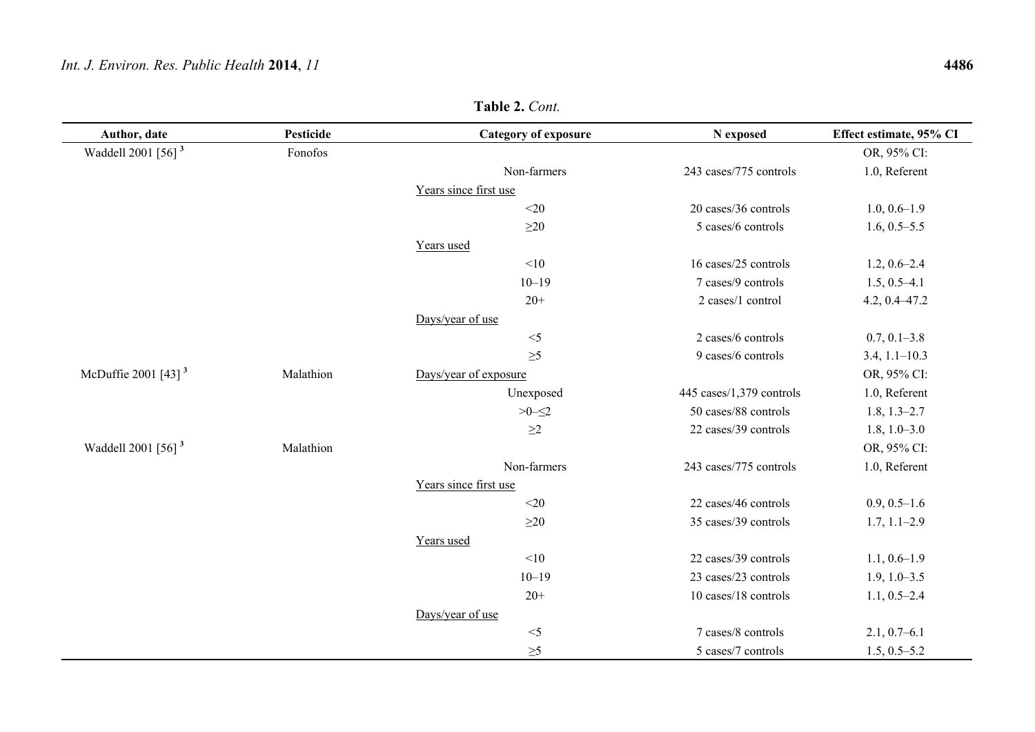**Table 2.** *Cont.*

| Author, date | Pesticide | Category of exposure | N exposed | Effect estimate, 95% CI |
|---|---|---|---|---|
| Waddell 2001 [56] [3] | Fonofos | | | OR, 95% CI: |
| | | Non-farmers | 243 cases/775 controls | 1.0, Referent |
| | | Years since first use | | |
| | | <20 | 20 cases/36 controls | 1.0, 0.6–1.9 |
| | | ≥20 | 5 cases/6 controls | 1.6, 0.5–5.5 |
| | | Years used | | |
| | | <10 | 16 cases/25 controls | 1.2, 0.6–2.4 |
| | | 10–19 | 7 cases/9 controls | 1.5, 0.5–4.1 |
| | | 20+ | 2 cases/1 control | 4.2, 0.4–47.2 |
| | | Days/year of use | | |
| | | <5 | 2 cases/6 controls | 0.7, 0.1–3.8 |
| | | ≥5 | 9 cases/6 controls | 3.4, 1.1–10.3 |
| McDuffie 2001 [43] [3] | Malathion | Days/year of exposure | | OR, 95% CI: |
| | | Unexposed | 445 cases/1,379 controls | 1.0, Referent |
| | | >0–≤2 | 50 cases/88 controls | 1.8, 1.3–2.7 |
| | | ≥2 | 22 cases/39 controls | 1.8, 1.0–3.0 |
| Waddell 2001 [56] [3] | Malathion | | | OR, 95% CI: |
| | | Non-farmers | 243 cases/775 controls | 1.0, Referent |
| | | Years since first use | | |
| | | <20 | 22 cases/46 controls | 0.9, 0.5–1.6 |
| | | ≥20 | 35 cases/39 controls | 1.7, 1.1–2.9 |
| | | Years used | | |
| | | <10 | 22 cases/39 controls | 1.1, 0.6–1.9 |
| | | 10–19 | 23 cases/23 controls | 1.9, 1.0–3.5 |
| | | 20+ | 10 cases/18 controls | 1.1, 0.5–2.4 |
| | | Days/year of use | | |
| | | <5 | 7 cases/8 controls | 2.1, 0.7–6.1 |
| | | ≥5 | 5 cases/7 controls | 1.5, 0.5–5.2 |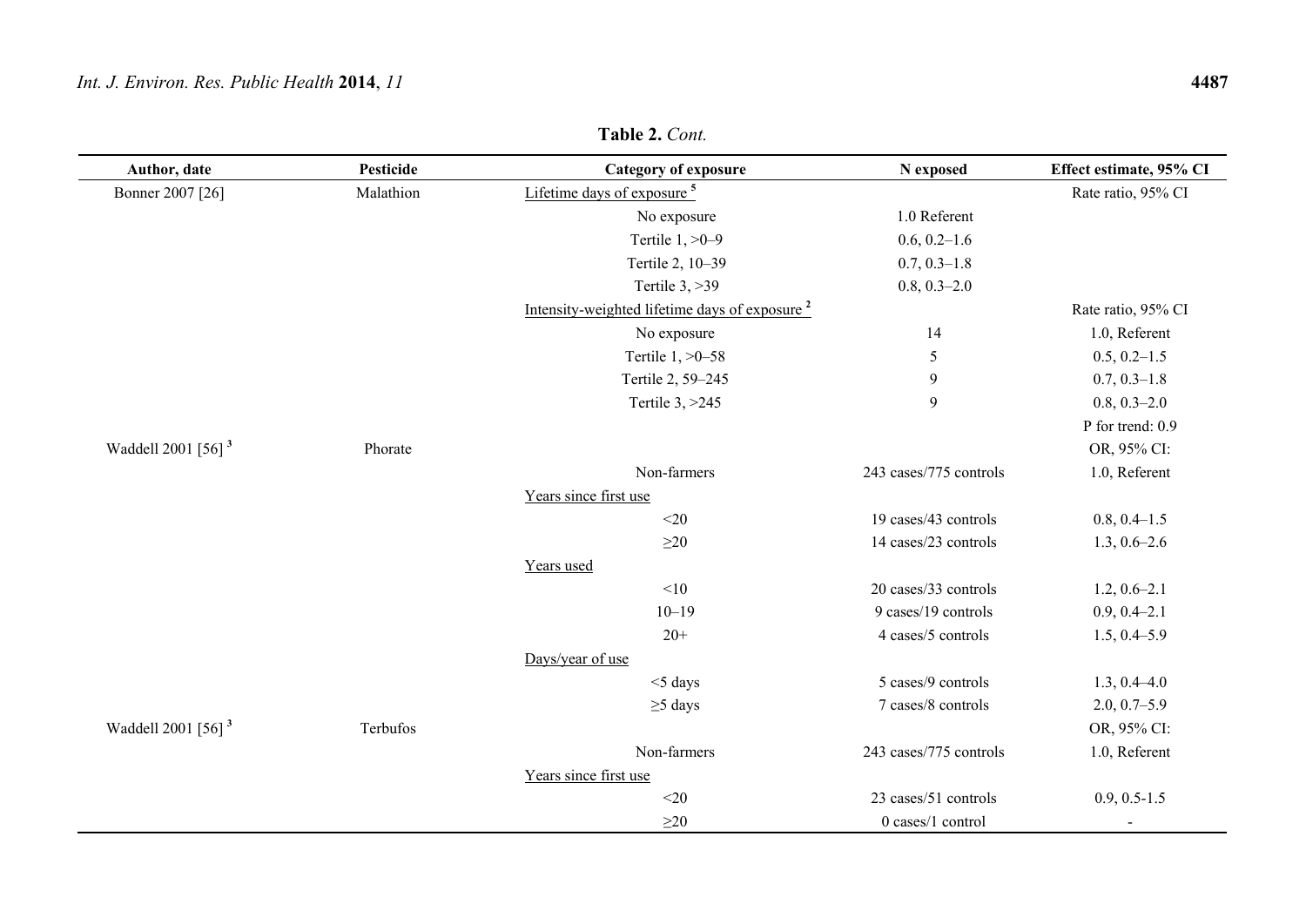**Table 2.** *Cont.*

| Author, date | Pesticide | Category of exposure | N exposed | Effect estimate, 95% CI |
|---|---|---|---|---|
| Bonner 2007 [26] | Malathion | Lifetime days of exposure [5] | | Rate ratio, 95% CI |
| | | No exposure | 1.0 Referent | |
| | | Tertile 1, >0–9 | 0.6, 0.2–1.6 | |
| | | Tertile 2, 10–39 | 0.7, 0.3–1.8 | |
| | | Tertile 3, >39 | 0.8, 0.3–2.0 | |
| | | Intensity-weighted lifetime days of exposure [2] | | Rate ratio, 95% CI |
| | | No exposure | 14 | 1.0, Referent |
| | | Tertile 1, >0–58 | 5 | 0.5, 0.2–1.5 |
| | | Tertile 2, 59–245 | 9 | 0.7, 0.3–1.8 |
| | | Tertile 3, >245 | 9 | 0.8, 0.3–2.0 |
| | | | | P for trend: 0.9 |
| Waddell 2001 [56] [3] | Phorate | | | OR, 95% CI: |
| | | Non-farmers | 243 cases/775 controls | 1.0, Referent |
| | | Years since first use | | |
| | | <20 | 19 cases/43 controls | 0.8, 0.4–1.5 |
| | | ≥20 | 14 cases/23 controls | 1.3, 0.6–2.6 |
| | | Years used | | |
| | | <10 | 20 cases/33 controls | 1.2, 0.6–2.1 |
| | | 10–19 | 9 cases/19 controls | 0.9, 0.4–2.1 |
| | | 20+ | 4 cases/5 controls | 1.5, 0.4–5.9 |
| | | Days/year of use | | |
| | | <5 days | 5 cases/9 controls | 1.3, 0.4–4.0 |
| | | ≥5 days | 7 cases/8 controls | 2.0, 0.7–5.9 |
| Waddell 2001 [56] [3] | Terbufos | | | OR, 95% CI: |
| | | Non-farmers | 243 cases/775 controls | 1.0, Referent |
| | | Years since first use | | |
| | | <20 | 23 cases/51 controls | 0.9, 0.5-1.5 |
| | | ≥20 | 0 cases/1 control | - |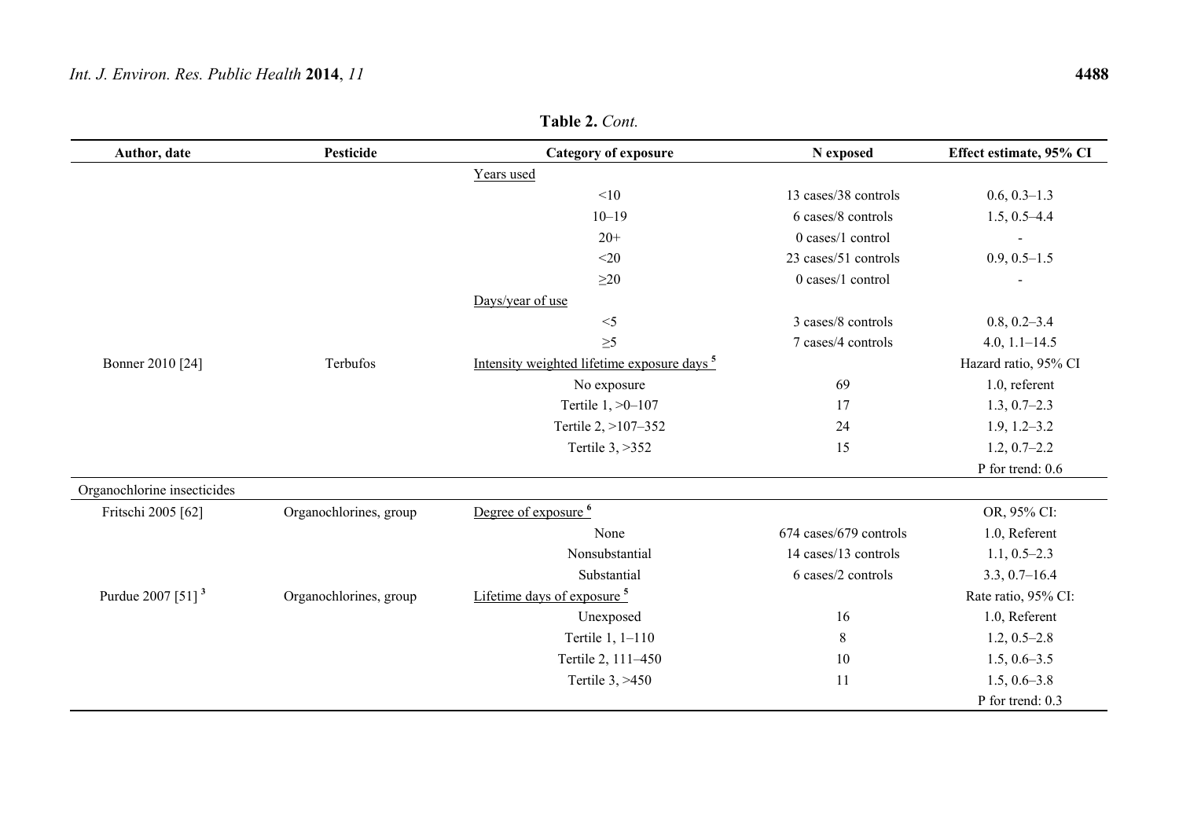**Table 2.** *Cont.*

| Author, date | Pesticide | Category of exposure | N exposed | Effect estimate, 95% CI |
|---|---|---|---|---|
| | | Years used | | |
| | | <10 | 13 cases/38 controls | 0.6, 0.3–1.3 |
| | | 10–19 | 6 cases/8 controls | 1.5, 0.5–4.4 |
| | | 20+ | 0 cases/1 control | - |
| | | <20 | 23 cases/51 controls | 0.9, 0.5–1.5 |
| | | ≥20 | 0 cases/1 control | - |
| | | Days/year of use | | |
| | | <5 | 3 cases/8 controls | 0.8, 0.2–3.4 |
| | | ≥5 | 7 cases/4 controls | 4.0, 1.1–14.5 |
| Bonner 2010 [24] | Terbufos | Intensity weighted lifetime exposure days [5] | | Hazard ratio, 95% CI |
| | | No exposure | 69 | 1.0, referent |
| | | Tertile 1, >0–107 | 17 | 1.3, 0.7–2.3 |
| | | Tertile 2, >107–352 | 24 | 1.9, 1.2–3.2 |
| | | Tertile 3, >352 | 15 | 1.2, 0.7–2.2 |
| | | | | P for trend: 0.6 |
| Organochlorine insecticides | | | | |
| Fritschi 2005 [62] | Organochlorines, group | Degree of exposure [6] | | OR, 95% CI: |
| | | None | 674 cases/679 controls | 1.0, Referent |
| | | Nonsubstantial | 14 cases/13 controls | 1.1, 0.5–2.3 |
| | | Substantial | 6 cases/2 controls | 3.3, 0.7–16.4 |
| Purdue 2007 [51] [3] | Organochlorines, group | Lifetime days of exposure [5] | | Rate ratio, 95% CI: |
| | | Unexposed | 16 | 1.0, Referent |
| | | Tertile 1, 1–110 | 8 | 1.2, 0.5–2.8 |
| | | Tertile 2, 111–450 | 10 | 1.5, 0.6–3.5 |
| | | Tertile 3, >450 | 11 | 1.5, 0.6–3.8 |
| | | | | P for trend: 0.3 |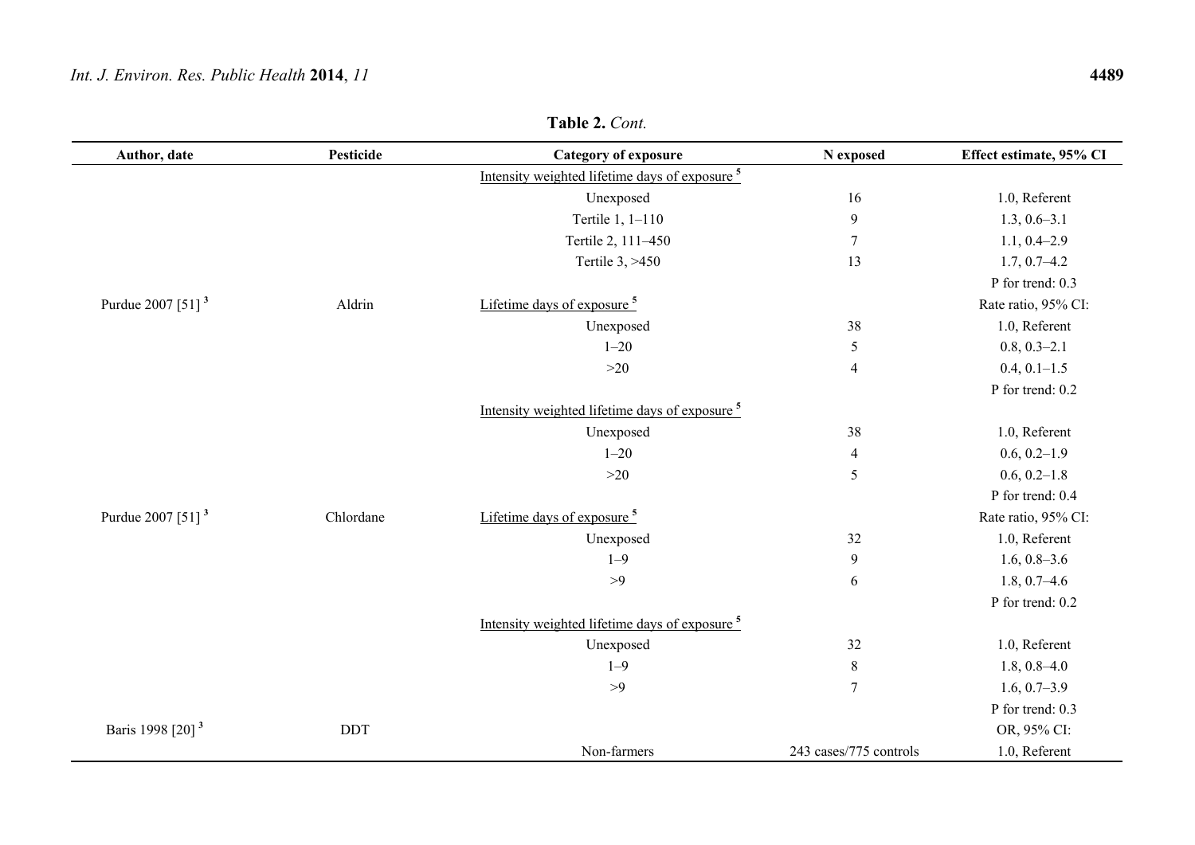**Table 2.** *Cont.*

| Author, date | Pesticide | Category of exposure | N exposed | Effect estimate, 95% CI |
|---|---|---|---|---|
| | | Intensity weighted lifetime days of exposure [5] | | |
| | | Unexposed | 16 | 1.0, Referent |
| | | Tertile 1, 1–110 | 9 | 1.3, 0.6–3.1 |
| | | Tertile 2, 111–450 | 7 | 1.1, 0.4–2.9 |
| | | Tertile 3, >450 | 13 | 1.7, 0.7–4.2 |
| | | | | P for trend: 0.3 |
| Purdue 2007 [51] [3] | Aldrin | Lifetime days of exposure [5] | | Rate ratio, 95% CI: |
| | | Unexposed | 38 | 1.0, Referent |
| | | 1–20 | 5 | 0.8, 0.3–2.1 |
| | | >20 | 4 | 0.4, 0.1–1.5 |
| | | | | P for trend: 0.2 |
| | | Intensity weighted lifetime days of exposure [5] | | |
| | | Unexposed | 38 | 1.0, Referent |
| | | 1–20 | 4 | 0.6, 0.2–1.9 |
| | | >20 | 5 | 0.6, 0.2–1.8 |
| | | | | P for trend: 0.4 |
| Purdue 2007 [51] [3] | Chlordane | Lifetime days of exposure [5] | | Rate ratio, 95% CI: |
| | | Unexposed | 32 | 1.0, Referent |
| | | 1–9 | 9 | 1.6, 0.8–3.6 |
| | | >9 | 6 | 1.8, 0.7–4.6 |
| | | | | P for trend: 0.2 |
| | | Intensity weighted lifetime days of exposure [5] | | |
| | | Unexposed | 32 | 1.0, Referent |
| | | 1–9 | 8 | 1.8, 0.8–4.0 |
| | | >9 | 7 | 1.6, 0.7–3.9 |
| | | | | P for trend: 0.3 |
| Baris 1998 [20] [3] | DDT | | | OR, 95% CI: |
| | | Non-farmers | 243 cases/775 controls | 1.0, Referent |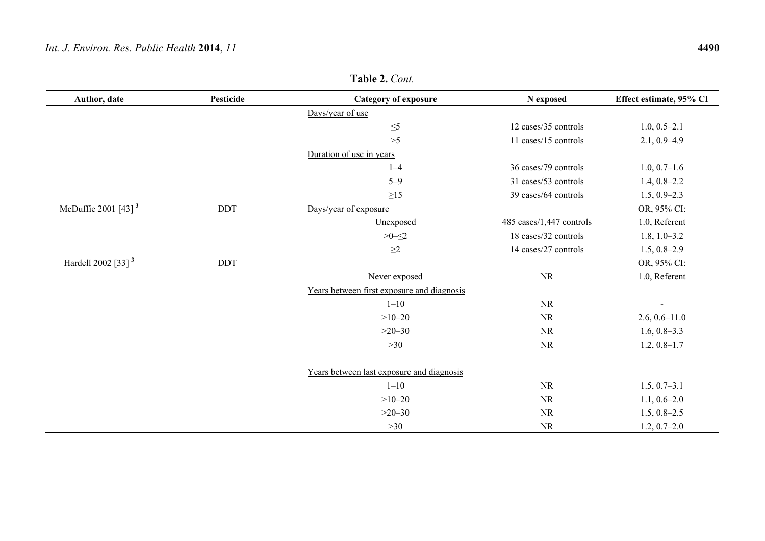**Table 2.** *Cont.*

| Author, date | Pesticide | Category of exposure | N exposed | Effect estimate, 95% CI |
|---|---|---|---|---|
| | | Days/year of use | | |
| | | ≤5 | 12 cases/35 controls | 1.0, 0.5–2.1 |
| | | >5 | 11 cases/15 controls | 2.1, 0.9–4.9 |
| | | Duration of use in years | | |
| | | 1–4 | 36 cases/79 controls | 1.0, 0.7–1.6 |
| | | 5–9 | 31 cases/53 controls | 1.4, 0.8–2.2 |
| | | ≥15 | 39 cases/64 controls | 1.5, 0.9–2.3 |
| McDuffie 2001 [43] [3] | DDT | Days/year of exposure | | OR, 95% CI: |
| | | Unexposed | 485 cases/1,447 controls | 1.0, Referent |
| | | >0–≤2 | 18 cases/32 controls | 1.8, 1.0–3.2 |
| | | ≥2 | 14 cases/27 controls | 1.5, 0.8–2.9 |
| Hardell 2002 [33] [3] | DDT | | | OR, 95% CI: |
| | | Never exposed | NR | 1.0, Referent |
| | | Years between first exposure and diagnosis | | |
| | | 1–10 | NR | - |
| | | >10–20 | NR | 2.6, 0.6–11.0 |
| | | >20–30 | NR | 1.6, 0.8–3.3 |
| | | >30 | NR | 1.2, 0.8–1.7 |
| | | Years between last exposure and diagnosis | | |
| | | 1–10 | NR | 1.5, 0.7–3.1 |
| | | >10–20 | NR | 1.1, 0.6–2.0 |
| | | >20–30 | NR | 1.5, 0.8–2.5 |
| | | >30 | NR | 1.2, 0.7–2.0 |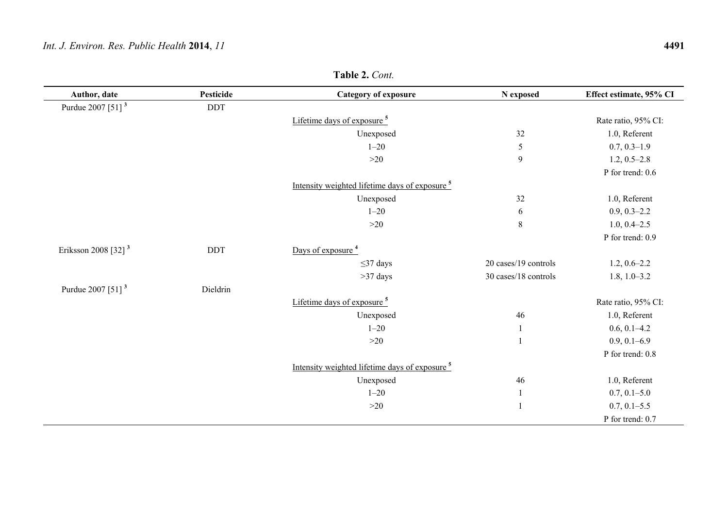**Table 2.** *Cont.*

| Author, date | Pesticide | Category of exposure | N exposed | Effect estimate, 95% CI |
|---|---|---|---|---|
| Purdue 2007 [51] [3] | DDT | | | |
| | | Lifetime days of exposure [5] | | Rate ratio, 95% CI: |
| | | Unexposed | 32 | 1.0, Referent |
| | | 1–20 | 5 | 0.7, 0.3–1.9 |
| | | >20 | 9 | 1.2, 0.5–2.8 |
| | | | | P for trend: 0.6 |
| | | Intensity weighted lifetime days of exposure [5] | | |
| | | Unexposed | 32 | 1.0, Referent |
| | | 1–20 | 6 | 0.9, 0.3–2.2 |
| | | >20 | 8 | 1.0, 0.4–2.5 |
| | | | | P for trend: 0.9 |
| Eriksson 2008 [32] [3] | DDT | Days of exposure [4] | | |
| | | ≤37 days | 20 cases/19 controls | 1.2, 0.6–2.2 |
| | | >37 days | 30 cases/18 controls | 1.8, 1.0–3.2 |
| Purdue 2007 [51] [3] | Dieldrin | | | |
| | | Lifetime days of exposure [5] | | Rate ratio, 95% CI: |
| | | Unexposed | 46 | 1.0, Referent |
| | | 1–20 | 1 | 0.6, 0.1–4.2 |
| | | >20 | 1 | 0.9, 0.1–6.9 |
| | | | | P for trend: 0.8 |
| | | Intensity weighted lifetime days of exposure [5] | | |
| | | Unexposed | 46 | 1.0, Referent |
| | | 1–20 | 1 | 0.7, 0.1–5.0 |
| | | >20 | 1 | 0.7, 0.1–5.5 |
| | | | | P for trend: 0.7 |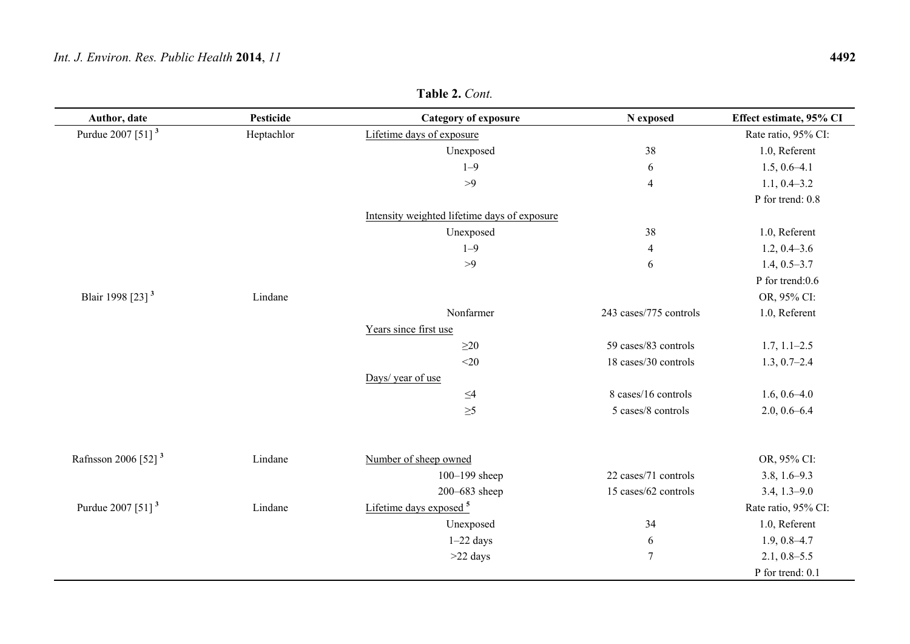**Table 2.** *Cont.*

| Author, date | Pesticide | Category of exposure | N exposed | Effect estimate, 95% CI |
|---|---|---|---|---|
| Purdue 2007 [51] [3] | Heptachlor | Lifetime days of exposure | | Rate ratio, 95% CI: |
| | | Unexposed | 38 | 1.0, Referent |
| | | 1–9 | 6 | 1.5, 0.6–4.1 |
| | | >9 | 4 | 1.1, 0.4–3.2 |
| | | | | P for trend: 0.8 |
| | | Intensity weighted lifetime days of exposure | | |
| | | Unexposed | 38 | 1.0, Referent |
| | | 1–9 | 4 | 1.2, 0.4–3.6 |
| | | >9 | 6 | 1.4, 0.5–3.7 |
| | | | | P for trend:0.6 |
| Blair 1998 [23] [3] | Lindane | | | OR, 95% CI: |
| | | Nonfarmer | 243 cases/775 controls | 1.0, Referent |
| | | Years since first use | | |
| | | ≥20 | 59 cases/83 controls | 1.7, 1.1–2.5 |
| | | <20 | 18 cases/30 controls | 1.3, 0.7–2.4 |
| | | Days/ year of use | | |
| | | ≤4 | 8 cases/16 controls | 1.6, 0.6–4.0 |
| | | ≥5 | 5 cases/8 controls | 2.0, 0.6–6.4 |
| Rafnsson 2006 [52] [3] | Lindane | Number of sheep owned | | OR, 95% CI: |
| | | 100–199 sheep | 22 cases/71 controls | 3.8, 1.6–9.3 |
| | | 200–683 sheep | 15 cases/62 controls | 3.4, 1.3–9.0 |
| Purdue 2007 [51] [3] | Lindane | Lifetime days exposed [5] | | Rate ratio, 95% CI: |
| | | Unexposed | 34 | 1.0, Referent |
| | | 1–22 days | 6 | 1.9, 0.8–4.7 |
| | | >22 days | 7 | 2.1, 0.8–5.5 |
| | | | | P for trend: 0.1 |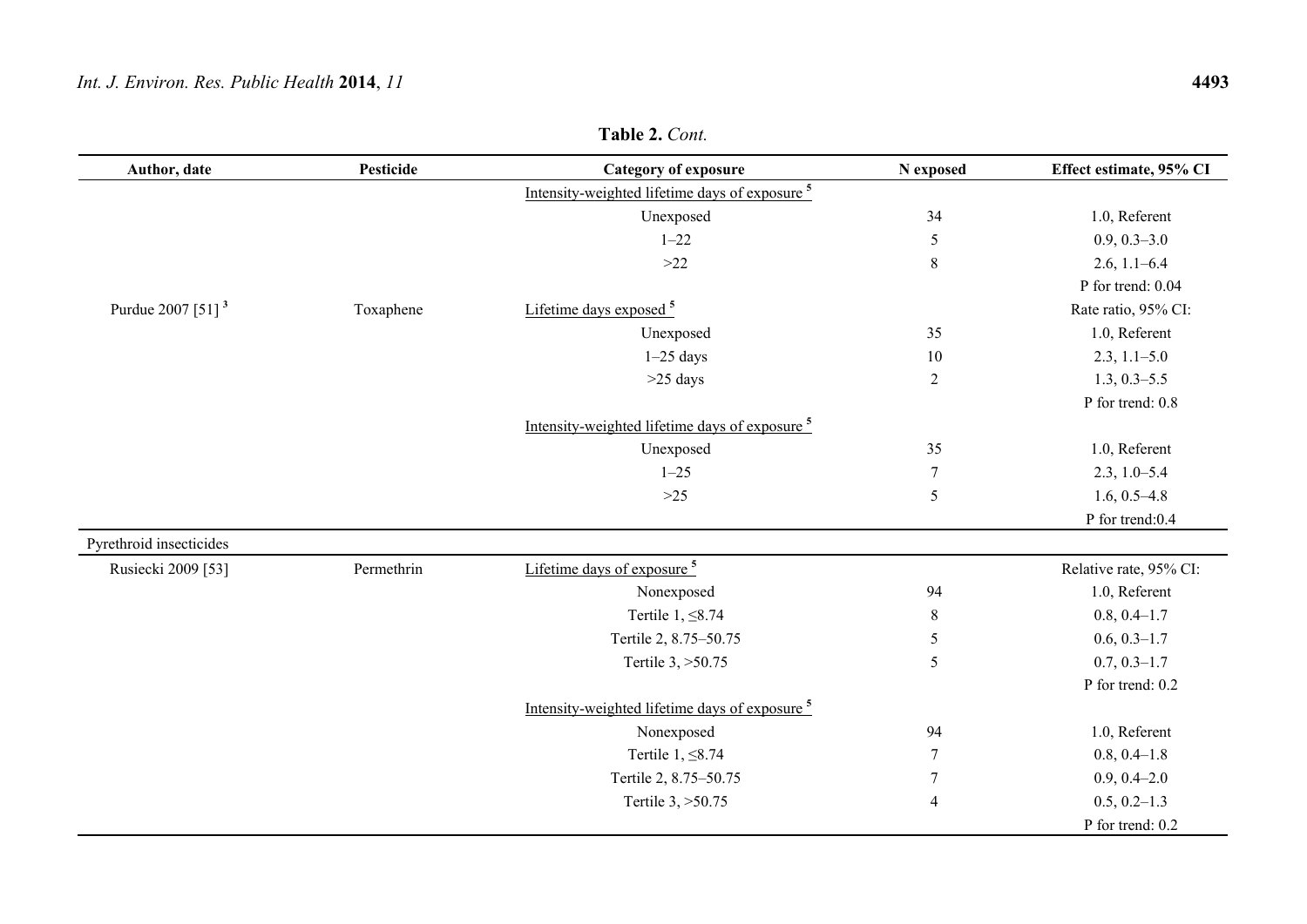**Table 2.** *Cont.*

| Author, date | Pesticide | Category of exposure | N exposed | Effect estimate, 95% CI |
|---|---|---|---|---|
| | | Intensity-weighted lifetime days of exposure [5] | | |
| | | Unexposed | 34 | 1.0, Referent |
| | | 1–22 | 5 | 0.9, 0.3–3.0 |
| | | >22 | 8 | 2.6, 1.1–6.4 |
| | | | | P for trend: 0.04 |
| Purdue 2007 [51] [3] | Toxaphene | Lifetime days exposed [5] | | Rate ratio, 95% CI: |
| | | Unexposed | 35 | 1.0, Referent |
| | | 1–25 days | 10 | 2.3, 1.1–5.0 |
| | | >25 days | 2 | 1.3, 0.3–5.5 |
| | | | | P for trend: 0.8 |
| | | Intensity-weighted lifetime days of exposure [5] | | |
| | | Unexposed | 35 | 1.0, Referent |
| | | 1–25 | 7 | 2.3, 1.0–5.4 |
| | | >25 | 5 | 1.6, 0.5–4.8 |
| | | | | P for trend:0.4 |
| Pyrethroid insecticides | | | | |
| Rusiecki 2009 [53] | Permethrin | Lifetime days of exposure [5] | | Relative rate, 95% CI: |
| | | Nonexposed | 94 | 1.0, Referent |
| | | Tertile 1, ≤8.74 | 8 | 0.8, 0.4–1.7 |
| | | Tertile 2, 8.75–50.75 | 5 | 0.6, 0.3–1.7 |
| | | Tertile 3, >50.75 | 5 | 0.7, 0.3–1.7 |
| | | | | P for trend: 0.2 |
| | | Intensity-weighted lifetime days of exposure [5] | | |
| | | Nonexposed | 94 | 1.0, Referent |
| | | Tertile 1, ≤8.74 | 7 | 0.8, 0.4–1.8 |
| | | Tertile 2, 8.75–50.75 | 7 | 0.9, 0.4–2.0 |
| | | Tertile 3, >50.75 | 4 | 0.5, 0.2–1.3 |
| | | | | P for trend: 0.2 |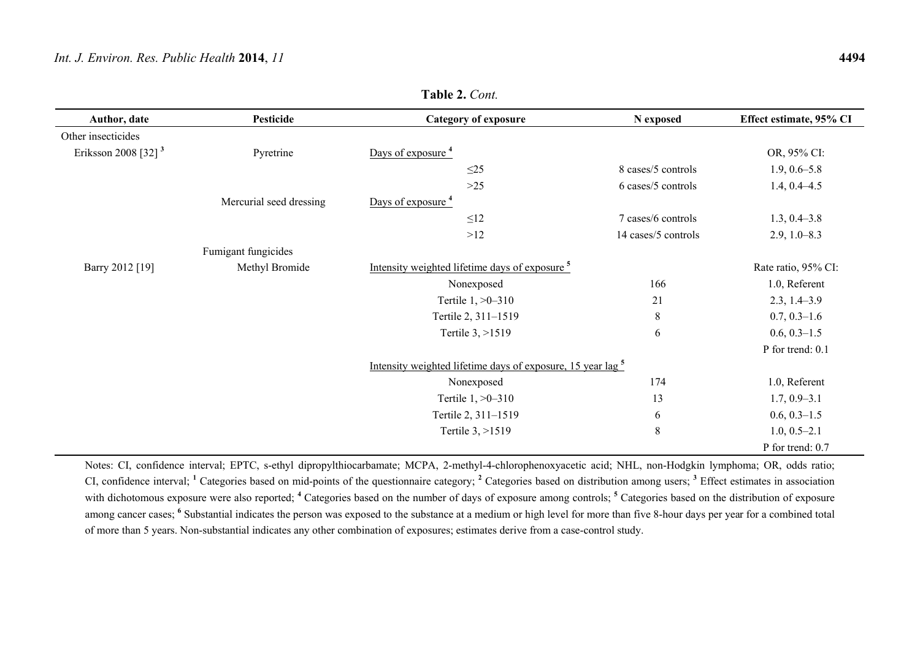**Table 2.** *Cont.*

| Author, date | Pesticide | Category of exposure | N exposed | Effect estimate, 95% CI |
|---|---|---|---|---|
| Other insecticides | | | | |
| Eriksson 2008 [32] [3] | Pyretrine | Days of exposure [4] | | OR, 95% CI: |
| | | ≤25 | 8 cases/5 controls | 1.9, 0.6–5.8 |
| | | >25 | 6 cases/5 controls | 1.4, 0.4–4.5 |
| | Mercurial seed dressing | Days of exposure [4] | | |
| | | ≤12 | 7 cases/6 controls | 1.3, 0.4–3.8 |
| | | >12 | 14 cases/5 controls | 2.9, 1.0–8.3 |
| | Fumigant fungicides | | | |
| Barry 2012 [19] | Methyl Bromide | Intensity weighted lifetime days of exposure [5] | | Rate ratio, 95% CI: |
| | | Nonexposed | 166 | 1.0, Referent |
| | | Tertile 1, >0–310 | 21 | 2.3, 1.4–3.9 |
| | | Tertile 2, 311–1519 | 8 | 0.7, 0.3–1.6 |
| | | Tertile 3, >1519 | 6 | 0.6, 0.3–1.5 |
| | | | | P for trend: 0.1 |
| | | Intensity weighted lifetime days of exposure, 15 year lag [5] | | |
| | | Nonexposed | 174 | 1.0, Referent |
| | | Tertile 1, >0–310 | 13 | 1.7, 0.9–3.1 |
| | | Tertile 2, 311–1519 | 6 | 0.6, 0.3–1.5 |
| | | Tertile 3, >1519 | 8 | 1.0, 0.5–2.1 |
| | | | | P for trend: 0.7 |

Notes: CI, confidence interval; EPTC, s-ethyl dipropylthiocarbamate; MCPA, 2-methyl-4-chlorophenoxyacetic acid; NHL, non-Hodgkin lymphoma; OR, odds ratio; CI, confidence interval; [1] Categories based on mid-points of the questionnaire category; [2] Categories based on distribution among users; [3] Effect estimates in association with dichotomous exposure were also reported; [4] Categories based on the number of days of exposure among controls; [5] Categories based on the distribution of exposure among cancer cases; [6] Substantial indicates the person was exposed to the substance at a medium or high level for more than five 8-hour days per year for a combined total of more than 5 years. Non-substantial indicates any other combination of exposures; estimates derive from a case-control study.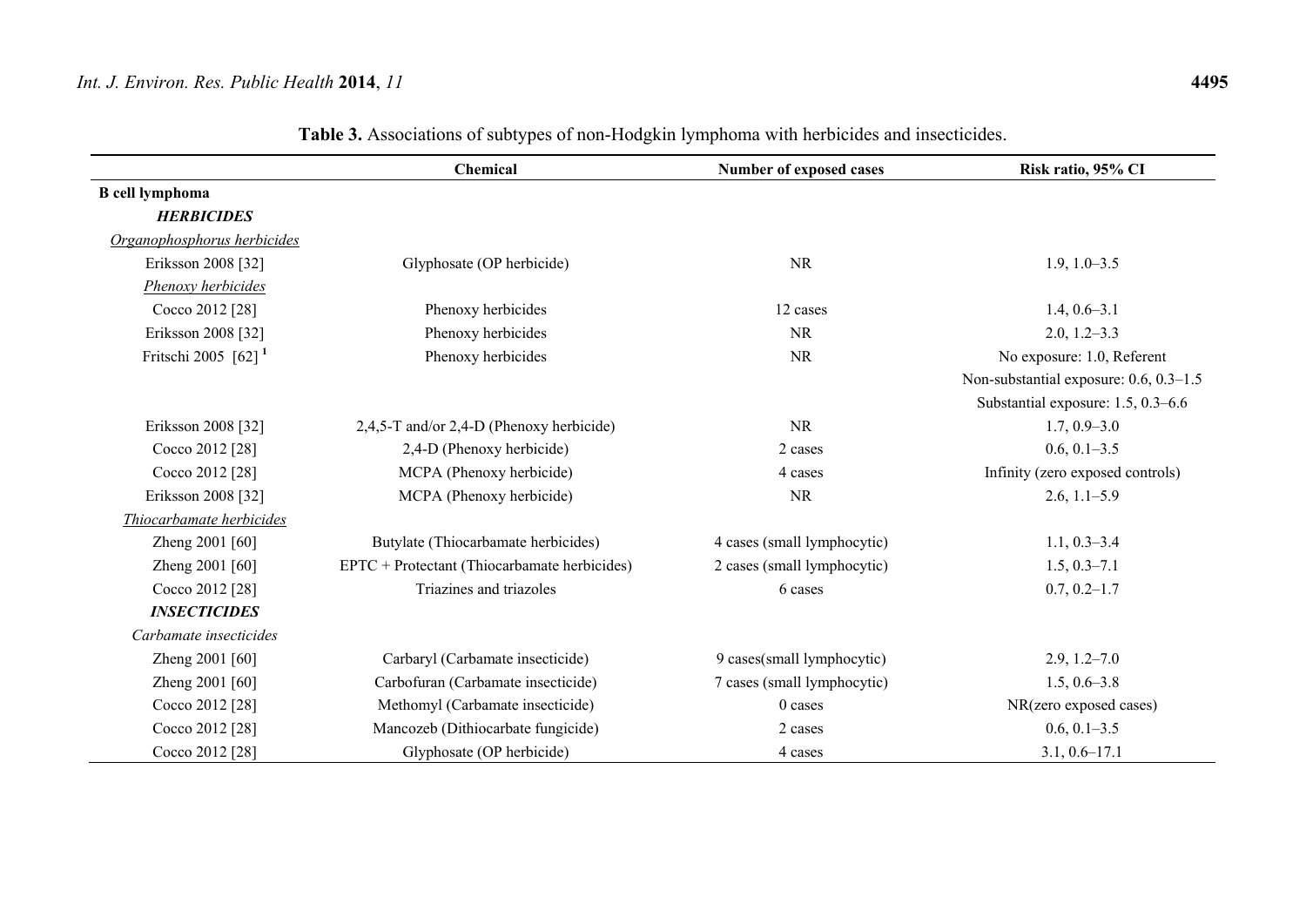**Table 3.** Associations of subtypes of non-Hodgkin lymphoma with herbicides and insecticides.

| | Chemical | Number of exposed cases | Risk ratio, 95% CI |
|---|---|---|---|
| **B cell lymphoma** | | | |
| ***HERBICIDES*** | | | |
| *Organophosphorus herbicides* | | | |
| Eriksson 2008 [32] | Glyphosate (OP herbicide) | NR | 1.9, 1.0–3.5 |
| *Phenoxy herbicides* | | | |
| Cocco 2012 [28] | Phenoxy herbicides | 12 cases | 1.4, 0.6–3.1 |
| Eriksson 2008 [32] | Phenoxy herbicides | NR | 2.0, 1.2–3.3 |
| Fritschi 2005 [62] [1] | Phenoxy herbicides | NR | No exposure: 1.0, Referent |
| | | | Non-substantial exposure: 0.6, 0.3–1.5 |
| | | | Substantial exposure: 1.5, 0.3–6.6 |
| Eriksson 2008 [32] | 2,4,5-T and/or 2,4-D (Phenoxy herbicide) | NR | 1.7, 0.9–3.0 |
| Cocco 2012 [28] | 2,4-D (Phenoxy herbicide) | 2 cases | 0.6, 0.1–3.5 |
| Cocco 2012 [28] | MCPA (Phenoxy herbicide) | 4 cases | Infinity (zero exposed controls) |
| Eriksson 2008 [32] | MCPA (Phenoxy herbicide) | NR | 2.6, 1.1–5.9 |
| *Thiocarbamate herbicides* | | | |
| Zheng 2001 [60] | Butylate (Thiocarbamate herbicides) | 4 cases (small lymphocytic) | 1.1, 0.3–3.4 |
| Zheng 2001 [60] | EPTC + Protectant (Thiocarbamate herbicides) | 2 cases (small lymphocytic) | 1.5, 0.3–7.1 |
| Cocco 2012 [28] | Triazines and triazoles | 6 cases | 0.7, 0.2–1.7 |
| ***INSECTICIDES*** | | | |
| *Carbamate insecticides* | | | |
| Zheng 2001 [60] | Carbaryl (Carbamate insecticide) | 9 cases(small lymphocytic) | 2.9, 1.2–7.0 |
| Zheng 2001 [60] | Carbofuran (Carbamate insecticide) | 7 cases (small lymphocytic) | 1.5, 0.6–3.8 |
| Cocco 2012 [28] | Methomyl (Carbamate insecticide) | 0 cases | NR(zero exposed cases) |
| Cocco 2012 [28] | Mancozeb (Dithiocarbate fungicide) | 2 cases | 0.6, 0.1–3.5 |
| Cocco 2012 [28] | Glyphosate (OP herbicide) | 4 cases | 3.1, 0.6–17.1 |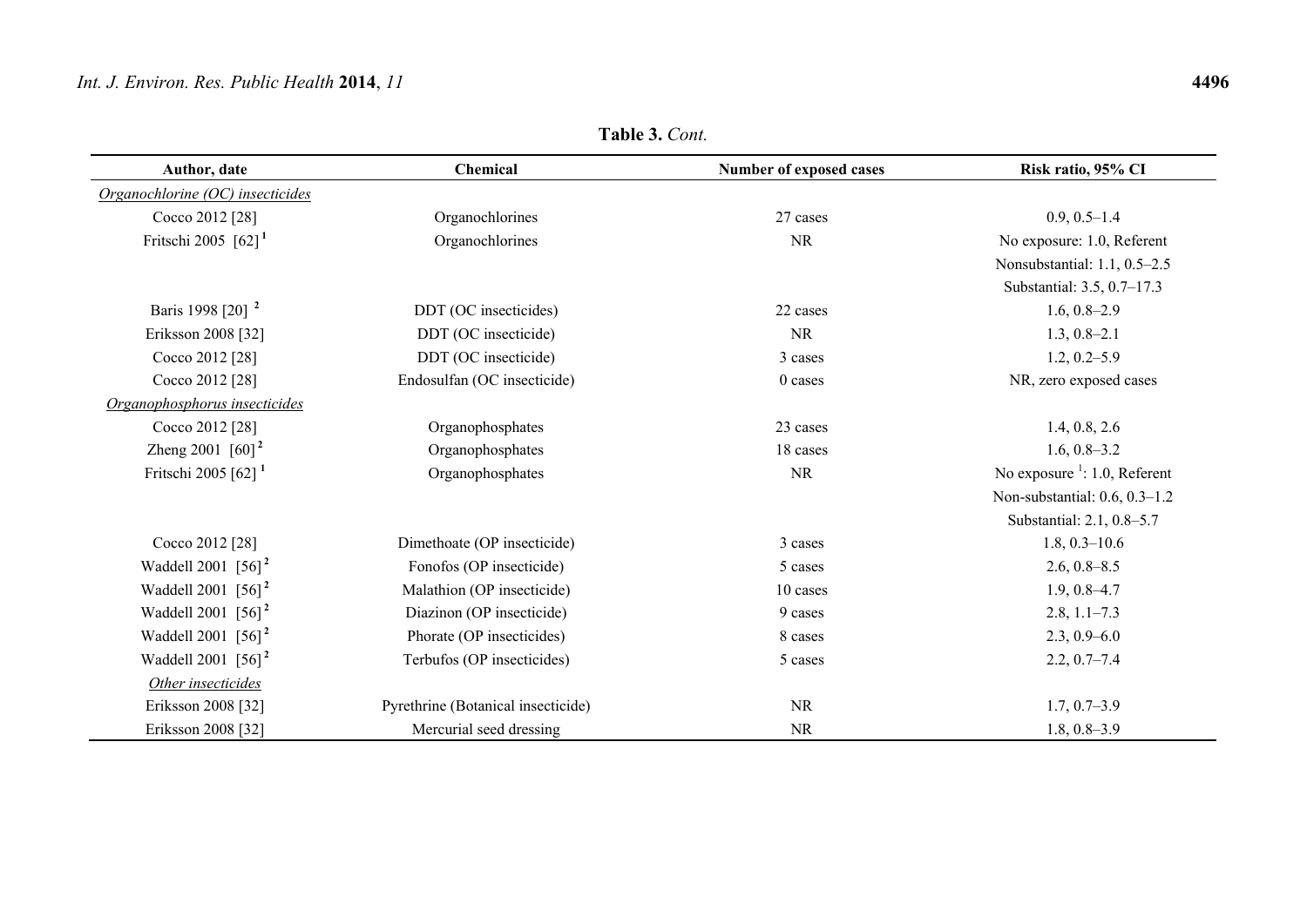**Table 3.** *Cont.*

| Author, date | Chemical | Number of exposed cases | Risk ratio, 95% CI |
|---|---|---|---|
| *Organochlorine (OC) insecticides* | | | |
| Cocco 2012 [28] | Organochlorines | 27 cases | 0.9, 0.5–1.4 |
| Fritschi 2005 [62] [1] | Organochlorines | NR | No exposure: 1.0, Referent |
| | | | Nonsubstantial: 1.1, 0.5–2.5 |
| | | | Substantial: 3.5, 0.7–17.3 |
| Baris 1998 [20] [2] | DDT (OC insecticides) | 22 cases | 1.6, 0.8–2.9 |
| Eriksson 2008 [32] | DDT (OC insecticide) | NR | 1.3, 0.8–2.1 |
| Cocco 2012 [28] | DDT (OC insecticide) | 3 cases | 1.2, 0.2–5.9 |
| Cocco 2012 [28] | Endosulfan (OC insecticide) | 0 cases | NR, zero exposed cases |
| *Organophosphorus insecticides* | | | |
| Cocco 2012 [28] | Organophosphates | 23 cases | 1.4, 0.8, 2.6 |
| Zheng 2001 [60] [2] | Organophosphates | 18 cases | 1.6, 0.8–3.2 |
| Fritschi 2005 [62] [1] | Organophosphates | NR | No exposure [1]: 1.0, Referent |
| | | | Non-substantial: 0.6, 0.3–1.2 |
| | | | Substantial: 2.1, 0.8–5.7 |
| Cocco 2012 [28] | Dimethoate (OP insecticide) | 3 cases | 1.8, 0.3–10.6 |
| Waddell 2001 [56] [2] | Fonofos (OP insecticide) | 5 cases | 2.6, 0.8–8.5 |
| Waddell 2001 [56] [2] | Malathion (OP insecticide) | 10 cases | 1.9, 0.8–4.7 |
| Waddell 2001 [56] [2] | Diazinon (OP insecticide) | 9 cases | 2.8, 1.1–7.3 |
| Waddell 2001 [56] [2] | Phorate (OP insecticides) | 8 cases | 2.3, 0.9–6.0 |
| Waddell 2001 [56] [2] | Terbufos (OP insecticides) | 5 cases | 2.2, 0.7–7.4 |
| *Other insecticides* | | | |
| Eriksson 2008 [32] | Pyrethrine (Botanical insecticide) | NR | 1.7, 0.7–3.9 |
| Eriksson 2008 [32] | Mercurial seed dressing | NR | 1.8, 0.8–3.9 |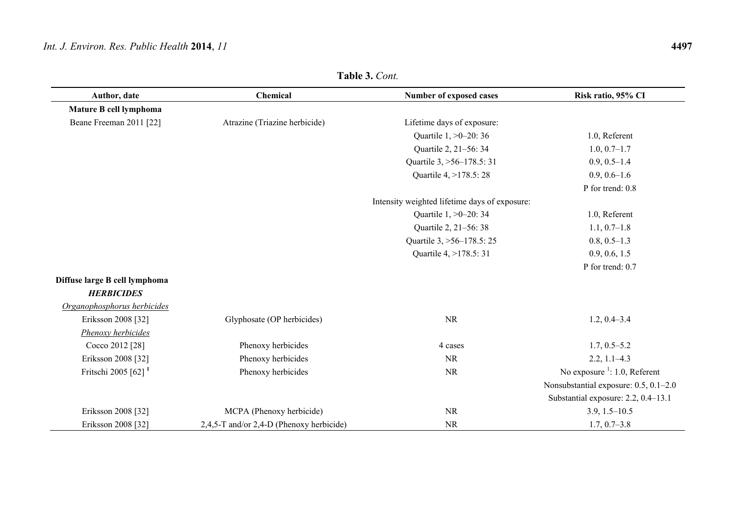**Table 3.** *Cont.*

| Author, date | Chemical | Number of exposed cases | Risk ratio, 95% CI |
|---|---|---|---|
| **Mature B cell lymphoma** | | | |
| Beane Freeman 2011 [22] | Atrazine (Triazine herbicide) | Lifetime days of exposure: | |
| | | Quartile 1, >0–20: 36 | 1.0, Referent |
| | | Quartile 2, 21–56: 34 | 1.0, 0.7–1.7 |
| | | Quartile 3, >56–178.5: 31 | 0.9, 0.5–1.4 |
| | | Quartile 4, >178.5: 28 | 0.9, 0.6–1.6 |
| | | | P for trend: 0.8 |
| | | Intensity weighted lifetime days of exposure: | |
| | | Quartile 1, >0–20: 34 | 1.0, Referent |
| | | Quartile 2, 21–56: 38 | 1.1, 0.7–1.8 |
| | | Quartile 3, >56–178.5: 25 | 0.8, 0.5–1.3 |
| | | Quartile 4, >178.5: 31 | 0.9, 0.6, 1.5 |
| | | | P for trend: 0.7 |
| **Diffuse large B cell lymphoma** | | | |
| ***HERBICIDES*** | | | |
| Organophosphorus herbicides | | | |
| Eriksson 2008 [32] | Glyphosate (OP herbicides) | NR | 1.2, 0.4–3.4 |
| *Phenoxy herbicides* | | | |
| Cocco 2012 [28] | Phenoxy herbicides | 4 cases | 1.7, 0.5–5.2 |
| Eriksson 2008 [32] | Phenoxy herbicides | NR | 2.2, 1.1–4.3 |
| Fritschi 2005 [62] [1] | Phenoxy herbicides | NR | No exposure [1]: 1.0, Referent |
| | | | Nonsubstantial exposure: 0.5, 0.1–2.0 |
| | | | Substantial exposure: 2.2, 0.4–13.1 |
| Eriksson 2008 [32] | MCPA (Phenoxy herbicide) | NR | 3.9, 1.5–10.5 |
| Eriksson 2008 [32] | 2,4,5-T and/or 2,4-D (Phenoxy herbicide) | NR | 1.7, 0.7–3.8 |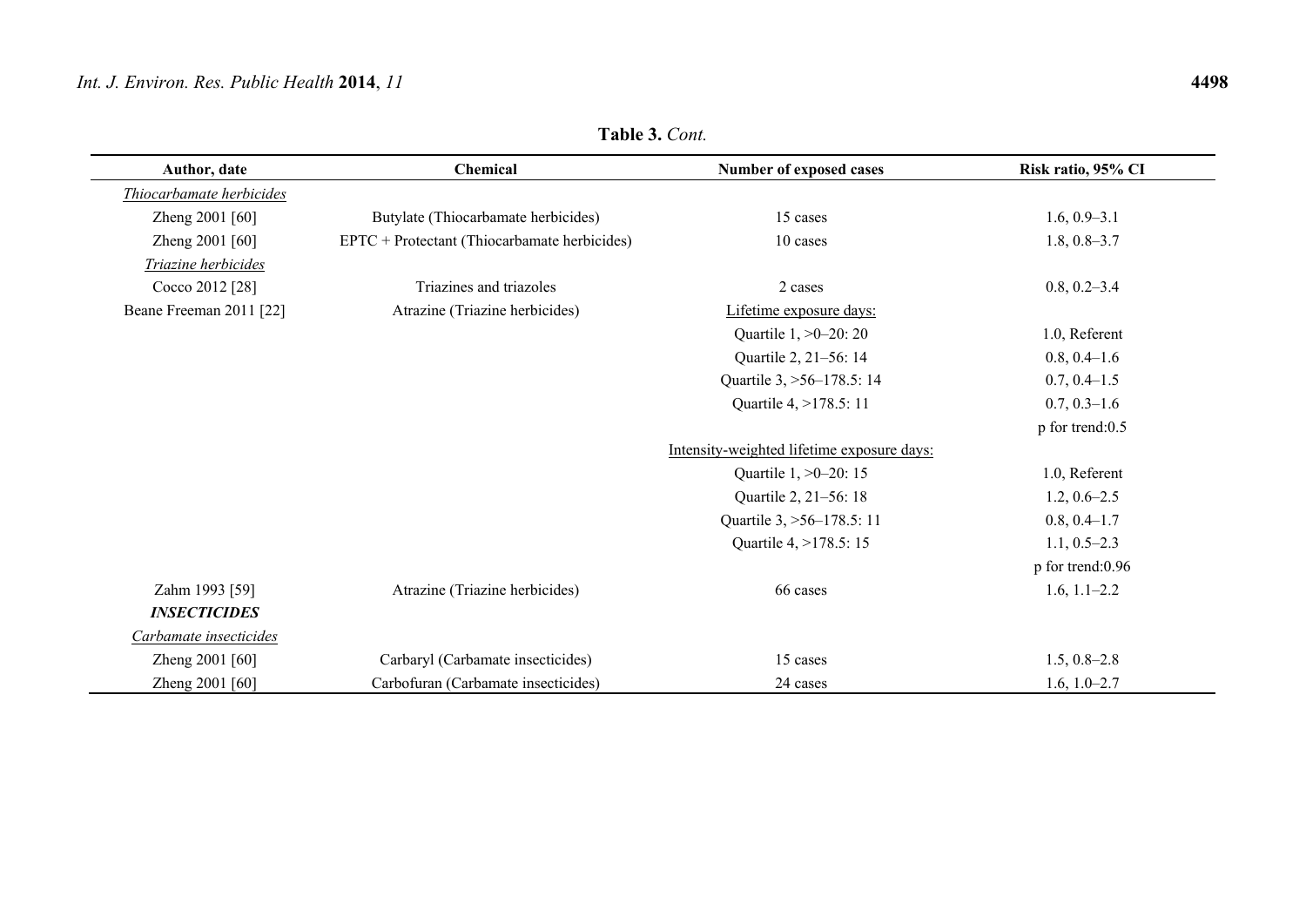**Table 3.** *Cont.*

| Author, date | Chemical | Number of exposed cases | Risk ratio, 95% CI |
|---|---|---|---|
| *Thiocarbamate herbicides* | | | |
| Zheng 2001 [60] | Butylate (Thiocarbamate herbicides) | 15 cases | 1.6, 0.9–3.1 |
| Zheng 2001 [60] | EPTC + Protectant (Thiocarbamate herbicides) | 10 cases | 1.8, 0.8–3.7 |
| *Triazine herbicides* | | | |
| Cocco 2012 [28] | Triazines and triazoles | 2 cases | 0.8, 0.2–3.4 |
| Beane Freeman 2011 [22] | Atrazine (Triazine herbicides) | Lifetime exposure days: | |
| | | Quartile 1, >0–20: 20 | 1.0, Referent |
| | | Quartile 2, 21–56: 14 | 0.8, 0.4–1.6 |
| | | Quartile 3, >56–178.5: 14 | 0.7, 0.4–1.5 |
| | | Quartile 4, >178.5: 11 | 0.7, 0.3–1.6 |
| | | | p for trend:0.5 |
| | | Intensity-weighted lifetime exposure days: | |
| | | Quartile 1, >0–20: 15 | 1.0, Referent |
| | | Quartile 2, 21–56: 18 | 1.2, 0.6–2.5 |
| | | Quartile 3, >56–178.5: 11 | 0.8, 0.4–1.7 |
| | | Quartile 4, >178.5: 15 | 1.1, 0.5–2.3 |
| | | | p for trend:0.96 |
| Zahm 1993 [59] | Atrazine (Triazine herbicides) | 66 cases | 1.6, 1.1–2.2 |
| ***INSECTICIDES*** | | | |
| *Carbamate insecticides* | | | |
| Zheng 2001 [60] | Carbaryl (Carbamate insecticides) | 15 cases | 1.5, 0.8–2.8 |
| Zheng 2001 [60] | Carbofuran (Carbamate insecticides) | 24 cases | 1.6, 1.0–2.7 |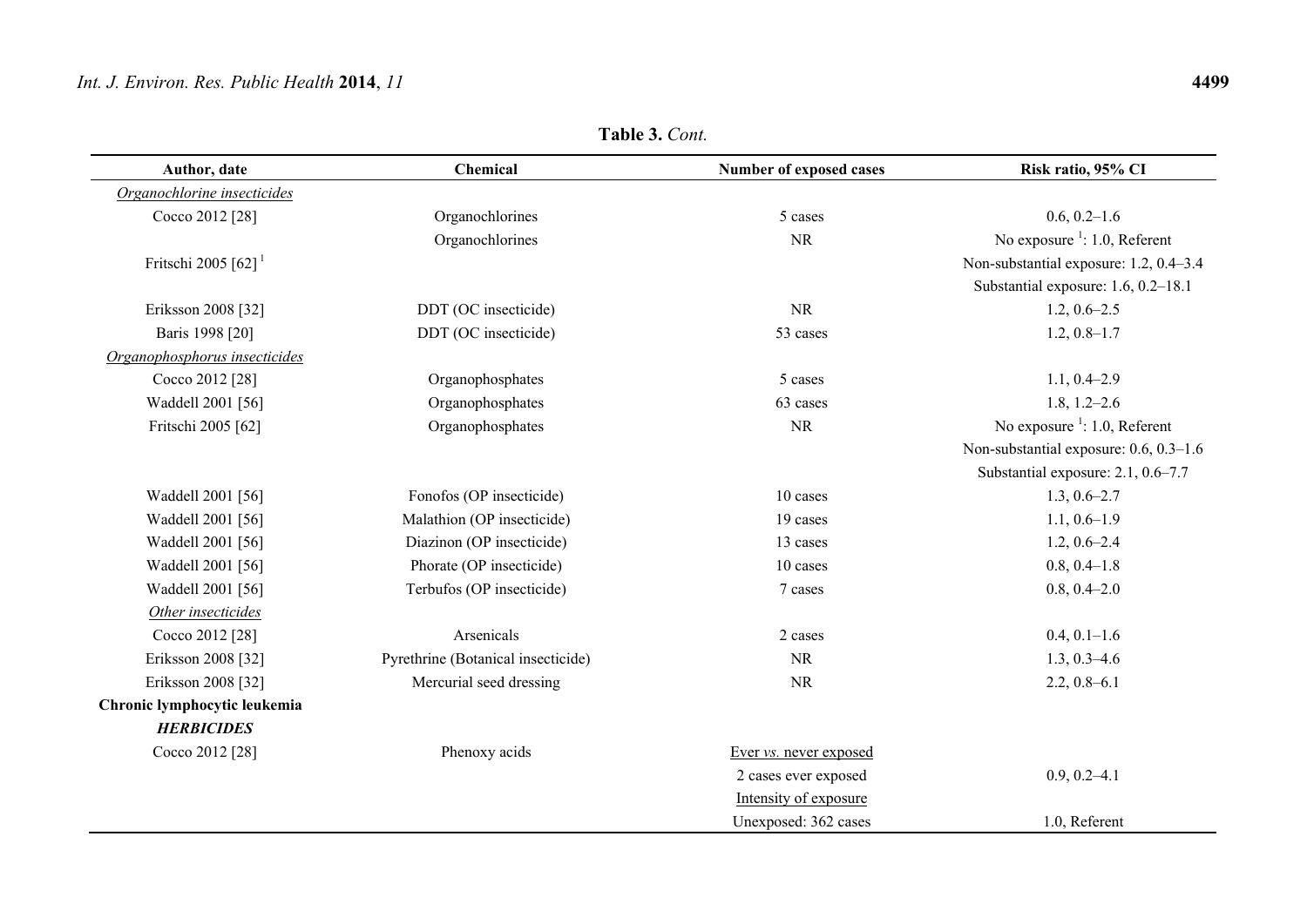**Table 3.** *Cont.*

| Author, date | Chemical | Number of exposed cases | Risk ratio, 95% CI |
|---|---|---|---|
| *Organochlorine insecticides* | | | |
| Cocco 2012 [28] | Organochlorines | 5 cases | 0.6, 0.2–1.6 |
| Fritschi 2005 [62] [1] | Organochlorines | NR | No exposure [1]: 1.0, Referent |
| | | | Non-substantial exposure: 1.2, 0.4–3.4 |
| | | | Substantial exposure: 1.6, 0.2–18.1 |
| Eriksson 2008 [32] | DDT (OC insecticide) | NR | 1.2, 0.6–2.5 |
| Baris 1998 [20] | DDT (OC insecticide) | 53 cases | 1.2, 0.8–1.7 |
| *Organophosphorus insecticides* | | | |
| Cocco 2012 [28] | Organophosphates | 5 cases | 1.1, 0.4–2.9 |
| Waddell 2001 [56] | Organophosphates | 63 cases | 1.8, 1.2–2.6 |
| Fritschi 2005 [62] | Organophosphates | NR | No exposure [1]: 1.0, Referent |
| | | | Non-substantial exposure: 0.6, 0.3–1.6 |
| | | | Substantial exposure: 2.1, 0.6–7.7 |
| Waddell 2001 [56] | Fonofos (OP insecticide) | 10 cases | 1.3, 0.6–2.7 |
| Waddell 2001 [56] | Malathion (OP insecticide) | 19 cases | 1.1, 0.6–1.9 |
| Waddell 2001 [56] | Diazinon (OP insecticide) | 13 cases | 1.2, 0.6–2.4 |
| Waddell 2001 [56] | Phorate (OP insecticide) | 10 cases | 0.8, 0.4–1.8 |
| Waddell 2001 [56] | Terbufos (OP insecticide) | 7 cases | 0.8, 0.4–2.0 |
| *Other insecticides* | | | |
| Cocco 2012 [28] | Arsenicals | 2 cases | 0.4, 0.1–1.6 |
| Eriksson 2008 [32] | Pyrethrine (Botanical insecticide) | NR | 1.3, 0.3–4.6 |
| Eriksson 2008 [32] | Mercurial seed dressing | NR | 2.2, 0.8–6.1 |
| **Chronic lymphocytic leukemia** | | | |
| ***HERBICIDES*** | | | |
| Cocco 2012 [28] | Phenoxy acids | Ever *vs.* never exposed | |
| | | 2 cases ever exposed | 0.9, 0.2–4.1 |
| | | Intensity of exposure | |
| | | Unexposed: 362 cases | 1.0, Referent |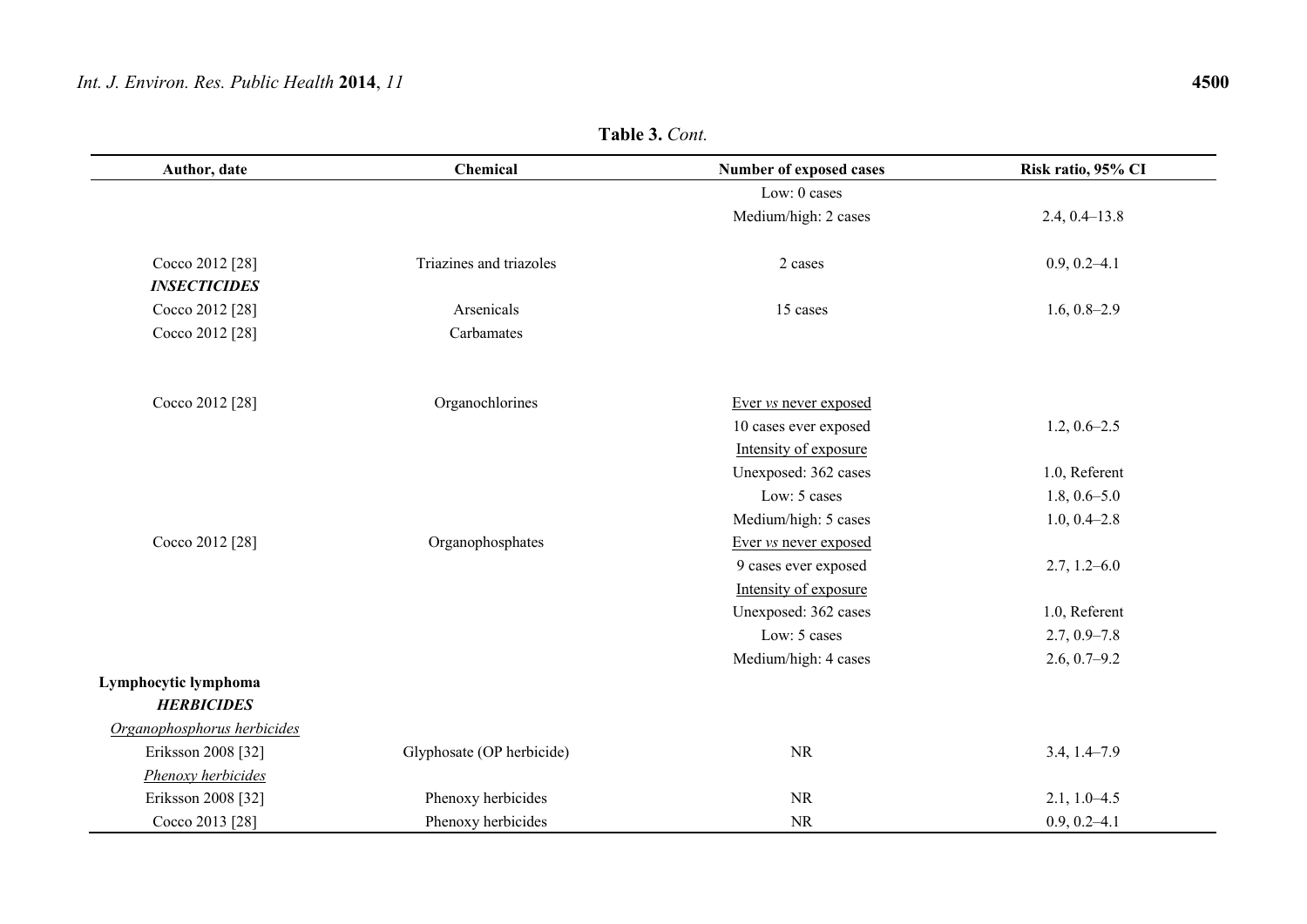**Table 3.** *Cont.*

| Author, date | Chemical | Number of exposed cases | Risk ratio, 95% CI |
|---|---|---|---|
| | | Low: 0 cases | |
| | | Medium/high: 2 cases | 2.4, 0.4–13.8 |
| Cocco 2012 [28] | Triazines and triazoles | 2 cases | 0.9, 0.2–4.1 |
| ***INSECTICIDES*** | | | |
| Cocco 2012 [28] | Arsenicals | 15 cases | 1.6, 0.8–2.9 |
| Cocco 2012 [28] | Carbamates | | |
| Cocco 2012 [28] | Organochlorines | Ever *vs* never exposed | |
| | | 10 cases ever exposed | 1.2, 0.6–2.5 |
| | | Intensity of exposure | |
| | | Unexposed: 362 cases | 1.0, Referent |
| | | Low: 5 cases | 1.8, 0.6–5.0 |
| | | Medium/high: 5 cases | 1.0, 0.4–2.8 |
| Cocco 2012 [28] | Organophosphates | Ever *vs* never exposed | |
| | | 9 cases ever exposed | 2.7, 1.2–6.0 |
| | | Intensity of exposure | |
| | | Unexposed: 362 cases | 1.0, Referent |
| | | Low: 5 cases | 2.7, 0.9–7.8 |
| | | Medium/high: 4 cases | 2.6, 0.7–9.2 |
| **Lymphocytic lymphoma** | | | |
| ***HERBICIDES*** | | | |
| *Organophosphorus herbicides* | | | |
| Eriksson 2008 [32] | Glyphosate (OP herbicide) | NR | 3.4, 1.4–7.9 |
| *Phenoxy herbicides* | | | |
| Eriksson 2008 [32] | Phenoxy herbicides | NR | 2.1, 1.0–4.5 |
| Cocco 2013 [28] | Phenoxy herbicides | NR | 0.9, 0.2–4.1 |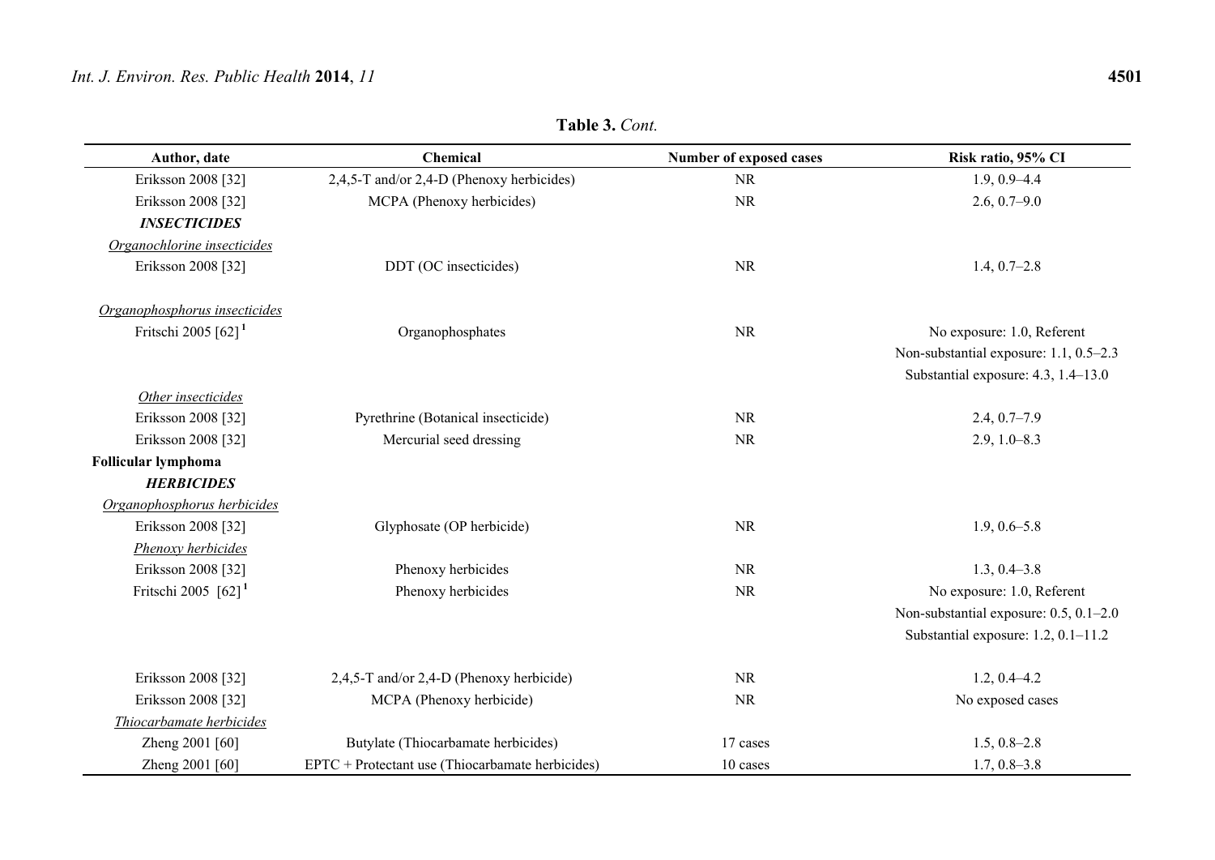**Table 3.** *Cont.*

| Author, date | Chemical | Number of exposed cases | Risk ratio, 95% CI |
|---|---|---|---|
| Eriksson 2008 [32] | 2,4,5-T and/or 2,4-D (Phenoxy herbicides) | NR | 1.9, 0.9–4.4 |
| Eriksson 2008 [32] | MCPA (Phenoxy herbicides) | NR | 2.6, 0.7–9.0 |
| ***INSECTICIDES*** | | | |
| *Organochlorine insecticides* | | | |
| Eriksson 2008 [32] | DDT (OC insecticides) | NR | 1.4, 0.7–2.8 |
| *Organophosphorus insecticides* | | | |
| Fritschi 2005 [62] [1] | Organophosphates | NR | No exposure: 1.0, Referent |
| | | | Non-substantial exposure: 1.1, 0.5–2.3 |
| | | | Substantial exposure: 4.3, 1.4–13.0 |
| *Other insecticides* | | | |
| Eriksson 2008 [32] | Pyrethrine (Botanical insecticide) | NR | 2.4, 0.7–7.9 |
| Eriksson 2008 [32] | Mercurial seed dressing | NR | 2.9, 1.0–8.3 |
| **Follicular lymphoma** | | | |
| ***HERBICIDES*** | | | |
| *Organophosphorus herbicides* | | | |
| Eriksson 2008 [32] | Glyphosate (OP herbicide) | NR | 1.9, 0.6–5.8 |
| *Phenoxy herbicides* | | | |
| Eriksson 2008 [32] | Phenoxy herbicides | NR | 1.3, 0.4–3.8 |
| Fritschi 2005 [62] [1] | Phenoxy herbicides | NR | No exposure: 1.0, Referent |
| | | | Non-substantial exposure: 0.5, 0.1–2.0 |
| | | | Substantial exposure: 1.2, 0.1–11.2 |
| Eriksson 2008 [32] | 2,4,5-T and/or 2,4-D (Phenoxy herbicide) | NR | 1.2, 0.4–4.2 |
| Eriksson 2008 [32] | MCPA (Phenoxy herbicide) | NR | No exposed cases |
| *Thiocarbamate herbicides* | | | |
| Zheng 2001 [60] | Butylate (Thiocarbamate herbicides) | 17 cases | 1.5, 0.8–2.8 |
| Zheng 2001 [60] | EPTC + Protectant use (Thiocarbamate herbicides) | 10 cases | 1.7, 0.8–3.8 |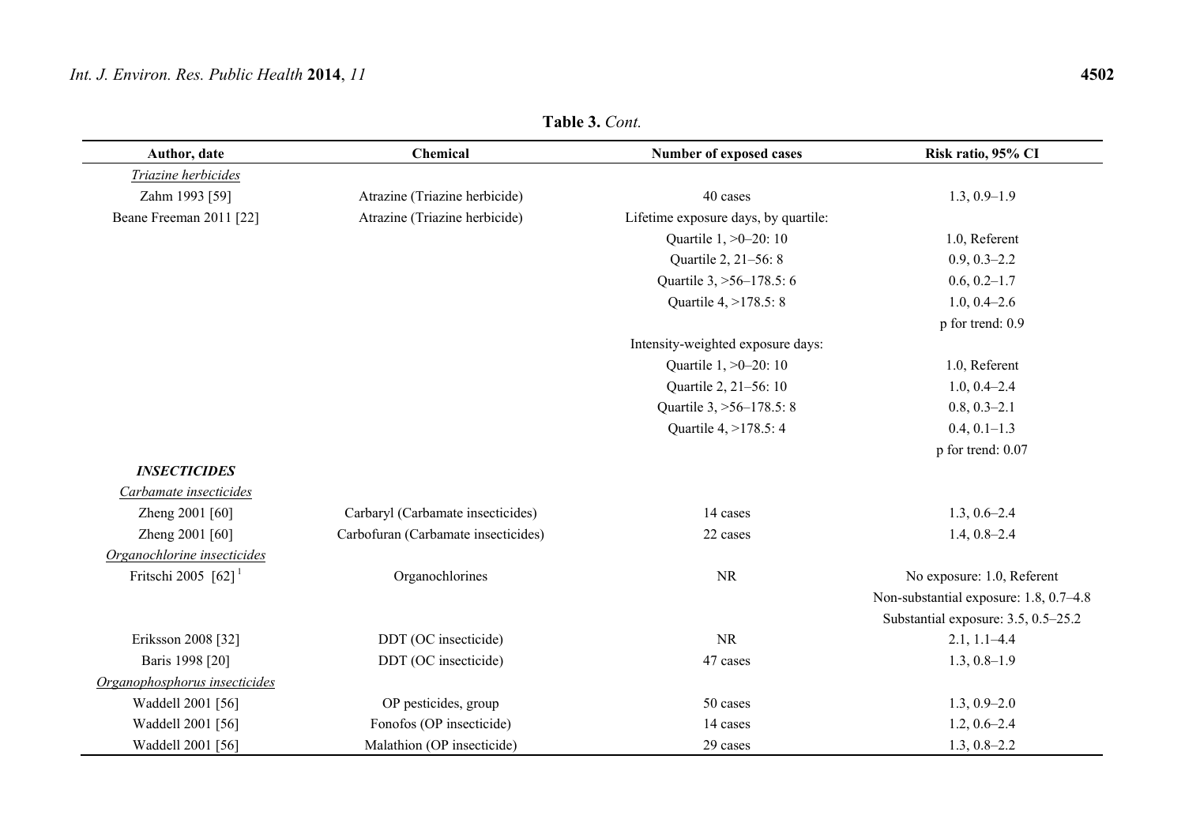**Table 3.** *Cont.*

| Author, date | Chemical | Number of exposed cases | Risk ratio, 95% CI |
|---|---|---|---|
| *Triazine herbicides* | | | |
| Zahm 1993 [59] | Atrazine (Triazine herbicide) | 40 cases | 1.3, 0.9–1.9 |
| Beane Freeman 2011 [22] | Atrazine (Triazine herbicide) | Lifetime exposure days, by quartile: | |
| | | Quartile 1, >0–20: 10 | 1.0, Referent |
| | | Quartile 2, 21–56: 8 | 0.9, 0.3–2.2 |
| | | Quartile 3, >56–178.5: 6 | 0.6, 0.2–1.7 |
| | | Quartile 4, >178.5: 8 | 1.0, 0.4–2.6 |
| | | | p for trend: 0.9 |
| | | Intensity-weighted exposure days: | |
| | | Quartile 1, >0–20: 10 | 1.0, Referent |
| | | Quartile 2, 21–56: 10 | 1.0, 0.4–2.4 |
| | | Quartile 3, >56–178.5: 8 | 0.8, 0.3–2.1 |
| | | Quartile 4, >178.5: 4 | 0.4, 0.1–1.3 |
| | | | p for trend: 0.07 |
| ***INSECTICIDES*** | | | |
| *Carbamate insecticides* | | | |
| Zheng 2001 [60] | Carbaryl (Carbamate insecticides) | 14 cases | 1.3, 0.6–2.4 |
| Zheng 2001 [60] | Carbofuran (Carbamate insecticides) | 22 cases | 1.4, 0.8–2.4 |
| *Organochlorine insecticides* | | | |
| Fritschi 2005 [62] [1] | Organochlorines | NR | No exposure: 1.0, Referent |
| | | | Non-substantial exposure: 1.8, 0.7–4.8 |
| | | | Substantial exposure: 3.5, 0.5–25.2 |
| Eriksson 2008 [32] | DDT (OC insecticide) | NR | 2.1, 1.1–4.4 |
| Baris 1998 [20] | DDT (OC insecticide) | 47 cases | 1.3, 0.8–1.9 |
| *Organophosphorus insecticides* | | | |
| Waddell 2001 [56] | OP pesticides, group | 50 cases | 1.3, 0.9–2.0 |
| Waddell 2001 [56] | Fonofos (OP insecticide) | 14 cases | 1.2, 0.6–2.4 |
| Waddell 2001 [56] | Malathion (OP insecticide) | 29 cases | 1.3, 0.8–2.2 |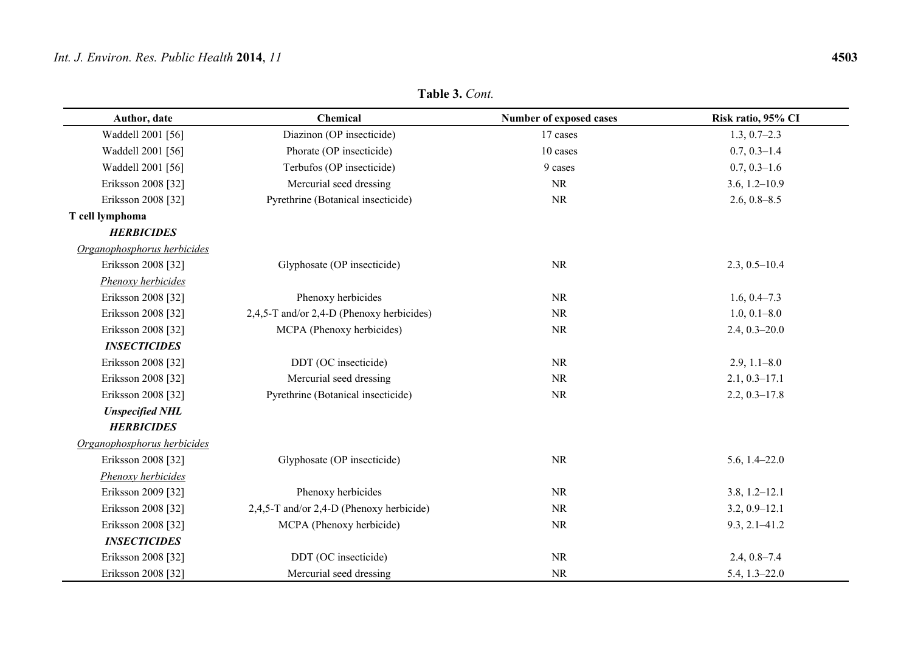**Table 3.** *Cont.*

| Author, date | Chemical | Number of exposed cases | Risk ratio, 95% CI |
|---|---|---|---|
| Waddell 2001 [56] | Diazinon (OP insecticide) | 17 cases | 1.3, 0.7–2.3 |
| Waddell 2001 [56] | Phorate (OP insecticide) | 10 cases | 0.7, 0.3–1.4 |
| Waddell 2001 [56] | Terbufos (OP insecticide) | 9 cases | 0.7, 0.3–1.6 |
| Eriksson 2008 [32] | Mercurial seed dressing | NR | 3.6, 1.2–10.9 |
| Eriksson 2008 [32] | Pyrethrine (Botanical insecticide) | NR | 2.6, 0.8–8.5 |
| **T cell lymphoma** | | | |
| ***HERBICIDES*** | | | |
| *Organophosphorus herbicides* | | | |
| Eriksson 2008 [32] | Glyphosate (OP insecticide) | NR | 2.3, 0.5–10.4 |
| *Phenoxy herbicides* | | | |
| Eriksson 2008 [32] | Phenoxy herbicides | NR | 1.6, 0.4–7.3 |
| Eriksson 2008 [32] | 2,4,5-T and/or 2,4-D (Phenoxy herbicides) | NR | 1.0, 0.1–8.0 |
| Eriksson 2008 [32] | MCPA (Phenoxy herbicides) | NR | 2.4, 0.3–20.0 |
| ***INSECTICIDES*** | | | |
| Eriksson 2008 [32] | DDT (OC insecticide) | NR | 2.9, 1.1–8.0 |
| Eriksson 2008 [32] | Mercurial seed dressing | NR | 2.1, 0.3–17.1 |
| Eriksson 2008 [32] | Pyrethrine (Botanical insecticide) | NR | 2.2, 0.3–17.8 |
| ***Unspecified NHL*** | | | |
| ***HERBICIDES*** | | | |
| *Organophosphorus herbicides* | | | |
| Eriksson 2008 [32] | Glyphosate (OP insecticide) | NR | 5.6, 1.4–22.0 |
| *Phenoxy herbicides* | | | |
| Eriksson 2009 [32] | Phenoxy herbicides | NR | 3.8, 1.2–12.1 |
| Eriksson 2008 [32] | 2,4,5-T and/or 2,4-D (Phenoxy herbicide) | NR | 3.2, 0.9–12.1 |
| Eriksson 2008 [32] | MCPA (Phenoxy herbicide) | NR | 9.3, 2.1–41.2 |
| ***INSECTICIDES*** | | | |
| Eriksson 2008 [32] | DDT (OC insecticide) | NR | 2.4, 0.8–7.4 |
| Eriksson 2008 [32] | Mercurial seed dressing | NR | 5.4, 1.3–22.0 |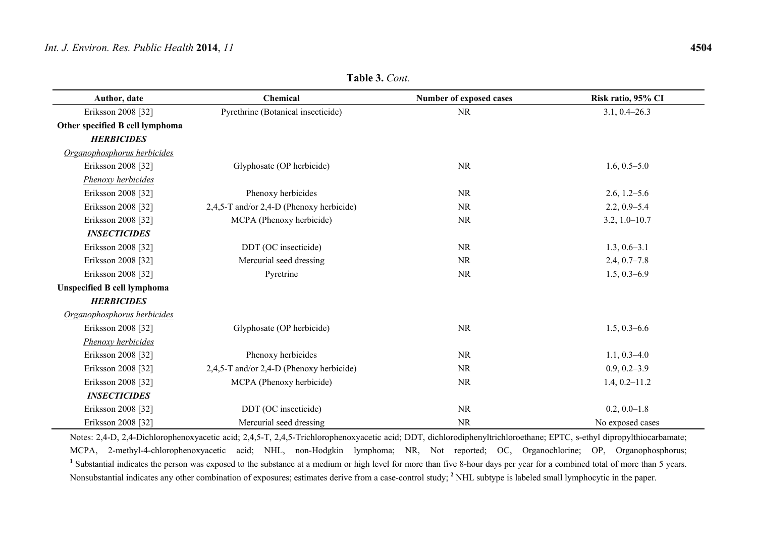**Table 3.** *Cont.*

| Author, date | Chemical | Number of exposed cases | Risk ratio, 95% CI |
|---|---|---|---|
| Eriksson 2008 [32] | Pyrethrine (Botanical insecticide) | NR | 3.1, 0.4–26.3 |
| **Other specified B cell lymphoma** | | | |
| ***HERBICIDES*** | | | |
| Organophosphorus herbicides | | | |
| Eriksson 2008 [32] | Glyphosate (OP herbicide) | NR | 1.6, 0.5–5.0 |
| Phenoxy herbicides | | | |
| Eriksson 2008 [32] | Phenoxy herbicides | NR | 2.6, 1.2–5.6 |
| Eriksson 2008 [32] | 2,4,5-T and/or 2,4-D (Phenoxy herbicide) | NR | 2.2, 0.9–5.4 |
| Eriksson 2008 [32] | MCPA (Phenoxy herbicide) | NR | 3.2, 1.0–10.7 |
| ***INSECTICIDES*** | | | |
| Eriksson 2008 [32] | DDT (OC insecticide) | NR | 1.3, 0.6–3.1 |
| Eriksson 2008 [32] | Mercurial seed dressing | NR | 2.4, 0.7–7.8 |
| Eriksson 2008 [32] | Pyretrine | NR | 1.5, 0.3–6.9 |
| **Unspecified B cell lymphoma** | | | |
| ***HERBICIDES*** | | | |
| Organophosphorus herbicides | | | |
| Eriksson 2008 [32] | Glyphosate (OP herbicide) | NR | 1.5, 0.3–6.6 |
| Phenoxy herbicides | | | |
| Eriksson 2008 [32] | Phenoxy herbicides | NR | 1.1, 0.3–4.0 |
| Eriksson 2008 [32] | 2,4,5-T and/or 2,4-D (Phenoxy herbicide) | NR | 0.9, 0.2–3.9 |
| Eriksson 2008 [32] | MCPA (Phenoxy herbicide) | NR | 1.4, 0.2–11.2 |
| ***INSECTICIDES*** | | | |
| Eriksson 2008 [32] | DDT (OC insecticide) | NR | 0.2, 0.0–1.8 |
| Eriksson 2008 [32] | Mercurial seed dressing | NR | No exposed cases |

Notes: 2,4-D, 2,4-Dichlorophenoxyacetic acid; 2,4,5-T, 2,4,5-Trichlorophenoxyacetic acid; DDT, dichlorodiphenyltrichloroethane; EPTC, s-ethyl dipropylthiocarbamate; MCPA, 2-methyl-4-chlorophenoxyacetic acid; NHL, non-Hodgkin lymphoma; NR, Not reported; OC, Organochlorine; OP, Organophosphorus; [1] Substantial indicates the person was exposed to the substance at a medium or high level for more than five 8-hour days per year for a combined total of more than 5 years. Nonsubstantial indicates any other combination of exposures; estimates derive from a case-control study; [2] NHL subtype is labeled small lymphocytic in the paper.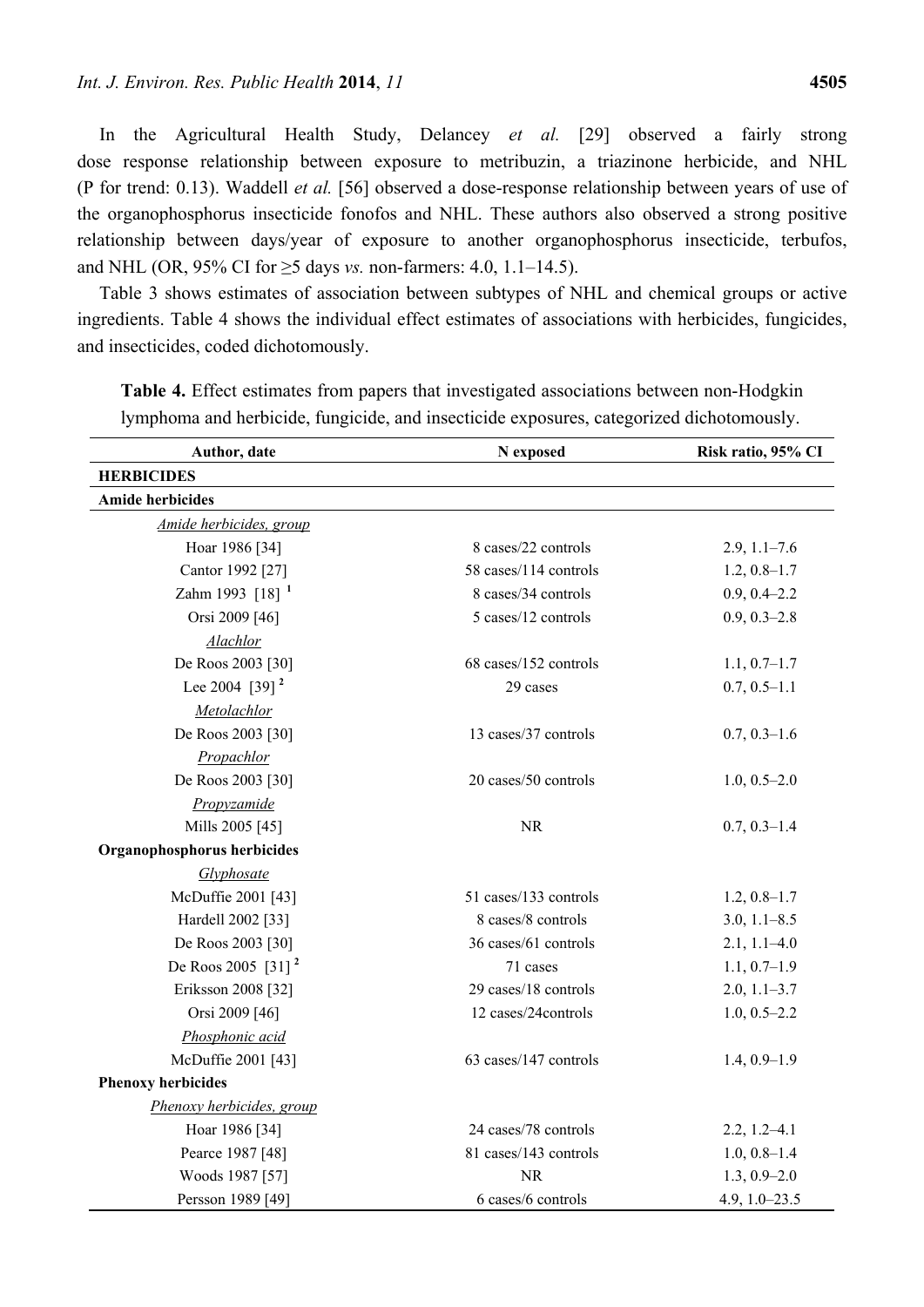In the Agricultural Health Study, Delancey *et al.* [29] observed a fairly strong dose response relationship between exposure to metribuzin, a triazinone herbicide, and NHL (P for trend: 0.13). Waddell *et al.* [56] observed a dose-response relationship between years of use of the organophosphorus insecticide fonofos and NHL. These authors also observed a strong positive relationship between days/year of exposure to another organophosphorus insecticide, terbufos, and NHL (OR, 95% CI for ≥5 days *vs.* non-farmers: 4.0, 1.1–14.5).

Table 3 shows estimates of association between subtypes of NHL and chemical groups or active ingredients. Table 4 shows the individual effect estimates of associations with herbicides, fungicides, and insecticides, coded dichotomously.

**Table 4.** Effect estimates from papers that investigated associations between non-Hodgkin lymphoma and herbicide, fungicide, and insecticide exposures, categorized dichotomously.

| Author, date | N exposed | Risk ratio, 95% CI |
|---|---|---|
| **HERBICIDES** | | |
| **Amide herbicides** | | |
| *Amide herbicides, group* | | |
| Hoar 1986 [34] | 8 cases/22 controls | 2.9, 1.1–7.6 |
| Cantor 1992 [27] | 58 cases/114 controls | 1.2, 0.8–1.7 |
| Zahm 1993 [18] [1] | 8 cases/34 controls | 0.9, 0.4–2.2 |
| Orsi 2009 [46] | 5 cases/12 controls | 0.9, 0.3–2.8 |
| *Alachlor* | | |
| De Roos 2003 [30] | 68 cases/152 controls | 1.1, 0.7–1.7 |
| Lee 2004 [39] [2] | 29 cases | 0.7, 0.5–1.1 |
| *Metolachlor* | | |
| De Roos 2003 [30] | 13 cases/37 controls | 0.7, 0.3–1.6 |
| *Propachlor* | | |
| De Roos 2003 [30] | 20 cases/50 controls | 1.0, 0.5–2.0 |
| *Propyzamide* | | |
| Mills 2005 [45] | NR | 0.7, 0.3–1.4 |
| **Organophosphorus herbicides** | | |
| *Glyphosate* | | |
| McDuffie 2001 [43] | 51 cases/133 controls | 1.2, 0.8–1.7 |
| Hardell 2002 [33] | 8 cases/8 controls | 3.0, 1.1–8.5 |
| De Roos 2003 [30] | 36 cases/61 controls | 2.1, 1.1–4.0 |
| De Roos 2005 [31] [2] | 71 cases | 1.1, 0.7–1.9 |
| Eriksson 2008 [32] | 29 cases/18 controls | 2.0, 1.1–3.7 |
| Orsi 2009 [46] | 12 cases/24controls | 1.0, 0.5–2.2 |
| *Phosphonic acid* | | |
| McDuffie 2001 [43] | 63 cases/147 controls | 1.4, 0.9–1.9 |
| **Phenoxy herbicides** | | |
| *Phenoxy herbicides, group* | | |
| Hoar 1986 [34] | 24 cases/78 controls | 2.2, 1.2–4.1 |
| Pearce 1987 [48] | 81 cases/143 controls | 1.0, 0.8–1.4 |
| Woods 1987 [57] | NR | 1.3, 0.9–2.0 |
| Persson 1989 [49] | 6 cases/6 controls | 4.9, 1.0–23.5 |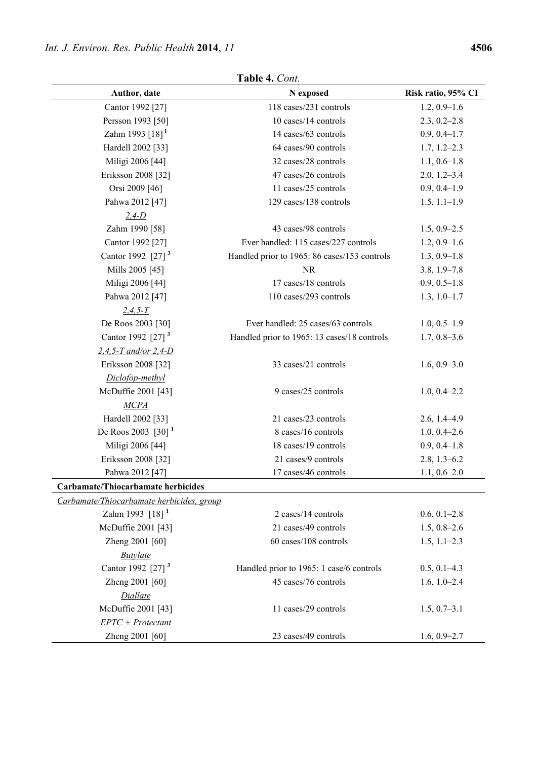**Table 4.** *Cont.*

| Author, date | N exposed | Risk ratio, 95% CI |
|---|---|---|
| Cantor 1992 [27] | 118 cases/231 controls | 1.2, 0.9–1.6 |
| Persson 1993 [50] | 10 cases/14 controls | 2.3, 0.2–2.8 |
| Zahm 1993 [18] [1] | 14 cases/63 controls | 0.9, 0.4–1.7 |
| Hardell 2002 [33] | 64 cases/90 controls | 1.7, 1.2–2.3 |
| Miligi 2006 [44] | 32 cases/28 controls | 1.1, 0.6–1.8 |
| Eriksson 2008 [32] | 47 cases/26 controls | 2.0, 1.2–3.4 |
| Orsi 2009 [46] | 11 cases/25 controls | 0.9, 0.4–1.9 |
| Pahwa 2012 [47] | 129 cases/138 controls | 1.5, 1.1–1.9 |
| *2,4-D* | | |
| Zahm 1990 [58] | 43 cases/98 controls | 1.5, 0.9–2.5 |
| Cantor 1992 [27] | Ever handled: 115 cases/227 controls | 1.2, 0.9–1.6 |
| Cantor 1992 [27] [3] | Handled prior to 1965: 86 cases/153 controls | 1.3, 0.9–1.8 |
| Mills 2005 [45] | NR | 3.8, 1.9–7.8 |
| Miligi 2006 [44] | 17 cases/18 controls | 0.9, 0.5–1.8 |
| Pahwa 2012 [47] | 110 cases/293 controls | 1.3, 1.0–1.7 |
| *2,4,5-T* | | |
| De Roos 2003 [30] | Ever handled: 25 cases/63 controls | 1.0, 0.5–1.9 |
| Cantor 1992 [27] [3] | Handled prior to 1965: 13 cases/18 controls | 1.7, 0.8–3.6 |
| *2,4,5-T and/or 2,4-D* | | |
| Eriksson 2008 [32] | 33 cases/21 controls | 1.6, 0.9–3.0 |
| *Diclofop-methyl* | | |
| McDuffie 2001 [43] | 9 cases/25 controls | 1.0, 0.4–2.2 |
| *MCPA* | | |
| Hardell 2002 [33] | 21 cases/23 controls | 2.6, 1.4–4.9 |
| De Roos 2003 [30] [1] | 8 cases/16 controls | 1.0, 0.4–2.6 |
| Miligi 2006 [44] | 18 cases/19 controls | 0.9, 0.4–1.8 |
| Eriksson 2008 [32] | 21 cases/9 controls | 2.8, 1.3–6.2 |
| Pahwa 2012 [47] | 17 cases/46 controls | 1.1, 0.6–2.0 |
| **Carbamate/Thiocarbamate herbicides** | | |
| *Carbamate/Thiocarbamate herbicides, group* | | |
| Zahm 1993 [18] [1] | 2 cases/14 controls | 0.6, 0.1–2.8 |
| McDuffie 2001 [43] | 21 cases/49 controls | 1.5, 0.8–2.6 |
| Zheng 2001 [60] | 60 cases/108 controls | 1.5, 1.1–2.3 |
| *Butylate* | | |
| Cantor 1992 [27] [3] | Handled prior to 1965: 1 case/6 controls | 0.5, 0.1–4.3 |
| Zheng 2001 [60] | 45 cases/76 controls | 1.6, 1.0–2.4 |
| *Diallate* | | |
| McDuffie 2001 [43] | 11 cases/29 controls | 1.5, 0.7–3.1 |
| *EPTC + Protectant* | | |
| Zheng 2001 [60] | 23 cases/49 controls | 1.6, 0.9–2.7 |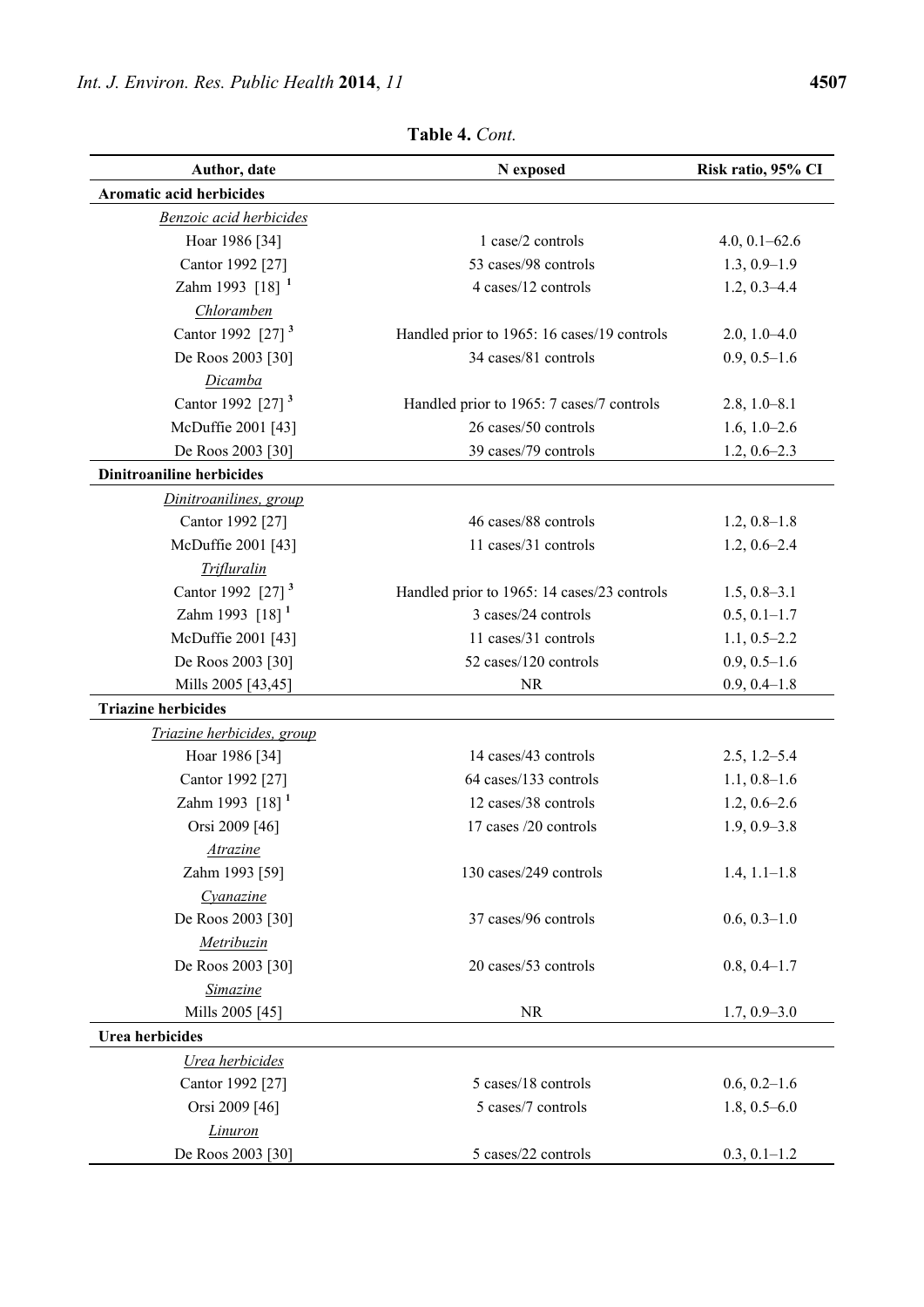**Table 4.** *Cont.*

| Author, date | N exposed | Risk ratio, 95% CI |
|---|---|---|
| **Aromatic acid herbicides** | | |
| *Benzoic acid herbicides* | | |
| Hoar 1986 [34] | 1 case/2 controls | 4.0, 0.1–62.6 |
| Cantor 1992 [27] | 53 cases/98 controls | 1.3, 0.9–1.9 |
| Zahm 1993 [18] [1] | 4 cases/12 controls | 1.2, 0.3–4.4 |
| *Chloramben* | | |
| Cantor 1992 [27] [3] | Handled prior to 1965: 16 cases/19 controls | 2.0, 1.0–4.0 |
| De Roos 2003 [30] | 34 cases/81 controls | 0.9, 0.5–1.6 |
| *Dicamba* | | |
| Cantor 1992 [27] [3] | Handled prior to 1965: 7 cases/7 controls | 2.8, 1.0–8.1 |
| McDuffie 2001 [43] | 26 cases/50 controls | 1.6, 1.0–2.6 |
| De Roos 2003 [30] | 39 cases/79 controls | 1.2, 0.6–2.3 |
| **Dinitroaniline herbicides** | | |
| *Dinitroanilines, group* | | |
| Cantor 1992 [27] | 46 cases/88 controls | 1.2, 0.8–1.8 |
| McDuffie 2001 [43] | 11 cases/31 controls | 1.2, 0.6–2.4 |
| *Trifluralin* | | |
| Cantor 1992 [27] [3] | Handled prior to 1965: 14 cases/23 controls | 1.5, 0.8–3.1 |
| Zahm 1993 [18] [1] | 3 cases/24 controls | 0.5, 0.1–1.7 |
| McDuffie 2001 [43] | 11 cases/31 controls | 1.1, 0.5–2.2 |
| De Roos 2003 [30] | 52 cases/120 controls | 0.9, 0.5–1.6 |
| Mills 2005 [43,45] | NR | 0.9, 0.4–1.8 |
| **Triazine herbicides** | | |
| *Triazine herbicides, group* | | |
| Hoar 1986 [34] | 14 cases/43 controls | 2.5, 1.2–5.4 |
| Cantor 1992 [27] | 64 cases/133 controls | 1.1, 0.8–1.6 |
| Zahm 1993 [18] [1] | 12 cases/38 controls | 1.2, 0.6–2.6 |
| Orsi 2009 [46] | 17 cases /20 controls | 1.9, 0.9–3.8 |
| *Atrazine* | | |
| Zahm 1993 [59] | 130 cases/249 controls | 1.4, 1.1–1.8 |
| *Cyanazine* | | |
| De Roos 2003 [30] | 37 cases/96 controls | 0.6, 0.3–1.0 |
| *Metribuzin* | | |
| De Roos 2003 [30] | 20 cases/53 controls | 0.8, 0.4–1.7 |
| *Simazine* | | |
| Mills 2005 [45] | NR | 1.7, 0.9–3.0 |
| **Urea herbicides** | | |
| *Urea herbicides* | | |
| Cantor 1992 [27] | 5 cases/18 controls | 0.6, 0.2–1.6 |
| Orsi 2009 [46] | 5 cases/7 controls | 1.8, 0.5–6.0 |
| *Linuron* | | |
| De Roos 2003 [30] | 5 cases/22 controls | 0.3, 0.1–1.2 |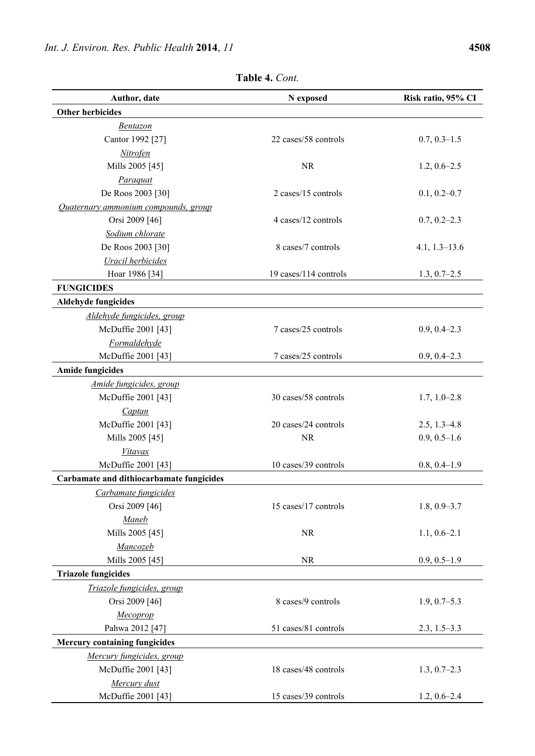**Table 4.** *Cont.*

| Author, date | N exposed | Risk ratio, 95% CI |
|---|---|---|
| **Other herbicides** | | |
| *Bentazon* | | |
| Cantor 1992 [27] | 22 cases/58 controls | 0.7, 0.3–1.5 |
| *Nitrofen* | | |
| Mills 2005 [45] | NR | 1.2, 0.6–2.5 |
| *Paraquat* | | |
| De Roos 2003 [30] | 2 cases/15 controls | 0.1, 0.2–0.7 |
| *Quaternary ammonium compounds, group* | | |
| Orsi 2009 [46] | 4 cases/12 controls | 0.7, 0.2–2.3 |
| *Sodium chlorate* | | |
| De Roos 2003 [30] | 8 cases/7 controls | 4.1, 1.3–13.6 |
| *Uracil herbicides* | | |
| Hoar 1986 [34] | 19 cases/114 controls | 1.3, 0.7–2.5 |
| **FUNGICIDES** | | |
| **Aldehyde fungicides** | | |
| *Aldehyde fungicides, group* | | |
| McDuffie 2001 [43] | 7 cases/25 controls | 0.9, 0.4–2.3 |
| *Formaldehyde* | | |
| McDuffie 2001 [43] | 7 cases/25 controls | 0.9, 0.4–2.3 |
| **Amide fungicides** | | |
| *Amide fungicides, group* | | |
| McDuffie 2001 [43] | 30 cases/58 controls | 1.7, 1.0–2.8 |
| *Captan* | | |
| McDuffie 2001 [43] | 20 cases/24 controls | 2.5, 1.3–4.8 |
| Mills 2005 [45] | NR | 0.9, 0.5–1.6 |
| *Vitavax* | | |
| McDuffie 2001 [43] | 10 cases/39 controls | 0.8, 0.4–1.9 |
| **Carbamate and dithiocarbamate fungicides** | | |
| *Carbamate fungicides* | | |
| Orsi 2009 [46] | 15 cases/17 controls | 1.8, 0.9–3.7 |
| *Maneb* | | |
| Mills 2005 [45] | NR | 1.1, 0.6–2.1 |
| *Mancozeb* | | |
| Mills 2005 [45] | NR | 0.9, 0.5–1.9 |
| **Triazole fungicides** | | |
| *Triazole fungicides, group* | | |
| Orsi 2009 [46] | 8 cases/9 controls | 1.9, 0.7–5.3 |
| *Mecoprop* | | |
| Pahwa 2012 [47] | 51 cases/81 controls | 2.3, 1.5–3.3 |
| **Mercury containing fungicides** | | |
| *Mercury fungicides, group* | | |
| McDuffie 2001 [43] | 18 cases/48 controls | 1.3, 0.7–2.3 |
| *Mercury dust* | | |
| McDuffie 2001 [43] | 15 cases/39 controls | 1.2, 0.6–2.4 |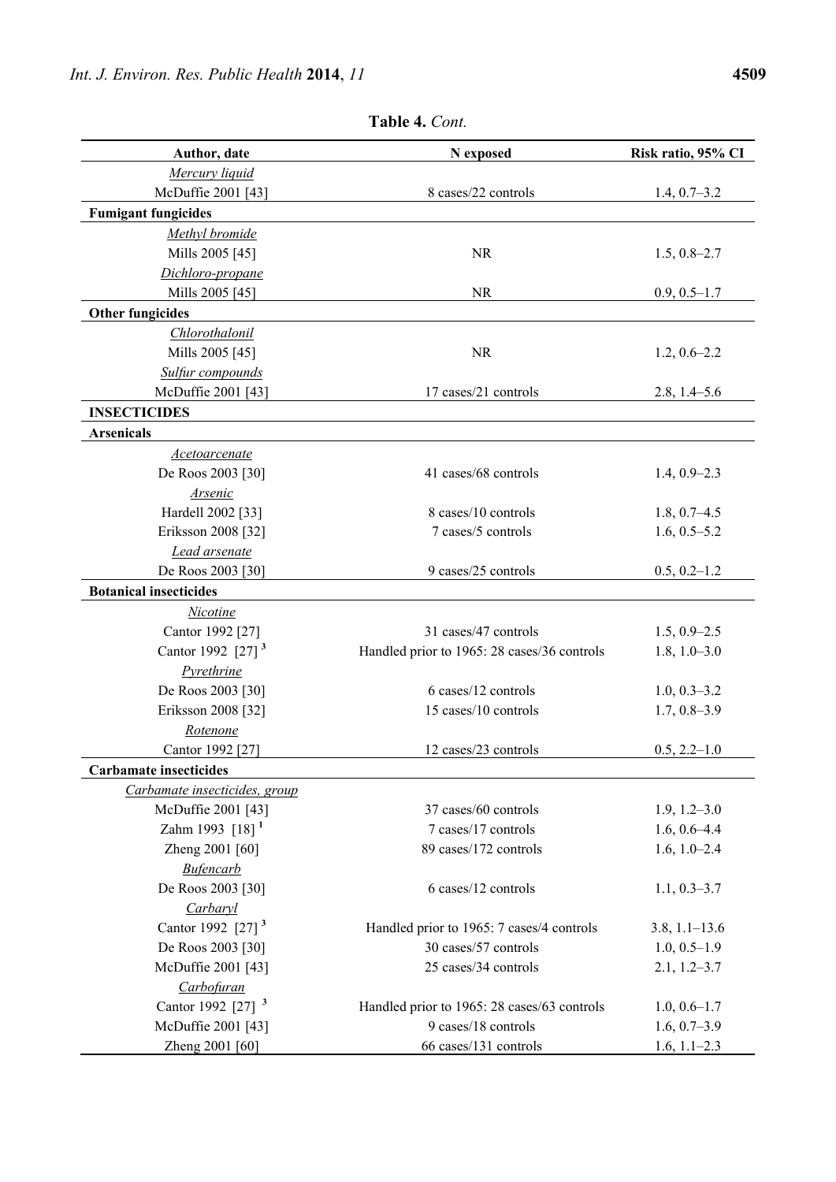**Table 4.** *Cont.*

| Author, date | N exposed | Risk ratio, 95% CI |
|---|---|---|
| *Mercury liquid* | | |
| McDuffie 2001 [43] | 8 cases/22 controls | 1.4, 0.7–3.2 |
| **Fumigant fungicides** | | |
| *Methyl bromide* | | |
| Mills 2005 [45] | NR | 1.5, 0.8–2.7 |
| *Dichloro-propane* | | |
| Mills 2005 [45] | NR | 0.9, 0.5–1.7 |
| **Other fungicides** | | |
| *Chlorothalonil* | | |
| Mills 2005 [45] | NR | 1.2, 0.6–2.2 |
| *Sulfur compounds* | | |
| McDuffie 2001 [43] | 17 cases/21 controls | 2.8, 1.4–5.6 |
| **INSECTICIDES** | | |
| **Arsenicals** | | |
| *Acetoarcenate* | | |
| De Roos 2003 [30] | 41 cases/68 controls | 1.4, 0.9–2.3 |
| *Arsenic* | | |
| Hardell 2002 [33] | 8 cases/10 controls | 1.8, 0.7–4.5 |
| Eriksson 2008 [32] | 7 cases/5 controls | 1.6, 0.5–5.2 |
| *Lead arsenate* | | |
| De Roos 2003 [30] | 9 cases/25 controls | 0.5, 0.2–1.2 |
| **Botanical insecticides** | | |
| *Nicotine* | | |
| Cantor 1992 [27] | 31 cases/47 controls | 1.5, 0.9–2.5 |
| Cantor 1992 [27] [3] | Handled prior to 1965: 28 cases/36 controls | 1.8, 1.0–3.0 |
| *Pyrethrine* | | |
| De Roos 2003 [30] | 6 cases/12 controls | 1.0, 0.3–3.2 |
| Eriksson 2008 [32] | 15 cases/10 controls | 1.7, 0.8–3.9 |
| *Rotenone* | | |
| Cantor 1992 [27] | 12 cases/23 controls | 0.5, 2.2–1.0 |
| **Carbamate insecticides** | | |
| *Carbamate insecticides, group* | | |
| McDuffie 2001 [43] | 37 cases/60 controls | 1.9, 1.2–3.0 |
| Zahm 1993 [18] [1] | 7 cases/17 controls | 1.6, 0.6–4.4 |
| Zheng 2001 [60] | 89 cases/172 controls | 1.6, 1.0–2.4 |
| *Bufencarb* | | |
| De Roos 2003 [30] | 6 cases/12 controls | 1.1, 0.3–3.7 |
| *Carbaryl* | | |
| Cantor 1992 [27] [3] | Handled prior to 1965: 7 cases/4 controls | 3.8, 1.1–13.6 |
| De Roos 2003 [30] | 30 cases/57 controls | 1.0, 0.5–1.9 |
| McDuffie 2001 [43] | 25 cases/34 controls | 2.1, 1.2–3.7 |
| *Carbofuran* | | |
| Cantor 1992 [27] [3] | Handled prior to 1965: 28 cases/63 controls | 1.0, 0.6–1.7 |
| McDuffie 2001 [43] | 9 cases/18 controls | 1.6, 0.7–3.9 |
| Zheng 2001 [60] | 66 cases/131 controls | 1.6, 1.1–2.3 |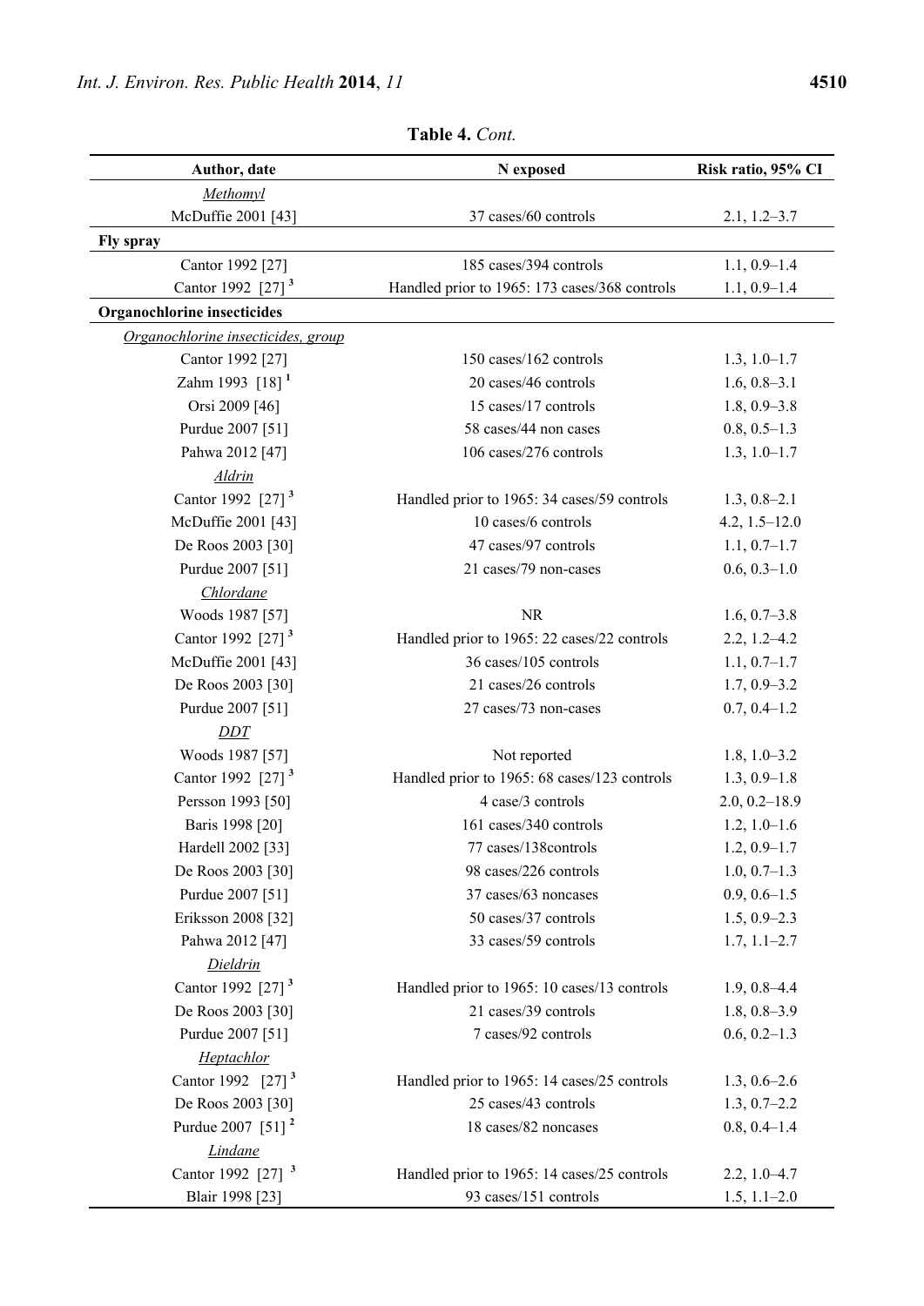**Table 4.** *Cont.*

| Author, date | N exposed | Risk ratio, 95% CI |
|---|---|---|
| *Methomyl* | | |
| McDuffie 2001 [43] | 37 cases/60 controls | 2.1, 1.2–3.7 |
| **Fly spray** | | |
| Cantor 1992 [27] | 185 cases/394 controls | 1.1, 0.9–1.4 |
| Cantor 1992 [27] [3] | Handled prior to 1965: 173 cases/368 controls | 1.1, 0.9–1.4 |
| **Organochlorine insecticides** | | |
| *Organochlorine insecticides, group* | | |
| Cantor 1992 [27] | 150 cases/162 controls | 1.3, 1.0–1.7 |
| Zahm 1993 [18] [1] | 20 cases/46 controls | 1.6, 0.8–3.1 |
| Orsi 2009 [46] | 15 cases/17 controls | 1.8, 0.9–3.8 |
| Purdue 2007 [51] | 58 cases/44 non cases | 0.8, 0.5–1.3 |
| Pahwa 2012 [47] | 106 cases/276 controls | 1.3, 1.0–1.7 |
| *Aldrin* | | |
| Cantor 1992 [27] [3] | Handled prior to 1965: 34 cases/59 controls | 1.3, 0.8–2.1 |
| McDuffie 2001 [43] | 10 cases/6 controls | 4.2, 1.5–12.0 |
| De Roos 2003 [30] | 47 cases/97 controls | 1.1, 0.7–1.7 |
| Purdue 2007 [51] | 21 cases/79 non-cases | 0.6, 0.3–1.0 |
| *Chlordane* | | |
| Woods 1987 [57] | NR | 1.6, 0.7–3.8 |
| Cantor 1992 [27] [3] | Handled prior to 1965: 22 cases/22 controls | 2.2, 1.2–4.2 |
| McDuffie 2001 [43] | 36 cases/105 controls | 1.1, 0.7–1.7 |
| De Roos 2003 [30] | 21 cases/26 controls | 1.7, 0.9–3.2 |
| Purdue 2007 [51] | 27 cases/73 non-cases | 0.7, 0.4–1.2 |
| *DDT* | | |
| Woods 1987 [57] | Not reported | 1.8, 1.0–3.2 |
| Cantor 1992 [27] [3] | Handled prior to 1965: 68 cases/123 controls | 1.3, 0.9–1.8 |
| Persson 1993 [50] | 4 case/3 controls | 2.0, 0.2–18.9 |
| Baris 1998 [20] | 161 cases/340 controls | 1.2, 1.0–1.6 |
| Hardell 2002 [33] | 77 cases/138controls | 1.2, 0.9–1.7 |
| De Roos 2003 [30] | 98 cases/226 controls | 1.0, 0.7–1.3 |
| Purdue 2007 [51] | 37 cases/63 noncases | 0.9, 0.6–1.5 |
| Eriksson 2008 [32] | 50 cases/37 controls | 1.5, 0.9–2.3 |
| Pahwa 2012 [47] | 33 cases/59 controls | 1.7, 1.1–2.7 |
| *Dieldrin* | | |
| Cantor 1992 [27] [3] | Handled prior to 1965: 10 cases/13 controls | 1.9, 0.8–4.4 |
| De Roos 2003 [30] | 21 cases/39 controls | 1.8, 0.8–3.9 |
| Purdue 2007 [51] | 7 cases/92 controls | 0.6, 0.2–1.3 |
| *Heptachlor* | | |
| Cantor 1992 [27] [3] | Handled prior to 1965: 14 cases/25 controls | 1.3, 0.6–2.6 |
| De Roos 2003 [30] | 25 cases/43 controls | 1.3, 0.7–2.2 |
| Purdue 2007 [51] [2] | 18 cases/82 noncases | 0.8, 0.4–1.4 |
| *Lindane* | | |
| Cantor 1992 [27] [3] | Handled prior to 1965: 14 cases/25 controls | 2.2, 1.0–4.7 |
| Blair 1998 [23] | 93 cases/151 controls | 1.5, 1.1–2.0 |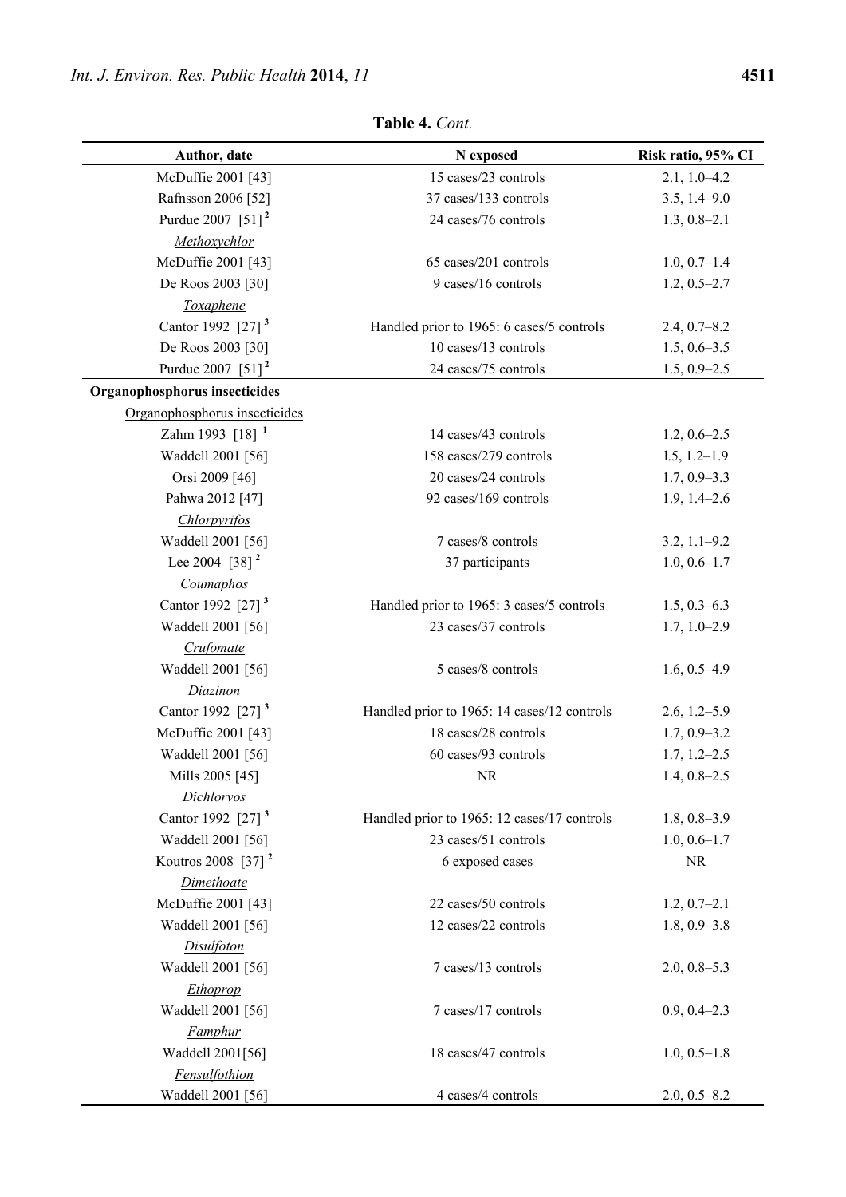**Table 4.** *Cont.*

| Author, date | N exposed | Risk ratio, 95% CI |
|---|---|---|
| McDuffie 2001 [43] | 15 cases/23 controls | 2.1, 1.0–4.2 |
| Rafnsson 2006 [52] | 37 cases/133 controls | 3.5, 1.4–9.0 |
| Purdue 2007 [51] [2] | 24 cases/76 controls | 1.3, 0.8–2.1 |
| *Methoxychlor* | | |
| McDuffie 2001 [43] | 65 cases/201 controls | 1.0, 0.7–1.4 |
| De Roos 2003 [30] | 9 cases/16 controls | 1.2, 0.5–2.7 |
| *Toxaphene* | | |
| Cantor 1992 [27] [3] | Handled prior to 1965: 6 cases/5 controls | 2.4, 0.7–8.2 |
| De Roos 2003 [30] | 10 cases/13 controls | 1.5, 0.6–3.5 |
| Purdue 2007 [51] [2] | 24 cases/75 controls | 1.5, 0.9–2.5 |
| **Organophosphorus insecticides** | | |
| Organophosphorus insecticides | | |
| Zahm 1993 [18] [1] | 14 cases/43 controls | 1.2, 0.6–2.5 |
| Waddell 2001 [56] | 158 cases/279 controls | 1.5, 1.2–1.9 |
| Orsi 2009 [46] | 20 cases/24 controls | 1.7, 0.9–3.3 |
| Pahwa 2012 [47] | 92 cases/169 controls | 1.9, 1.4–2.6 |
| *Chlorpyrifos* | | |
| Waddell 2001 [56] | 7 cases/8 controls | 3.2, 1.1–9.2 |
| Lee 2004 [38] [2] | 37 participants | 1.0, 0.6–1.7 |
| *Coumaphos* | | |
| Cantor 1992 [27] [3] | Handled prior to 1965: 3 cases/5 controls | 1.5, 0.3–6.3 |
| Waddell 2001 [56] | 23 cases/37 controls | 1.7, 1.0–2.9 |
| *Crufomate* | | |
| Waddell 2001 [56] | 5 cases/8 controls | 1.6, 0.5–4.9 |
| *Diazinon* | | |
| Cantor 1992 [27] [3] | Handled prior to 1965: 14 cases/12 controls | 2.6, 1.2–5.9 |
| McDuffie 2001 [43] | 18 cases/28 controls | 1.7, 0.9–3.2 |
| Waddell 2001 [56] | 60 cases/93 controls | 1.7, 1.2–2.5 |
| Mills 2005 [45] | NR | 1.4, 0.8–2.5 |
| *Dichlorvos* | | |
| Cantor 1992 [27] [3] | Handled prior to 1965: 12 cases/17 controls | 1.8, 0.8–3.9 |
| Waddell 2001 [56] | 23 cases/51 controls | 1.0, 0.6–1.7 |
| Koutros 2008 [37] [2] | 6 exposed cases | NR |
| *Dimethoate* | | |
| McDuffie 2001 [43] | 22 cases/50 controls | 1.2, 0.7–2.1 |
| Waddell 2001 [56] | 12 cases/22 controls | 1.8, 0.9–3.8 |
| *Disulfoton* | | |
| Waddell 2001 [56] | 7 cases/13 controls | 2.0, 0.8–5.3 |
| *Ethoprop* | | |
| Waddell 2001 [56] | 7 cases/17 controls | 0.9, 0.4–2.3 |
| *Famphur* | | |
| Waddell 2001[56] | 18 cases/47 controls | 1.0, 0.5–1.8 |
| *Fensulfothion* | | |
| Waddell 2001 [56] | 4 cases/4 controls | 2.0, 0.5–8.2 |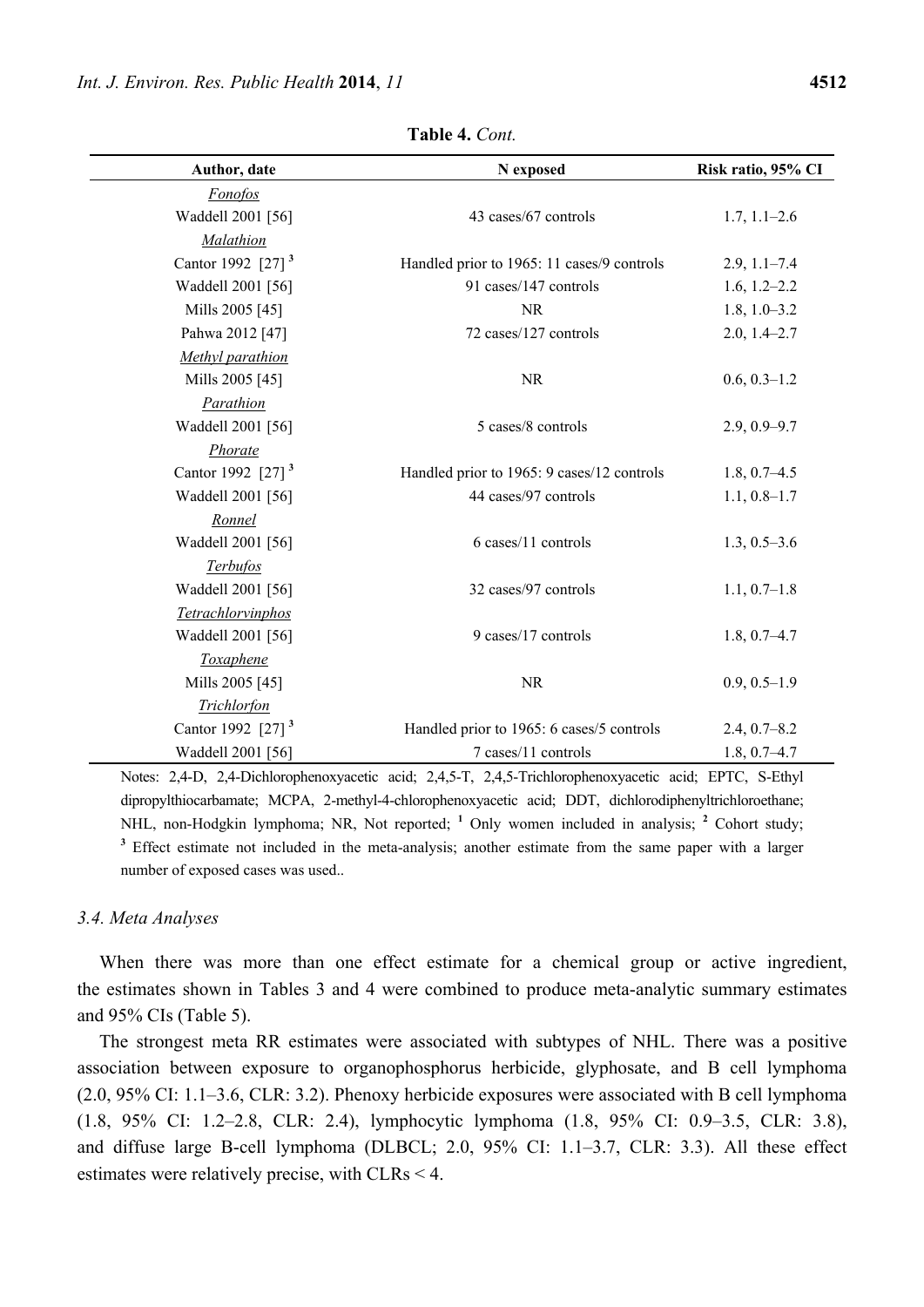**Table 4.** *Cont.*

| Author, date | N exposed | Risk ratio, 95% CI |
|---|---|---|
| *Fonofos* | | |
| Waddell 2001 [56] | 43 cases/67 controls | 1.7, 1.1–2.6 |
| *Malathion* | | |
| Cantor 1992 [27] [3] | Handled prior to 1965: 11 cases/9 controls | 2.9, 1.1–7.4 |
| Waddell 2001 [56] | 91 cases/147 controls | 1.6, 1.2–2.2 |
| Mills 2005 [45] | NR | 1.8, 1.0–3.2 |
| Pahwa 2012 [47] | 72 cases/127 controls | 2.0, 1.4–2.7 |
| *Methyl parathion* | | |
| Mills 2005 [45] | NR | 0.6, 0.3–1.2 |
| *Parathion* | | |
| Waddell 2001 [56] | 5 cases/8 controls | 2.9, 0.9–9.7 |
| *Phorate* | | |
| Cantor 1992 [27] [3] | Handled prior to 1965: 9 cases/12 controls | 1.8, 0.7–4.5 |
| Waddell 2001 [56] | 44 cases/97 controls | 1.1, 0.8–1.7 |
| *Ronnel* | | |
| Waddell 2001 [56] | 6 cases/11 controls | 1.3, 0.5–3.6 |
| *Terbufos* | | |
| Waddell 2001 [56] | 32 cases/97 controls | 1.1, 0.7–1.8 |
| *Tetrachlorvinphos* | | |
| Waddell 2001 [56] | 9 cases/17 controls | 1.8, 0.7–4.7 |
| *Toxaphene* | | |
| Mills 2005 [45] | NR | 0.9, 0.5–1.9 |
| *Trichlorfon* | | |
| Cantor 1992 [27] [3] | Handled prior to 1965: 6 cases/5 controls | 2.4, 0.7–8.2 |
| Waddell 2001 [56] | 7 cases/11 controls | 1.8, 0.7–4.7 |

Notes: 2,4-D, 2,4-Dichlorophenoxyacetic acid; 2,4,5-T, 2,4,5-Trichlorophenoxyacetic acid; EPTC, S-Ethyl dipropylthiocarbamate; MCPA, 2-methyl-4-chlorophenoxyacetic acid; DDT, dichlorodiphenyltrichloroethane; NHL, non-Hodgkin lymphoma; NR, Not reported; [1] Only women included in analysis; [2] Cohort study; [3] Effect estimate not included in the meta-analysis; another estimate from the same paper with a larger number of exposed cases was used..

### 3.4. Meta Analyses

When there was more than one effect estimate for a chemical group or active ingredient, the estimates shown in Tables 3 and 4 were combined to produce meta-analytic summary estimates and 95% CIs (Table 5).

The strongest meta RR estimates were associated with subtypes of NHL. There was a positive association between exposure to organophosphorus herbicide, glyphosate, and B cell lymphoma (2.0, 95% CI: 1.1–3.6, CLR: 3.2). Phenoxy herbicide exposures were associated with B cell lymphoma (1.8, 95% CI: 1.2–2.8, CLR: 2.4), lymphocytic lymphoma (1.8, 95% CI: 0.9–3.5, CLR: 3.8), and diffuse large B-cell lymphoma (DLBCL; 2.0, 95% CI: 1.1–3.7, CLR: 3.3). All these effect estimates were relatively precise, with CLRs < 4.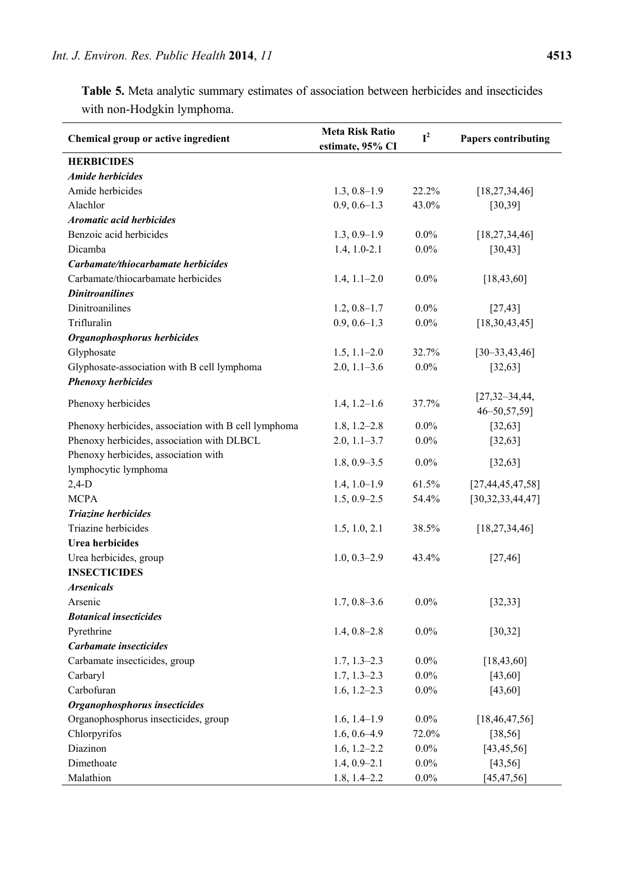**Table 5.** Meta analytic summary estimates of association between herbicides and insecticides with non-Hodgkin lymphoma.

| Chemical group or active ingredient | Meta Risk Ratio estimate, 95% CI | $I^2$ | Papers contributing |
|---|---|---|---|
| **HERBICIDES** | | | |
| ***Amide herbicides*** | | | |
| Amide herbicides | 1.3, 0.8–1.9 | 22.2% | [18,27,34,46] |
| Alachlor | 0.9, 0.6–1.3 | 43.0% | [30,39] |
| ***Aromatic acid herbicides*** | | | |
| Benzoic acid herbicides | 1.3, 0.9–1.9 | 0.0% | [18,27,34,46] |
| Dicamba | 1.4, 1.0-2.1 | 0.0% | [30,43] |
| ***Carbamate/thiocarbamate herbicides*** | | | |
| Carbamate/thiocarbamate herbicides | 1.4, 1.1–2.0 | 0.0% | [18,43,60] |
| ***Dinitroanilines*** | | | |
| Dinitroanilines | 1.2, 0.8–1.7 | 0.0% | [27,43] |
| Trifluralin | 0.9, 0.6–1.3 | 0.0% | [18,30,43,45] |
| ***Organophosphorus herbicides*** | | | |
| Glyphosate | 1.5, 1.1–2.0 | 32.7% | [30–33,43,46] |
| Glyphosate-association with B cell lymphoma | 2.0, 1.1–3.6 | 0.0% | [32,63] |
| ***Phenoxy herbicides*** | | | |
| Phenoxy herbicides | 1.4, 1.2–1.6 | 37.7% | [27,32–34,44, 46–50,57,59] |
| Phenoxy herbicides, association with B cell lymphoma | 1.8, 1.2–2.8 | 0.0% | [32,63] |
| Phenoxy herbicides, association with DLBCL | 2.0, 1.1–3.7 | 0.0% | [32,63] |
| Phenoxy herbicides, association with lymphocytic lymphoma | 1.8, 0.9–3.5 | 0.0% | [32,63] |
| 2,4-D | 1.4, 1.0–1.9 | 61.5% | [27,44,45,47,58] |
| MCPA | 1.5, 0.9–2.5 | 54.4% | [30,32,33,44,47] |
| ***Triazine herbicides*** | | | |
| Triazine herbicides | 1.5, 1.0, 2.1 | 38.5% | [18,27,34,46] |
| **Urea herbicides** | | | |
| Urea herbicides, group | 1.0, 0.3–2.9 | 43.4% | [27,46] |
| **INSECTICIDES** | | | |
| ***Arsenicals*** | | | |
| Arsenic | 1.7, 0.8–3.6 | 0.0% | [32,33] |
| ***Botanical insecticides*** | | | |
| Pyrethrine | 1.4, 0.8–2.8 | 0.0% | [30,32] |
| ***Carbamate insecticides*** | | | |
| Carbamate insecticides, group | 1.7, 1.3–2.3 | 0.0% | [18,43,60] |
| Carbaryl | 1.7, 1.3–2.3 | 0.0% | [43,60] |
| Carbofuran | 1.6, 1.2–2.3 | 0.0% | [43,60] |
| ***Organophosphorus insecticides*** | | | |
| Organophosphorus insecticides, group | 1.6, 1.4–1.9 | 0.0% | [18,46,47,56] |
| Chlorpyrifos | 1.6, 0.6–4.9 | 72.0% | [38,56] |
| Diazinon | 1.6, 1.2–2.2 | 0.0% | [43,45,56] |
| Dimethoate | 1.4, 0.9–2.1 | 0.0% | [43,56] |
| Malathion | 1.8, 1.4–2.2 | 0.0% | [45,47,56] |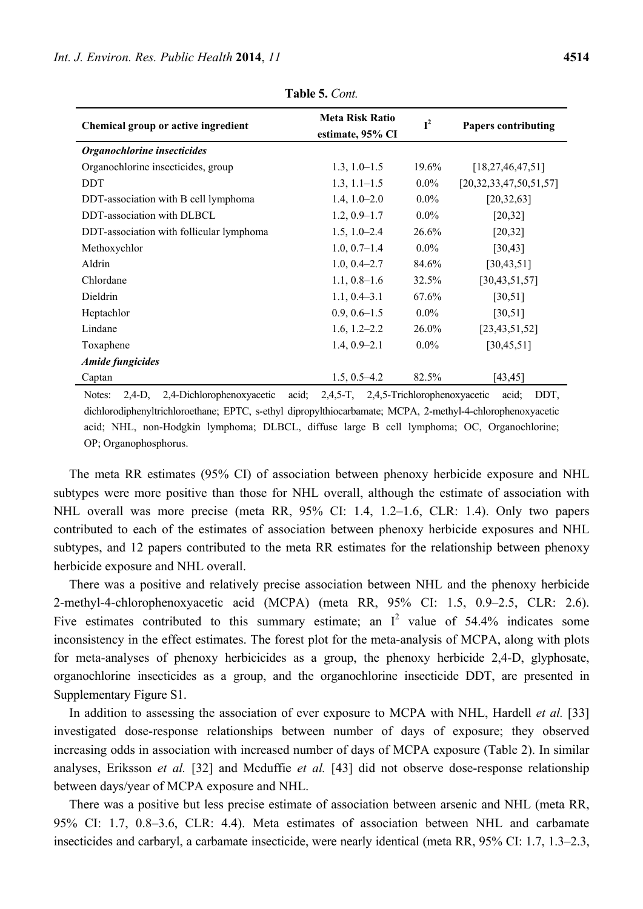**Table 5.** *Cont.*

| Chemical group or active ingredient | Meta Risk Ratio estimate, 95% CI | $I^2$ | Papers contributing |
|---|---|---|---|
| ***Organochlorine insecticides*** | | | |
| Organochlorine insecticides, group | 1.3, 1.0–1.5 | 19.6% | [18,27,46,47,51] |
| DDT | 1.3, 1.1–1.5 | 0.0% | [20,32,33,47,50,51,57] |
| DDT-association with B cell lymphoma | 1.4, 1.0–2.0 | 0.0% | [20,32,63] |
| DDT-association with DLBCL | 1.2, 0.9–1.7 | 0.0% | [20,32] |
| DDT-association with follicular lymphoma | 1.5, 1.0–2.4 | 26.6% | [20,32] |
| Methoxychlor | 1.0, 0.7–1.4 | 0.0% | [30,43] |
| Aldrin | 1.0, 0.4–2.7 | 84.6% | [30,43,51] |
| Chlordane | 1.1, 0.8–1.6 | 32.5% | [30,43,51,57] |
| Dieldrin | 1.1, 0.4–3.1 | 67.6% | [30,51] |
| Heptachlor | 0.9, 0.6–1.5 | 0.0% | [30,51] |
| Lindane | 1.6, 1.2–2.2 | 26.0% | [23,43,51,52] |
| Toxaphene | 1.4, 0.9–2.1 | 0.0% | [30,45,51] |
| ***Amide fungicides*** | | | |
| Captan | 1.5, 0.5–4.2 | 82.5% | [43,45] |

Notes: 2,4-D, 2,4-Dichlorophenoxyacetic acid; 2,4,5-T, 2,4,5-Trichlorophenoxyacetic acid; DDT, dichlorodiphenyltrichloroethane; EPTC, s-ethyl dipropylthiocarbamate; MCPA, 2-methyl-4-chlorophenoxyacetic acid; NHL, non-Hodgkin lymphoma; DLBCL, diffuse large B cell lymphoma; OC, Organochlorine; OP; Organophosphorus.

The meta RR estimates (95% CI) of association between phenoxy herbicide exposure and NHL subtypes were more positive than those for NHL overall, although the estimate of association with NHL overall was more precise (meta RR, 95% CI: 1.4, 1.2–1.6, CLR: 1.4). Only two papers contributed to each of the estimates of association between phenoxy herbicide exposures and NHL subtypes, and 12 papers contributed to the meta RR estimates for the relationship between phenoxy herbicide exposure and NHL overall.

There was a positive and relatively precise association between NHL and the phenoxy herbicide 2-methyl-4-chlorophenoxyacetic acid (MCPA) (meta RR, 95% CI: 1.5, 0.9–2.5, CLR: 2.6). Five estimates contributed to this summary estimate; an $I^2$ value of 54.4% indicates some inconsistency in the effect estimates. The forest plot for the meta-analysis of MCPA, along with plots for meta-analyses of phenoxy herbicicides as a group, the phenoxy herbicide 2,4-D, glyphosate, organochlorine insecticides as a group, and the organochlorine insecticide DDT, are presented in Supplementary Figure S1.

In addition to assessing the association of ever exposure to MCPA with NHL, Hardell *et al.* [33] investigated dose-response relationships between number of days of exposure; they observed increasing odds in association with increased number of days of MCPA exposure (Table 2). In similar analyses, Eriksson *et al.* [32] and Mcduffie *et al.* [43] did not observe dose-response relationship between days/year of MCPA exposure and NHL.

There was a positive but less precise estimate of association between arsenic and NHL (meta RR, 95% CI: 1.7, 0.8–3.6, CLR: 4.4). Meta estimates of association between NHL and carbamate insecticides and carbaryl, a carbamate insecticide, were nearly identical (meta RR, 95% CI: 1.7, 1.3–2.3,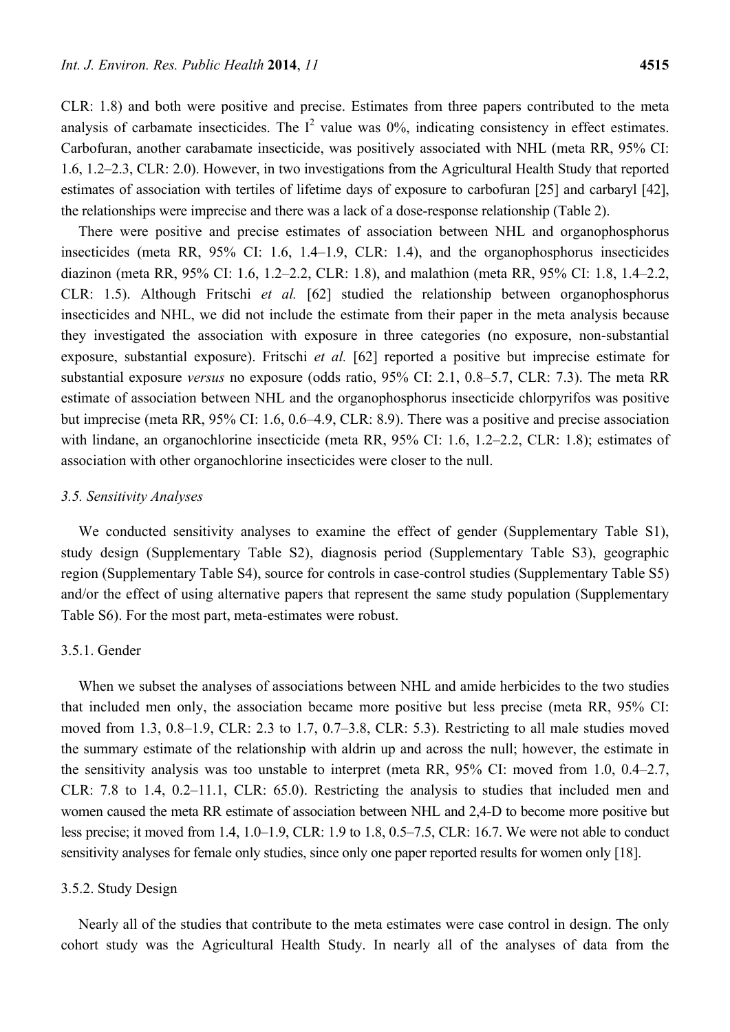CLR: 1.8) and both were positive and precise. Estimates from three papers contributed to the meta analysis of carbamate insecticides. The $I^2$ value was 0%, indicating consistency in effect estimates. Carbofuran, another carabamate insecticide, was positively associated with NHL (meta RR, 95% CI: 1.6, 1.2–2.3, CLR: 2.0). However, in two investigations from the Agricultural Health Study that reported estimates of association with tertiles of lifetime days of exposure to carbofuran [25] and carbaryl [42], the relationships were imprecise and there was a lack of a dose-response relationship (Table 2).

There were positive and precise estimates of association between NHL and organophosphorus insecticides (meta RR, 95% CI: 1.6, 1.4–1.9, CLR: 1.4), and the organophosphorus insecticides diazinon (meta RR, 95% CI: 1.6, 1.2–2.2, CLR: 1.8), and malathion (meta RR, 95% CI: 1.8, 1.4–2.2, CLR: 1.5). Although Fritschi *et al.* [62] studied the relationship between organophosphorus insecticides and NHL, we did not include the estimate from their paper in the meta analysis because they investigated the association with exposure in three categories (no exposure, non-substantial exposure, substantial exposure). Fritschi *et al.* [62] reported a positive but imprecise estimate for substantial exposure *versus* no exposure (odds ratio, 95% CI: 2.1, 0.8–5.7, CLR: 7.3). The meta RR estimate of association between NHL and the organophosphorus insecticide chlorpyrifos was positive but imprecise (meta RR, 95% CI: 1.6, 0.6–4.9, CLR: 8.9). There was a positive and precise association with lindane, an organochlorine insecticide (meta RR, 95% CI: 1.6, 1.2–2.2, CLR: 1.8); estimates of association with other organochlorine insecticides were closer to the null.

### *3.5. Sensitivity Analyses*

We conducted sensitivity analyses to examine the effect of gender (Supplementary Table S1), study design (Supplementary Table S2), diagnosis period (Supplementary Table S3), geographic region (Supplementary Table S4), source for controls in case-control studies (Supplementary Table S5) and/or the effect of using alternative papers that represent the same study population (Supplementary Table S6). For the most part, meta-estimates were robust.

#### 3.5.1. Gender

When we subset the analyses of associations between NHL and amide herbicides to the two studies that included men only, the association became more positive but less precise (meta RR, 95% CI: moved from 1.3, 0.8–1.9, CLR: 2.3 to 1.7, 0.7–3.8, CLR: 5.3). Restricting to all male studies moved the summary estimate of the relationship with aldrin up and across the null; however, the estimate in the sensitivity analysis was too unstable to interpret (meta RR, 95% CI: moved from 1.0, 0.4–2.7, CLR: 7.8 to 1.4, 0.2–11.1, CLR: 65.0). Restricting the analysis to studies that included men and women caused the meta RR estimate of association between NHL and 2,4-D to become more positive but less precise; it moved from 1.4, 1.0–1.9, CLR: 1.9 to 1.8, 0.5–7.5, CLR: 16.7. We were not able to conduct sensitivity analyses for female only studies, since only one paper reported results for women only [18].

#### 3.5.2. Study Design

Nearly all of the studies that contribute to the meta estimates were case control in design. The only cohort study was the Agricultural Health Study. In nearly all of the analyses of data from the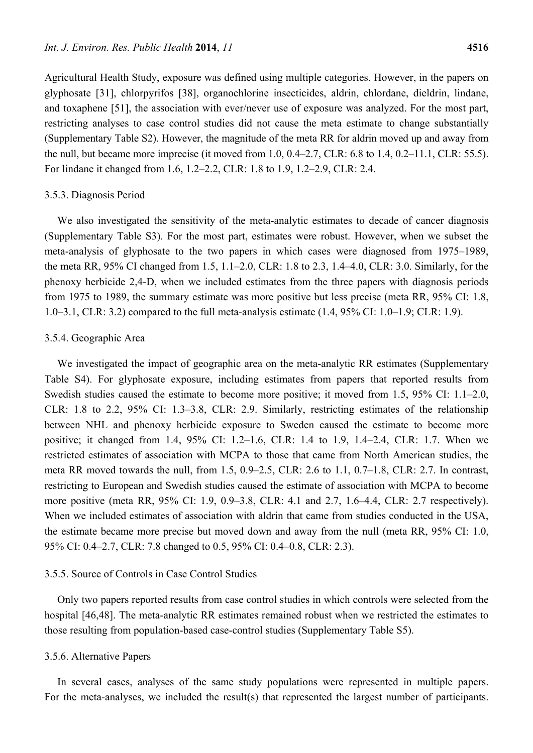Agricultural Health Study, exposure was defined using multiple categories. However, in the papers on glyphosate [31], chlorpyrifos [38], organochlorine insecticides, aldrin, chlordane, dieldrin, lindane, and toxaphene [51], the association with ever/never use of exposure was analyzed. For the most part, restricting analyses to case control studies did not cause the meta estimate to change substantially (Supplementary Table S2). However, the magnitude of the meta RR for aldrin moved up and away from the null, but became more imprecise (it moved from 1.0, 0.4–2.7, CLR: 6.8 to 1.4, 0.2–11.1, CLR: 55.5). For lindane it changed from 1.6, 1.2–2.2, CLR: 1.8 to 1.9, 1.2–2.9, CLR: 2.4.

### 3.5.3. Diagnosis Period

We also investigated the sensitivity of the meta-analytic estimates to decade of cancer diagnosis (Supplementary Table S3). For the most part, estimates were robust. However, when we subset the meta-analysis of glyphosate to the two papers in which cases were diagnosed from 1975–1989, the meta RR, 95% CI changed from 1.5, 1.1–2.0, CLR: 1.8 to 2.3, 1.4–4.0, CLR: 3.0. Similarly, for the phenoxy herbicide 2,4-D, when we included estimates from the three papers with diagnosis periods from 1975 to 1989, the summary estimate was more positive but less precise (meta RR, 95% CI: 1.8, 1.0–3.1, CLR: 3.2) compared to the full meta-analysis estimate (1.4, 95% CI: 1.0–1.9; CLR: 1.9).

### 3.5.4. Geographic Area

We investigated the impact of geographic area on the meta-analytic RR estimates (Supplementary Table S4). For glyphosate exposure, including estimates from papers that reported results from Swedish studies caused the estimate to become more positive; it moved from 1.5, 95% CI: 1.1–2.0, CLR: 1.8 to 2.2, 95% CI: 1.3–3.8, CLR: 2.9. Similarly, restricting estimates of the relationship between NHL and phenoxy herbicide exposure to Sweden caused the estimate to become more positive; it changed from 1.4, 95% CI: 1.2–1.6, CLR: 1.4 to 1.9, 1.4–2.4, CLR: 1.7. When we restricted estimates of association with MCPA to those that came from North American studies, the meta RR moved towards the null, from 1.5, 0.9–2.5, CLR: 2.6 to 1.1, 0.7–1.8, CLR: 2.7. In contrast, restricting to European and Swedish studies caused the estimate of association with MCPA to become more positive (meta RR, 95% CI: 1.9, 0.9–3.8, CLR: 4.1 and 2.7, 1.6–4.4, CLR: 2.7 respectively). When we included estimates of association with aldrin that came from studies conducted in the USA, the estimate became more precise but moved down and away from the null (meta RR, 95% CI: 1.0, 95% CI: 0.4–2.7, CLR: 7.8 changed to 0.5, 95% CI: 0.4–0.8, CLR: 2.3).

### 3.5.5. Source of Controls in Case Control Studies

Only two papers reported results from case control studies in which controls were selected from the hospital [46,48]. The meta-analytic RR estimates remained robust when we restricted the estimates to those resulting from population-based case-control studies (Supplementary Table S5).

### 3.5.6. Alternative Papers

In several cases, analyses of the same study populations were represented in multiple papers. For the meta-analyses, we included the result(s) that represented the largest number of participants.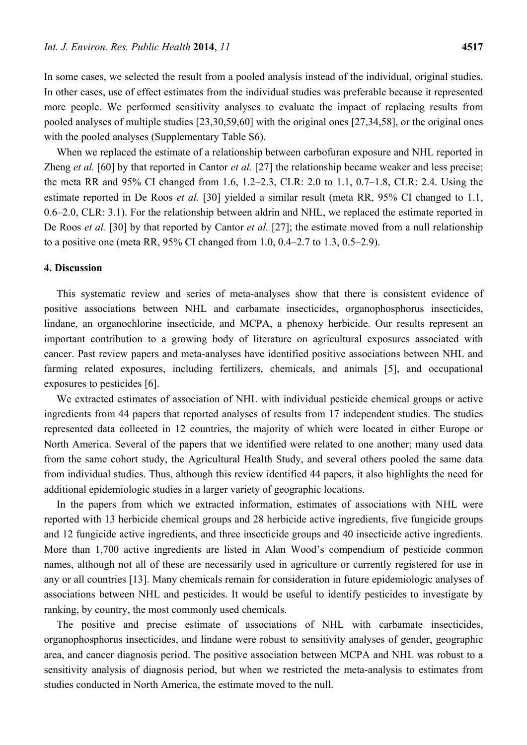In some cases, we selected the result from a pooled analysis instead of the individual, original studies. In other cases, use of effect estimates from the individual studies was preferable because it represented more people. We performed sensitivity analyses to evaluate the impact of replacing results from pooled analyses of multiple studies [23,30,59,60] with the original ones [27,34,58], or the original ones with the pooled analyses (Supplementary Table S6).

When we replaced the estimate of a relationship between carbofuran exposure and NHL reported in Zheng *et al.* [60] by that reported in Cantor *et al.* [27] the relationship became weaker and less precise; the meta RR and 95% CI changed from 1.6, 1.2–2.3, CLR: 2.0 to 1.1, 0.7–1.8, CLR: 2.4. Using the estimate reported in De Roos *et al.* [30] yielded a similar result (meta RR, 95% CI changed to 1.1, 0.6–2.0, CLR: 3.1). For the relationship between aldrin and NHL, we replaced the estimate reported in De Roos *et al.* [30] by that reported by Cantor *et al.* [27]; the estimate moved from a null relationship to a positive one (meta RR, 95% CI changed from 1.0, 0.4–2.7 to 1.3, 0.5–2.9).

## 4. Discussion

This systematic review and series of meta-analyses show that there is consistent evidence of positive associations between NHL and carbamate insecticides, organophosphorus insecticides, lindane, an organochlorine insecticide, and MCPA, a phenoxy herbicide. Our results represent an important contribution to a growing body of literature on agricultural exposures associated with cancer. Past review papers and meta-analyses have identified positive associations between NHL and farming related exposures, including fertilizers, chemicals, and animals [5], and occupational exposures to pesticides [6].

We extracted estimates of association of NHL with individual pesticide chemical groups or active ingredients from 44 papers that reported analyses of results from 17 independent studies. The studies represented data collected in 12 countries, the majority of which were located in either Europe or North America. Several of the papers that we identified were related to one another; many used data from the same cohort study, the Agricultural Health Study, and several others pooled the same data from individual studies. Thus, although this review identified 44 papers, it also highlights the need for additional epidemiologic studies in a larger variety of geographic locations.

In the papers from which we extracted information, estimates of associations with NHL were reported with 13 herbicide chemical groups and 28 herbicide active ingredients, five fungicide groups and 12 fungicide active ingredients, and three insecticide groups and 40 insecticide active ingredients. More than 1,700 active ingredients are listed in Alan Wood's compendium of pesticide common names, although not all of these are necessarily used in agriculture or currently registered for use in any or all countries [13]. Many chemicals remain for consideration in future epidemiologic analyses of associations between NHL and pesticides. It would be useful to identify pesticides to investigate by ranking, by country, the most commonly used chemicals.

The positive and precise estimate of associations of NHL with carbamate insecticides, organophosphorus insecticides, and lindane were robust to sensitivity analyses of gender, geographic area, and cancer diagnosis period. The positive association between MCPA and NHL was robust to a sensitivity analysis of diagnosis period, but when we restricted the meta-analysis to estimates from studies conducted in North America, the estimate moved to the null.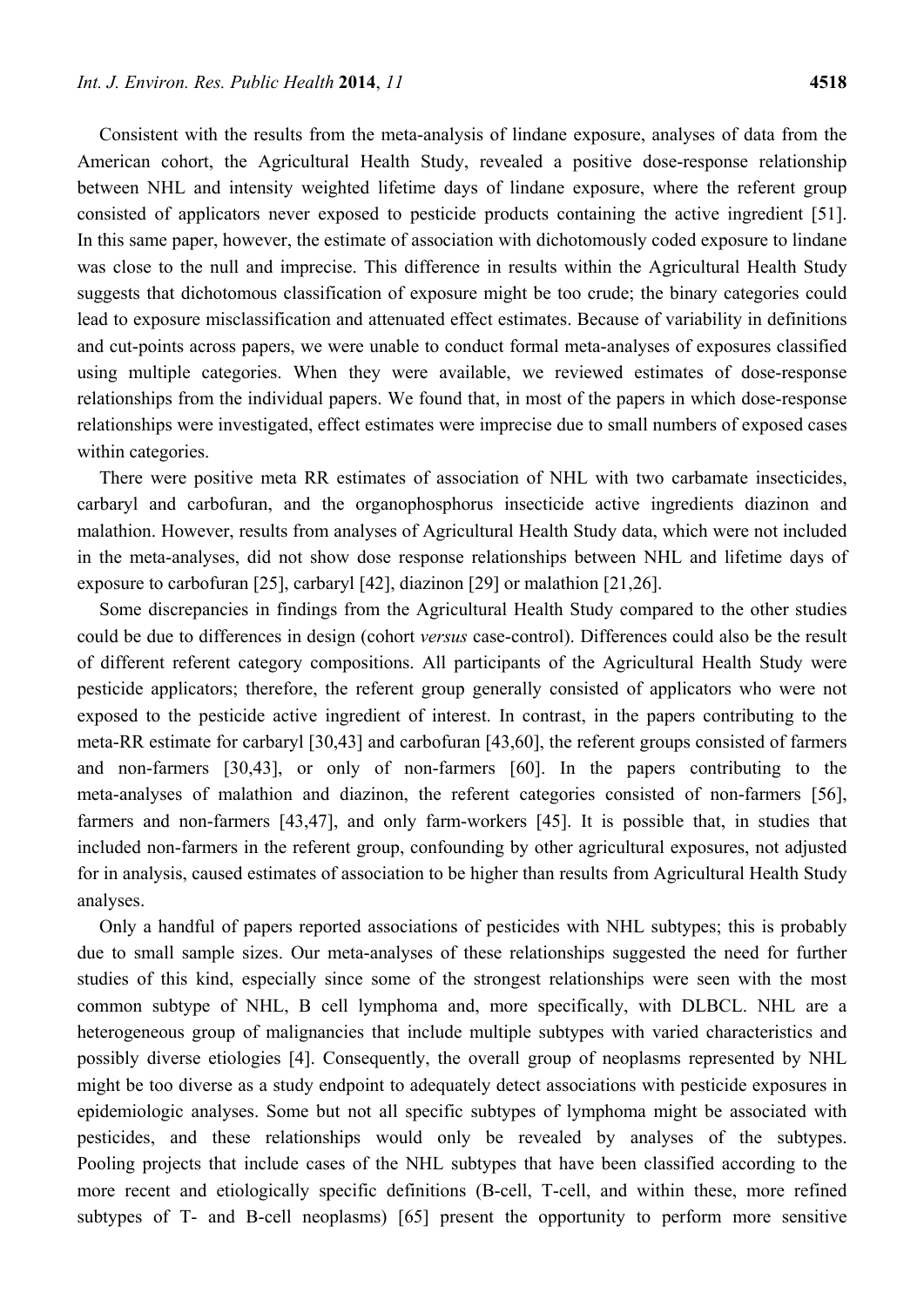Consistent with the results from the meta-analysis of lindane exposure, analyses of data from the American cohort, the Agricultural Health Study, revealed a positive dose-response relationship between NHL and intensity weighted lifetime days of lindane exposure, where the referent group consisted of applicators never exposed to pesticide products containing the active ingredient [51]. In this same paper, however, the estimate of association with dichotomously coded exposure to lindane was close to the null and imprecise. This difference in results within the Agricultural Health Study suggests that dichotomous classification of exposure might be too crude; the binary categories could lead to exposure misclassification and attenuated effect estimates. Because of variability in definitions and cut-points across papers, we were unable to conduct formal meta-analyses of exposures classified using multiple categories. When they were available, we reviewed estimates of dose-response relationships from the individual papers. We found that, in most of the papers in which dose-response relationships were investigated, effect estimates were imprecise due to small numbers of exposed cases within categories.

There were positive meta RR estimates of association of NHL with two carbamate insecticides, carbaryl and carbofuran, and the organophosphorus insecticide active ingredients diazinon and malathion. However, results from analyses of Agricultural Health Study data, which were not included in the meta-analyses, did not show dose response relationships between NHL and lifetime days of exposure to carbofuran [25], carbaryl [42], diazinon [29] or malathion [21,26].

Some discrepancies in findings from the Agricultural Health Study compared to the other studies could be due to differences in design (cohort *versus* case-control). Differences could also be the result of different referent category compositions. All participants of the Agricultural Health Study were pesticide applicators; therefore, the referent group generally consisted of applicators who were not exposed to the pesticide active ingredient of interest. In contrast, in the papers contributing to the meta-RR estimate for carbaryl [30,43] and carbofuran [43,60], the referent groups consisted of farmers and non-farmers [30,43], or only of non-farmers [60]. In the papers contributing to the meta-analyses of malathion and diazinon, the referent categories consisted of non-farmers [56], farmers and non-farmers [43,47], and only farm-workers [45]. It is possible that, in studies that included non-farmers in the referent group, confounding by other agricultural exposures, not adjusted for in analysis, caused estimates of association to be higher than results from Agricultural Health Study analyses.

Only a handful of papers reported associations of pesticides with NHL subtypes; this is probably due to small sample sizes. Our meta-analyses of these relationships suggested the need for further studies of this kind, especially since some of the strongest relationships were seen with the most common subtype of NHL, B cell lymphoma and, more specifically, with DLBCL. NHL are a heterogeneous group of malignancies that include multiple subtypes with varied characteristics and possibly diverse etiologies [4]. Consequently, the overall group of neoplasms represented by NHL might be too diverse as a study endpoint to adequately detect associations with pesticide exposures in epidemiologic analyses. Some but not all specific subtypes of lymphoma might be associated with pesticides, and these relationships would only be revealed by analyses of the subtypes. Pooling projects that include cases of the NHL subtypes that have been classified according to the more recent and etiologically specific definitions (B-cell, T-cell, and within these, more refined subtypes of T- and B-cell neoplasms) [65] present the opportunity to perform more sensitive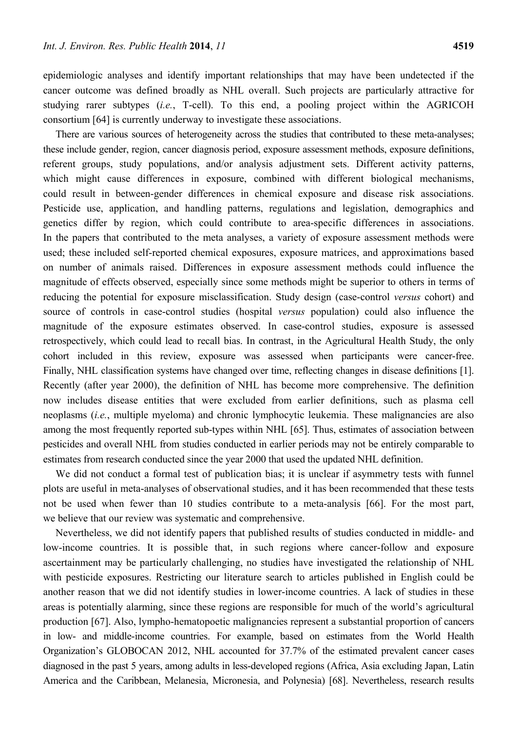epidemiologic analyses and identify important relationships that may have been undetected if the cancer outcome was defined broadly as NHL overall. Such projects are particularly attractive for studying rarer subtypes (*i.e.*, T-cell). To this end, a pooling project within the AGRICOH consortium [64] is currently underway to investigate these associations.

There are various sources of heterogeneity across the studies that contributed to these meta-analyses; these include gender, region, cancer diagnosis period, exposure assessment methods, exposure definitions, referent groups, study populations, and/or analysis adjustment sets. Different activity patterns, which might cause differences in exposure, combined with different biological mechanisms, could result in between-gender differences in chemical exposure and disease risk associations. Pesticide use, application, and handling patterns, regulations and legislation, demographics and genetics differ by region, which could contribute to area-specific differences in associations. In the papers that contributed to the meta analyses, a variety of exposure assessment methods were used; these included self-reported chemical exposures, exposure matrices, and approximations based on number of animals raised. Differences in exposure assessment methods could influence the magnitude of effects observed, especially since some methods might be superior to others in terms of reducing the potential for exposure misclassification. Study design (case-control *versus* cohort) and source of controls in case-control studies (hospital *versus* population) could also influence the magnitude of the exposure estimates observed. In case-control studies, exposure is assessed retrospectively, which could lead to recall bias. In contrast, in the Agricultural Health Study, the only cohort included in this review, exposure was assessed when participants were cancer-free. Finally, NHL classification systems have changed over time, reflecting changes in disease definitions [1]. Recently (after year 2000), the definition of NHL has become more comprehensive. The definition now includes disease entities that were excluded from earlier definitions, such as plasma cell neoplasms (*i.e.*, multiple myeloma) and chronic lymphocytic leukemia. These malignancies are also among the most frequently reported sub-types within NHL [65]. Thus, estimates of association between pesticides and overall NHL from studies conducted in earlier periods may not be entirely comparable to estimates from research conducted since the year 2000 that used the updated NHL definition.

We did not conduct a formal test of publication bias; it is unclear if asymmetry tests with funnel plots are useful in meta-analyses of observational studies, and it has been recommended that these tests not be used when fewer than 10 studies contribute to a meta-analysis [66]. For the most part, we believe that our review was systematic and comprehensive.

Nevertheless, we did not identify papers that published results of studies conducted in middle- and low-income countries. It is possible that, in such regions where cancer-follow and exposure ascertainment may be particularly challenging, no studies have investigated the relationship of NHL with pesticide exposures. Restricting our literature search to articles published in English could be another reason that we did not identify studies in lower-income countries. A lack of studies in these areas is potentially alarming, since these regions are responsible for much of the world's agricultural production [67]. Also, lympho-hematopoetic malignancies represent a substantial proportion of cancers in low- and middle-income countries. For example, based on estimates from the World Health Organization's GLOBOCAN 2012, NHL accounted for 37.7% of the estimated prevalent cancer cases diagnosed in the past 5 years, among adults in less-developed regions (Africa, Asia excluding Japan, Latin America and the Caribbean, Melanesia, Micronesia, and Polynesia) [68]. Nevertheless, research results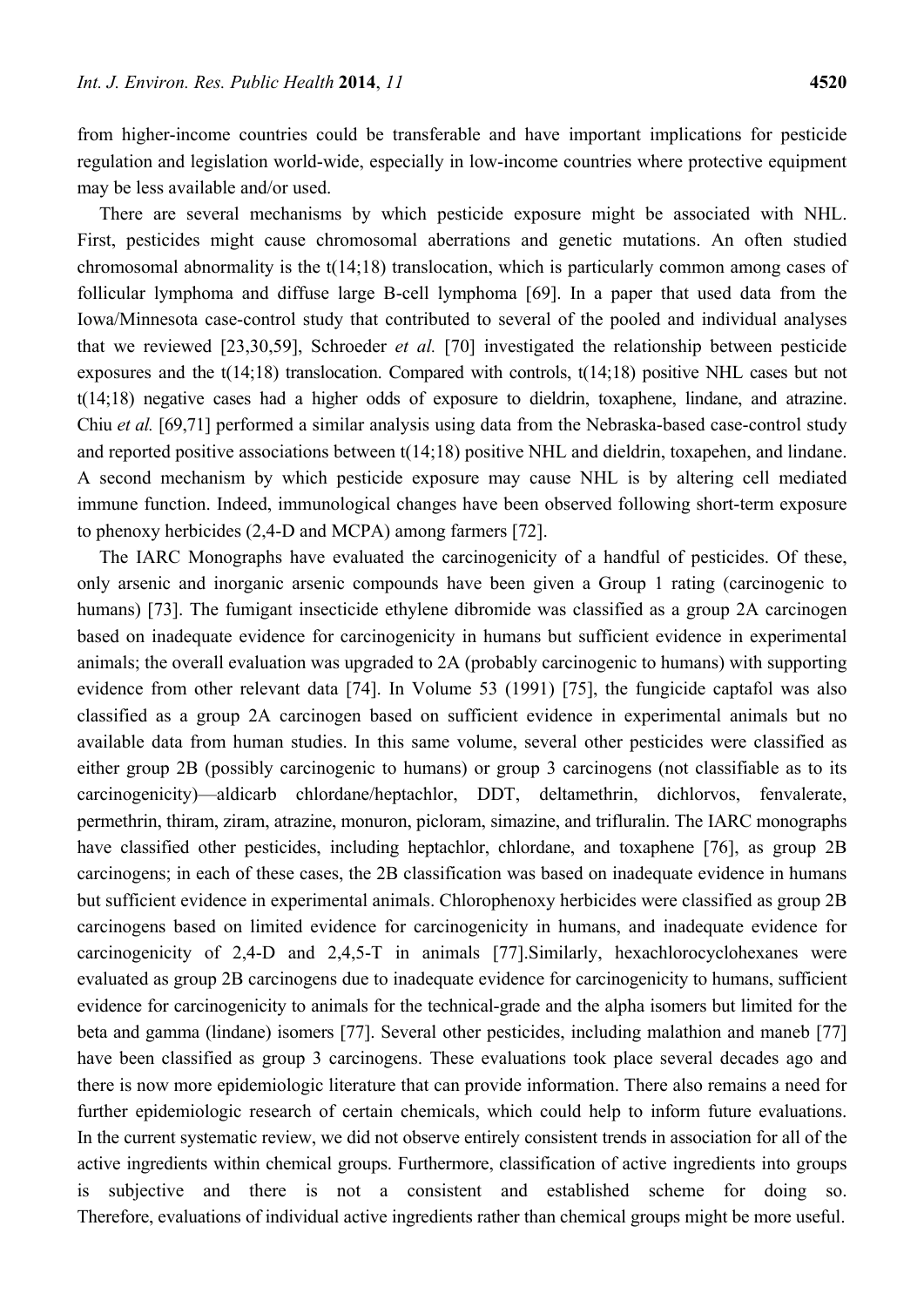from higher-income countries could be transferable and have important implications for pesticide regulation and legislation world-wide, especially in low-income countries where protective equipment may be less available and/or used.

There are several mechanisms by which pesticide exposure might be associated with NHL. First, pesticides might cause chromosomal aberrations and genetic mutations. An often studied chromosomal abnormality is the t(14;18) translocation, which is particularly common among cases of follicular lymphoma and diffuse large B-cell lymphoma [69]. In a paper that used data from the Iowa/Minnesota case-control study that contributed to several of the pooled and individual analyses that we reviewed [23,30,59], Schroeder *et al.* [70] investigated the relationship between pesticide exposures and the t(14;18) translocation. Compared with controls, t(14;18) positive NHL cases but not t(14;18) negative cases had a higher odds of exposure to dieldrin, toxaphene, lindane, and atrazine. Chiu *et al.* [69,71] performed a similar analysis using data from the Nebraska-based case-control study and reported positive associations between t(14;18) positive NHL and dieldrin, toxapehen, and lindane. A second mechanism by which pesticide exposure may cause NHL is by altering cell mediated immune function. Indeed, immunological changes have been observed following short-term exposure to phenoxy herbicides (2,4-D and MCPA) among farmers [72].

The IARC Monographs have evaluated the carcinogenicity of a handful of pesticides. Of these, only arsenic and inorganic arsenic compounds have been given a Group 1 rating (carcinogenic to humans) [73]. The fumigant insecticide ethylene dibromide was classified as a group 2A carcinogen based on inadequate evidence for carcinogenicity in humans but sufficient evidence in experimental animals; the overall evaluation was upgraded to 2A (probably carcinogenic to humans) with supporting evidence from other relevant data [74]. In Volume 53 (1991) [75], the fungicide captafol was also classified as a group 2A carcinogen based on sufficient evidence in experimental animals but no available data from human studies. In this same volume, several other pesticides were classified as either group 2B (possibly carcinogenic to humans) or group 3 carcinogens (not classifiable as to its carcinogenicity)—aldicarb chlordane/heptachlor, DDT, deltamethrin, dichlorvos, fenvalerate, permethrin, thiram, ziram, atrazine, monuron, picloram, simazine, and trifluralin. The IARC monographs have classified other pesticides, including heptachlor, chlordane, and toxaphene [76], as group 2B carcinogens; in each of these cases, the 2B classification was based on inadequate evidence in humans but sufficient evidence in experimental animals. Chlorophenoxy herbicides were classified as group 2B carcinogens based on limited evidence for carcinogenicity in humans, and inadequate evidence for carcinogenicity of 2,4-D and 2,4,5-T in animals [77].Similarly, hexachlorocyclohexanes were evaluated as group 2B carcinogens due to inadequate evidence for carcinogenicity to humans, sufficient evidence for carcinogenicity to animals for the technical-grade and the alpha isomers but limited for the beta and gamma (lindane) isomers [77]. Several other pesticides, including malathion and maneb [77] have been classified as group 3 carcinogens. These evaluations took place several decades ago and there is now more epidemiologic literature that can provide information. There also remains a need for further epidemiologic research of certain chemicals, which could help to inform future evaluations. In the current systematic review, we did not observe entirely consistent trends in association for all of the active ingredients within chemical groups. Furthermore, classification of active ingredients into groups is subjective and there is not a consistent and established scheme for doing so. Therefore, evaluations of individual active ingredients rather than chemical groups might be more useful.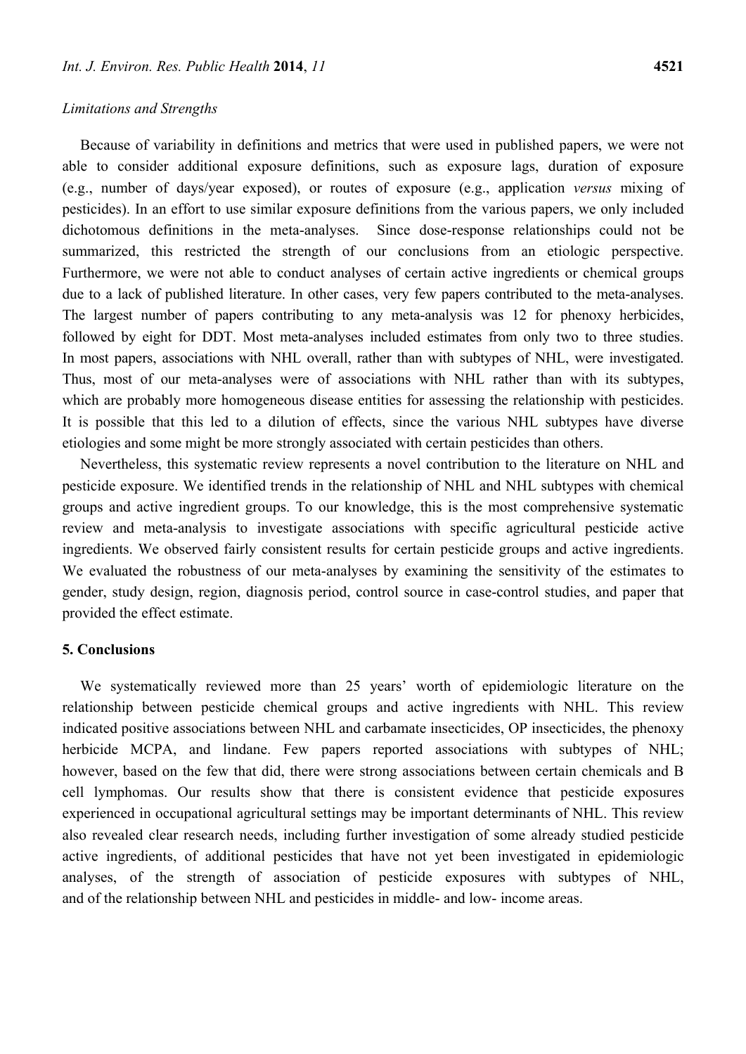*Limitations and Strengths*

Because of variability in definitions and metrics that were used in published papers, we were not able to consider additional exposure definitions, such as exposure lags, duration of exposure (e.g., number of days/year exposed), or routes of exposure (e.g., application *versus* mixing of pesticides). In an effort to use similar exposure definitions from the various papers, we only included dichotomous definitions in the meta-analyses. Since dose-response relationships could not be summarized, this restricted the strength of our conclusions from an etiologic perspective. Furthermore, we were not able to conduct analyses of certain active ingredients or chemical groups due to a lack of published literature. In other cases, very few papers contributed to the meta-analyses. The largest number of papers contributing to any meta-analysis was 12 for phenoxy herbicides, followed by eight for DDT. Most meta-analyses included estimates from only two to three studies. In most papers, associations with NHL overall, rather than with subtypes of NHL, were investigated. Thus, most of our meta-analyses were of associations with NHL rather than with its subtypes, which are probably more homogeneous disease entities for assessing the relationship with pesticides. It is possible that this led to a dilution of effects, since the various NHL subtypes have diverse etiologies and some might be more strongly associated with certain pesticides than others.

Nevertheless, this systematic review represents a novel contribution to the literature on NHL and pesticide exposure. We identified trends in the relationship of NHL and NHL subtypes with chemical groups and active ingredient groups. To our knowledge, this is the most comprehensive systematic review and meta-analysis to investigate associations with specific agricultural pesticide active ingredients. We observed fairly consistent results for certain pesticide groups and active ingredients. We evaluated the robustness of our meta-analyses by examining the sensitivity of the estimates to gender, study design, region, diagnosis period, control source in case-control studies, and paper that provided the effect estimate.

## 5. Conclusions

We systematically reviewed more than 25 years' worth of epidemiologic literature on the relationship between pesticide chemical groups and active ingredients with NHL. This review indicated positive associations between NHL and carbamate insecticides, OP insecticides, the phenoxy herbicide MCPA, and lindane. Few papers reported associations with subtypes of NHL; however, based on the few that did, there were strong associations between certain chemicals and B cell lymphomas. Our results show that there is consistent evidence that pesticide exposures experienced in occupational agricultural settings may be important determinants of NHL. This review also revealed clear research needs, including further investigation of some already studied pesticide active ingredients, of additional pesticides that have not yet been investigated in epidemiologic analyses, of the strength of association of pesticide exposures with subtypes of NHL, and of the relationship between NHL and pesticides in middle- and low- income areas.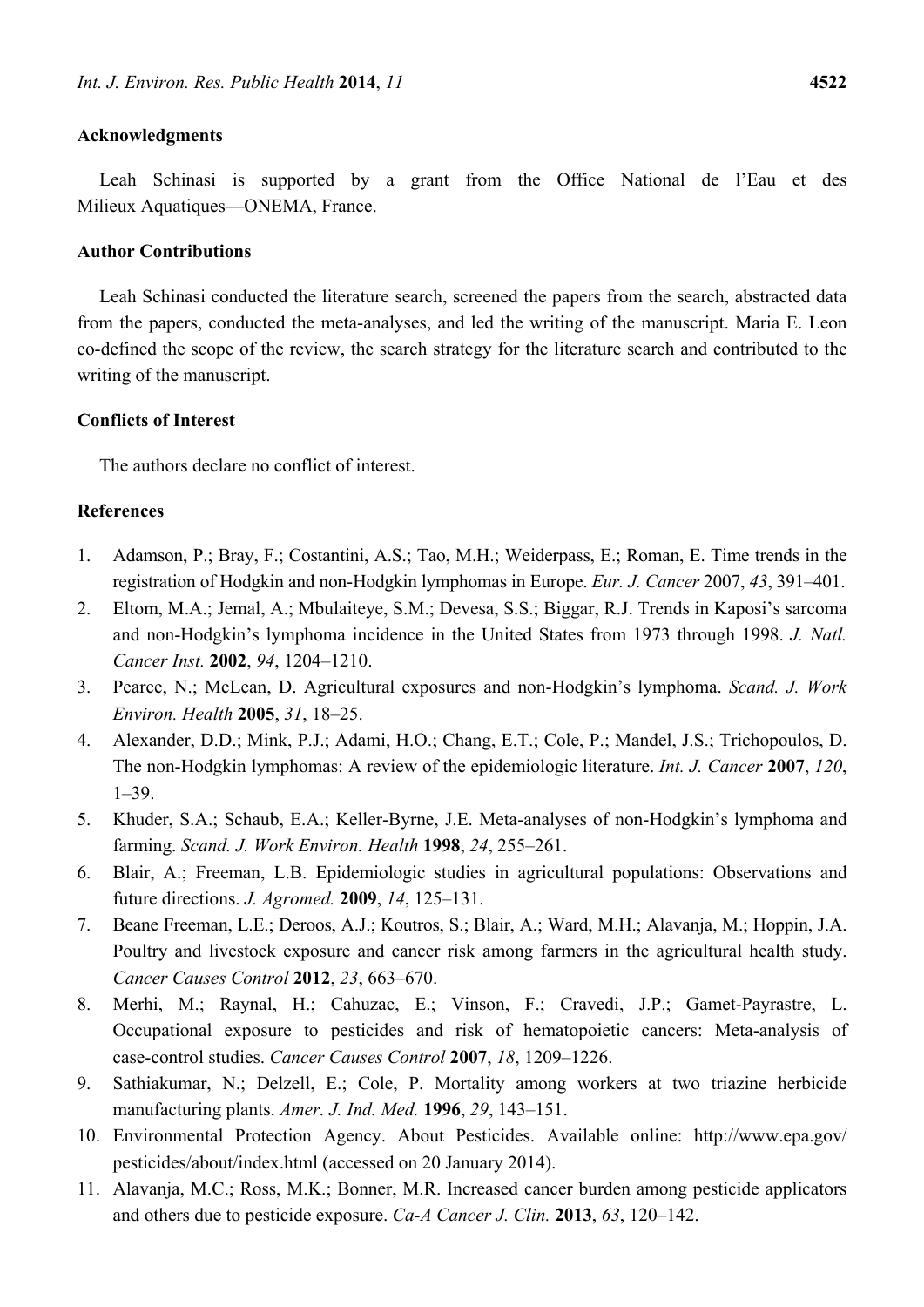## Acknowledgments

Leah Schinasi is supported by a grant from the Office National de l'Eau et des Milieux Aquatiques—ONEMA, France.

## Author Contributions

Leah Schinasi conducted the literature search, screened the papers from the search, abstracted data from the papers, conducted the meta-analyses, and led the writing of the manuscript. Maria E. Leon co-defined the scope of the review, the search strategy for the literature search and contributed to the writing of the manuscript.

## Conflicts of Interest

The authors declare no conflict of interest.

## References

1. Adamson, P.; Bray, F.; Costantini, A.S.; Tao, M.H.; Weiderpass, E.; Roman, E. Time trends in the registration of Hodgkin and non-Hodgkin lymphomas in Europe. *Eur. J. Cancer* 2007, *43*, 391–401.
2. Eltom, M.A.; Jemal, A.; Mbulaiteye, S.M.; Devesa, S.S.; Biggar, R.J. Trends in Kaposi's sarcoma and non-Hodgkin's lymphoma incidence in the United States from 1973 through 1998. *J. Natl. Cancer Inst.* **2002**, *94*, 1204–1210.
3. Pearce, N.; McLean, D. Agricultural exposures and non-Hodgkin's lymphoma. *Scand. J. Work Environ. Health* **2005**, *31*, 18–25.
4. Alexander, D.D.; Mink, P.J.; Adami, H.O.; Chang, E.T.; Cole, P.; Mandel, J.S.; Trichopoulos, D. The non-Hodgkin lymphomas: A review of the epidemiologic literature. *Int. J. Cancer* **2007**, *120*, 1–39.
5. Khuder, S.A.; Schaub, E.A.; Keller-Byrne, J.E. Meta-analyses of non-Hodgkin's lymphoma and farming. *Scand. J. Work Environ. Health* **1998**, *24*, 255–261.
6. Blair, A.; Freeman, L.B. Epidemiologic studies in agricultural populations: Observations and future directions. *J. Agromed.* **2009**, *14*, 125–131.
7. Beane Freeman, L.E.; Deroos, A.J.; Koutros, S.; Blair, A.; Ward, M.H.; Alavanja, M.; Hoppin, J.A. Poultry and livestock exposure and cancer risk among farmers in the agricultural health study. *Cancer Causes Control* **2012**, *23*, 663–670.
8. Merhi, M.; Raynal, H.; Cahuzac, E.; Vinson, F.; Cravedi, J.P.; Gamet-Payrastre, L. Occupational exposure to pesticides and risk of hematopoietic cancers: Meta-analysis of case-control studies. *Cancer Causes Control* **2007**, *18*, 1209–1226.
9. Sathiakumar, N.; Delzell, E.; Cole, P. Mortality among workers at two triazine herbicide manufacturing plants. *Amer. J. Ind. Med.* **1996**, *29*, 143–151.
10. Environmental Protection Agency. About Pesticides. Available online: http://www.epa.gov/pesticides/about/index.html (accessed on 20 January 2014).
11. Alavanja, M.C.; Ross, M.K.; Bonner, M.R. Increased cancer burden among pesticide applicators and others due to pesticide exposure. *Ca-A Cancer J. Clin.* **2013**, *63*, 120–142.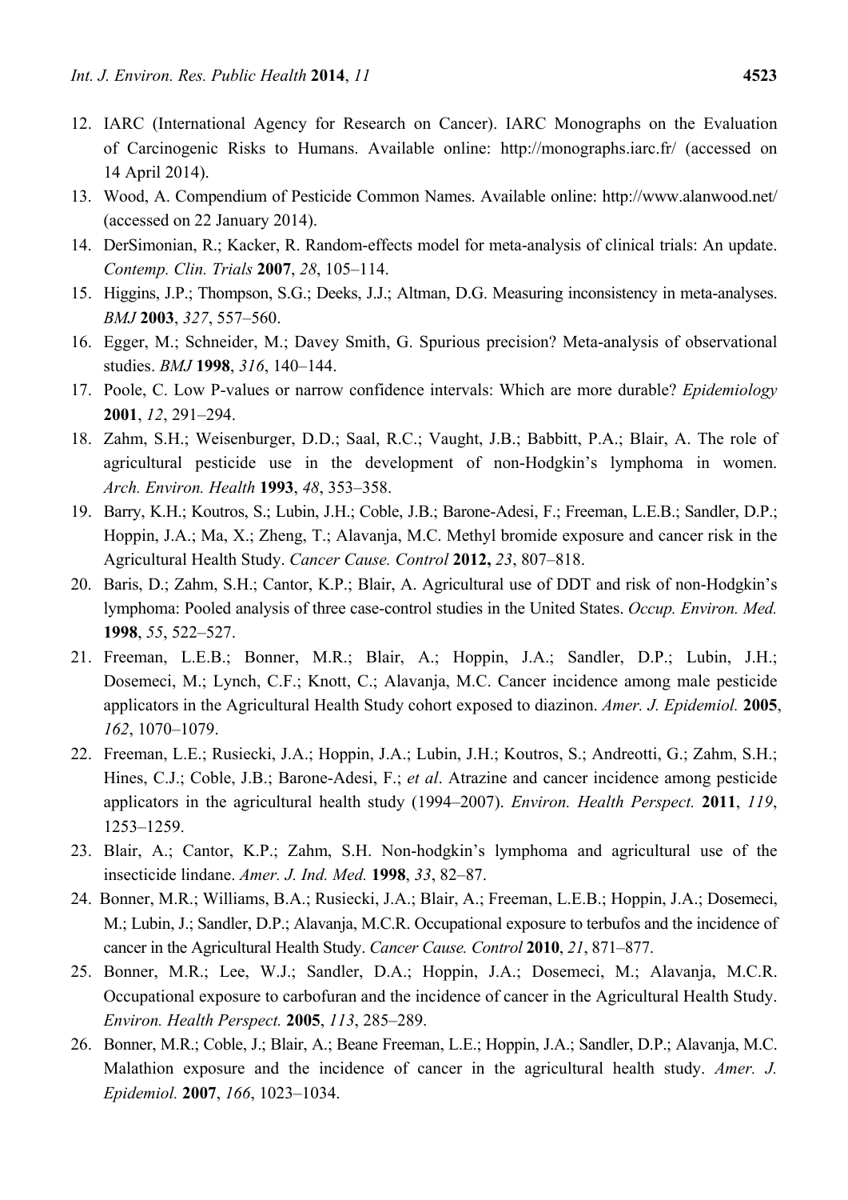12. IARC (International Agency for Research on Cancer). IARC Monographs on the Evaluation of Carcinogenic Risks to Humans. Available online: http://monographs.iarc.fr/ (accessed on 14 April 2014).
13. Wood, A. Compendium of Pesticide Common Names. Available online: http://www.alanwood.net/ (accessed on 22 January 2014).
14. DerSimonian, R.; Kacker, R. Random-effects model for meta-analysis of clinical trials: An update. *Contemp. Clin. Trials* **2007**, *28*, 105–114.
15. Higgins, J.P.; Thompson, S.G.; Deeks, J.J.; Altman, D.G. Measuring inconsistency in meta-analyses. *BMJ* **2003**, *327*, 557–560.
16. Egger, M.; Schneider, M.; Davey Smith, G. Spurious precision? Meta-analysis of observational studies. *BMJ* **1998**, *316*, 140–144.
17. Poole, C. Low P-values or narrow confidence intervals: Which are more durable? *Epidemiology* **2001**, *12*, 291–294.
18. Zahm, S.H.; Weisenburger, D.D.; Saal, R.C.; Vaught, J.B.; Babbitt, P.A.; Blair, A. The role of agricultural pesticide use in the development of non-Hodgkin's lymphoma in women. *Arch. Environ. Health* **1993**, *48*, 353–358.
19. Barry, K.H.; Koutros, S.; Lubin, J.H.; Coble, J.B.; Barone-Adesi, F.; Freeman, L.E.B.; Sandler, D.P.; Hoppin, J.A.; Ma, X.; Zheng, T.; Alavanja, M.C. Methyl bromide exposure and cancer risk in the Agricultural Health Study. *Cancer Cause. Control* **2012,** *23*, 807–818.
20. Baris, D.; Zahm, S.H.; Cantor, K.P.; Blair, A. Agricultural use of DDT and risk of non-Hodgkin's lymphoma: Pooled analysis of three case-control studies in the United States. *Occup. Environ. Med.* **1998**, *55*, 522–527.
21. Freeman, L.E.B.; Bonner, M.R.; Blair, A.; Hoppin, J.A.; Sandler, D.P.; Lubin, J.H.; Dosemeci, M.; Lynch, C.F.; Knott, C.; Alavanja, M.C. Cancer incidence among male pesticide applicators in the Agricultural Health Study cohort exposed to diazinon. *Amer. J. Epidemiol.* **2005**, *162*, 1070–1079.
22. Freeman, L.E.; Rusiecki, J.A.; Hoppin, J.A.; Lubin, J.H.; Koutros, S.; Andreotti, G.; Zahm, S.H.; Hines, C.J.; Coble, J.B.; Barone-Adesi, F.; *et al*. Atrazine and cancer incidence among pesticide applicators in the agricultural health study (1994–2007). *Environ. Health Perspect.* **2011**, *119*, 1253–1259.
23. Blair, A.; Cantor, K.P.; Zahm, S.H. Non-hodgkin's lymphoma and agricultural use of the insecticide lindane. *Amer. J. Ind. Med.* **1998**, *33*, 82–87.
24. Bonner, M.R.; Williams, B.A.; Rusiecki, J.A.; Blair, A.; Freeman, L.E.B.; Hoppin, J.A.; Dosemeci, M.; Lubin, J.; Sandler, D.P.; Alavanja, M.C.R. Occupational exposure to terbufos and the incidence of cancer in the Agricultural Health Study. *Cancer Cause. Control* **2010**, *21*, 871–877.
25. Bonner, M.R.; Lee, W.J.; Sandler, D.A.; Hoppin, J.A.; Dosemeci, M.; Alavanja, M.C.R. Occupational exposure to carbofuran and the incidence of cancer in the Agricultural Health Study. *Environ. Health Perspect.* **2005**, *113*, 285–289.
26. Bonner, M.R.; Coble, J.; Blair, A.; Beane Freeman, L.E.B.; Hoppin, J.A.; Sandler, D.P.; Alavanja, M.C. Malathion exposure and the incidence of cancer in the agricultural health study. *Amer. J. Epidemiol.* **2007**, *166*, 1023–1034.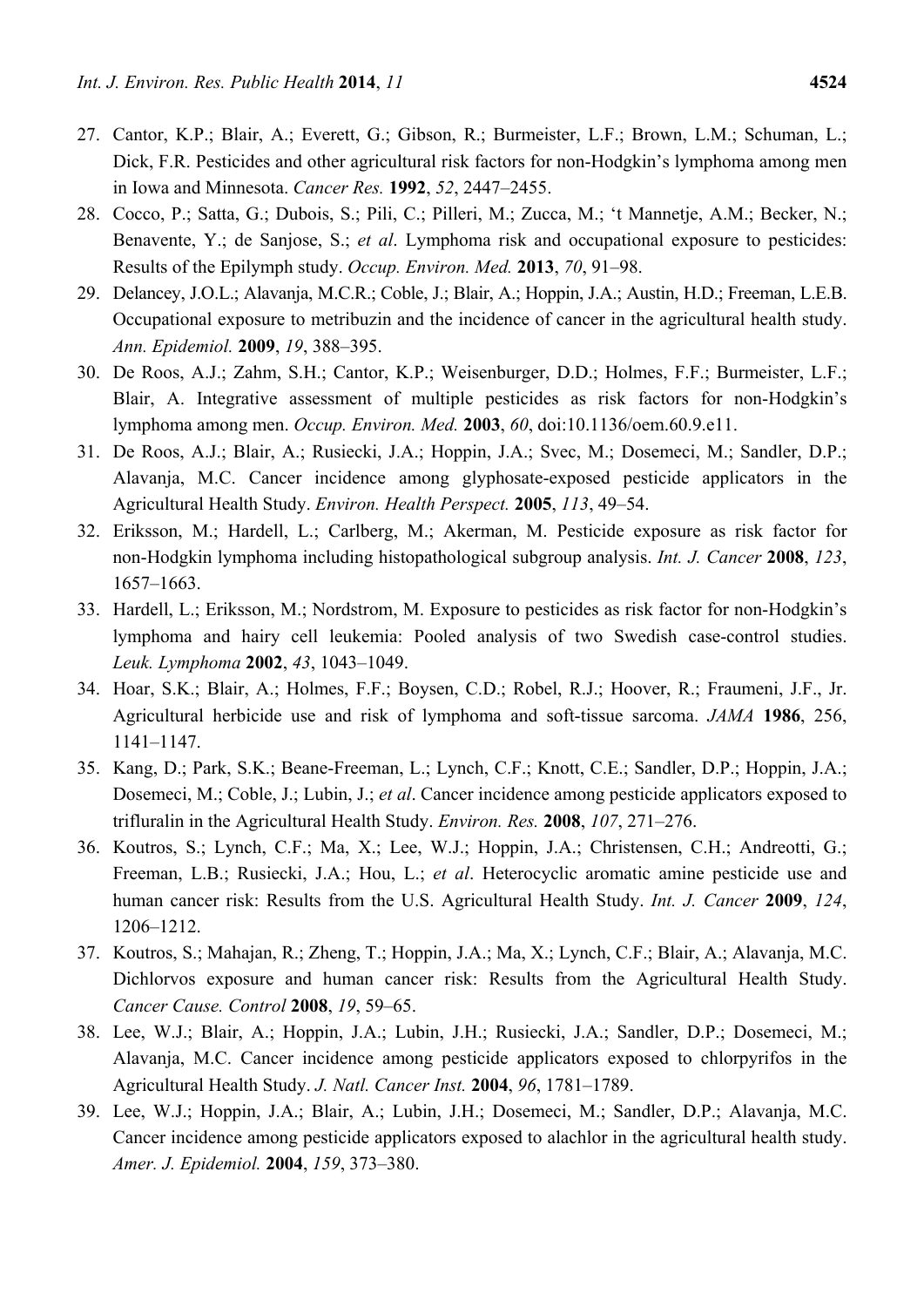27. Cantor, K.P.; Blair, A.; Everett, G.; Gibson, R.; Burmeister, L.F.; Brown, L.M.; Schuman, L.; Dick, F.R. Pesticides and other agricultural risk factors for non-Hodgkin's lymphoma among men in Iowa and Minnesota. *Cancer Res.* **1992**, *52*, 2447–2455.
28. Cocco, P.; Satta, G.; Dubois, S.; Pili, C.; Pilleri, M.; Zucca, M.; 't Mannetje, A.M.; Becker, N.; Benavente, Y.; de Sanjose, S.; *et al*. Lymphoma risk and occupational exposure to pesticides: Results of the Epilymph study. *Occup. Environ. Med.* **2013**, *70*, 91–98.
29. Delancey, J.O.L.; Alavanja, M.C.R.; Coble, J.; Blair, A.; Hoppin, J.A.; Austin, H.D.; Freeman, L.E.B. Occupational exposure to metribuzin and the incidence of cancer in the agricultural health study. *Ann. Epidemiol.* **2009**, *19*, 388–395.
30. De Roos, A.J.; Zahm, S.H.; Cantor, K.P.; Weisenburger, D.D.; Holmes, F.F.; Burmeister, L.F.; Blair, A. Integrative assessment of multiple pesticides as risk factors for non-Hodgkin's lymphoma among men. *Occup. Environ. Med.* **2003**, *60*, doi:10.1136/oem.60.9.e11.
31. De Roos, A.J.; Blair, A.; Rusiecki, J.A.; Hoppin, J.A.; Svec, M.; Dosemeci, M.; Sandler, D.P.; Alavanja, M.C. Cancer incidence among glyphosate-exposed pesticide applicators in the Agricultural Health Study. *Environ. Health Perspect.* **2005**, *113*, 49–54.
32. Eriksson, M.; Hardell, L.; Carlberg, M.; Akerman, M. Pesticide exposure as risk factor for non-Hodgkin lymphoma including histopathological subgroup analysis. *Int. J. Cancer* **2008**, *123*, 1657–1663.
33. Hardell, L.; Eriksson, M.; Nordstrom, M. Exposure to pesticides as risk factor for non-Hodgkin's lymphoma and hairy cell leukemia: Pooled analysis of two Swedish case-control studies. *Leuk. Lymphoma* **2002**, *43*, 1043–1049.
34. Hoar, S.K.; Blair, A.; Holmes, F.F.; Boysen, C.D.; Robel, R.J.; Hoover, R.; Fraumeni, J.F., Jr. Agricultural herbicide use and risk of lymphoma and soft-tissue sarcoma. *JAMA* **1986**, 256, 1141–1147.
35. Kang, D.; Park, S.K.; Beane-Freeman, L.; Lynch, C.F.; Knott, C.E.; Sandler, D.P.; Hoppin, J.A.; Dosemeci, M.; Coble, J.; Lubin, J.; *et al*. Cancer incidence among pesticide applicators exposed to trifluralin in the Agricultural Health Study. *Environ. Res.* **2008**, *107*, 271–276.
36. Koutros, S.; Lynch, C.F.; Ma, X.; Lee, W.J.; Hoppin, J.A.; Christensen, C.H.; Andreotti, G.; Freeman, L.B.; Rusiecki, J.A.; Hou, L.; *et al*. Heterocyclic aromatic amine pesticide use and human cancer risk: Results from the U.S. Agricultural Health Study. *Int. J. Cancer* **2009**, *124*, 1206–1212.
37. Koutros, S.; Mahajan, R.; Zheng, T.; Hoppin, J.A.; Ma, X.; Lynch, C.F.; Blair, A.; Alavanja, M.C. Dichlorvos exposure and human cancer risk: Results from the Agricultural Health Study. *Cancer Cause. Control* **2008**, *19*, 59–65.
38. Lee, W.J.; Blair, A.; Hoppin, J.A.; Lubin, J.H.; Rusiecki, J.A.; Sandler, D.P.; Dosemeci, M.; Alavanja, M.C. Cancer incidence among pesticide applicators exposed to chlorpyrifos in the Agricultural Health Study. *J. Natl. Cancer Inst.* **2004**, *96*, 1781–1789.
39. Lee, W.J.; Hoppin, J.A.; Blair, A.; Lubin, J.H.; Dosemeci, M.; Sandler, D.P.; Alavanja, M.C. Cancer incidence among pesticide applicators exposed to alachlor in the agricultural health study. *Amer. J. Epidemiol.* **2004**, *159*, 373–380.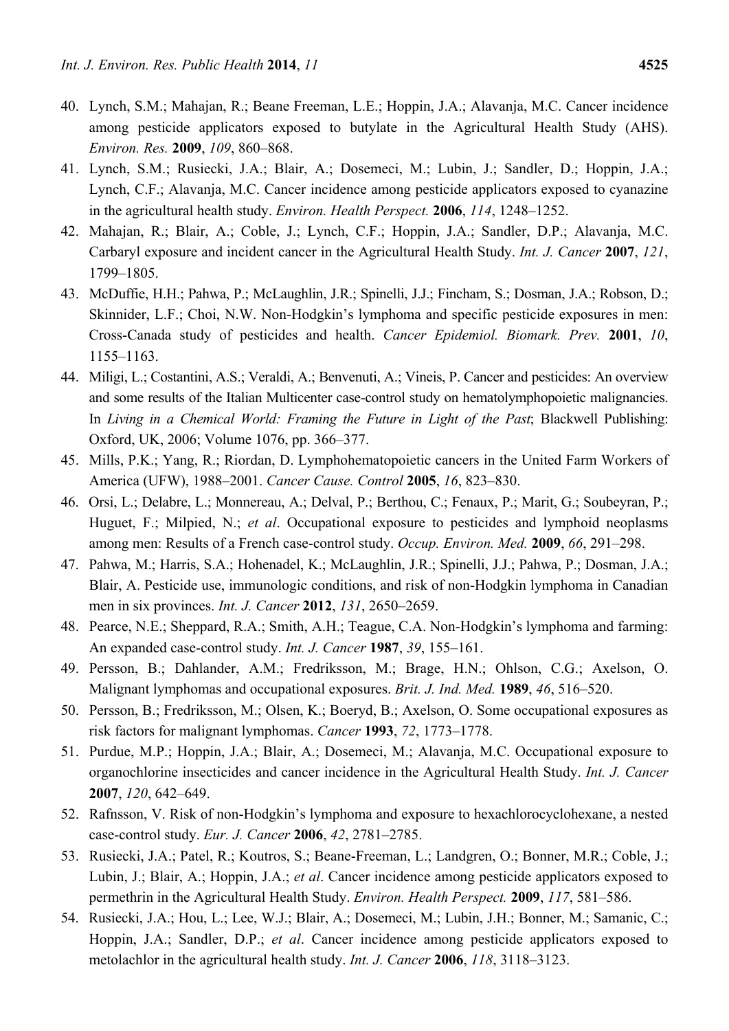40. Lynch, S.M.; Mahajan, R.; Beane Freeman, L.E.; Hoppin, J.A.; Alavanja, M.C. Cancer incidence among pesticide applicators exposed to butylate in the Agricultural Health Study (AHS). *Environ. Res.* **2009**, *109*, 860–868.
41. Lynch, S.M.; Rusiecki, J.A.; Blair, A.; Dosemeci, M.; Lubin, J.; Sandler, D.; Hoppin, J.A.; Lynch, C.F.; Alavanja, M.C. Cancer incidence among pesticide applicators exposed to cyanazine in the agricultural health study. *Environ. Health Perspect.* **2006**, *114*, 1248–1252.
42. Mahajan, R.; Blair, A.; Coble, J.; Lynch, C.F.; Hoppin, J.A.; Sandler, D.P.; Alavanja, M.C. Carbaryl exposure and incident cancer in the Agricultural Health Study. *Int. J. Cancer* **2007**, *121*, 1799–1805.
43. McDuffie, H.H.; Pahwa, P.; McLaughlin, J.R.; Spinelli, J.J.; Fincham, S.; Dosman, J.A.; Robson, D.; Skinnider, L.F.; Choi, N.W. Non-Hodgkin's lymphoma and specific pesticide exposures in men: Cross-Canada study of pesticides and health. *Cancer Epidemiol. Biomark. Prev.* **2001**, *10*, 1155–1163.
44. Miligi, L.; Costantini, A.S.; Veraldi, A.; Benvenuti, A.; Vineis, P. Cancer and pesticides: An overview and some results of the Italian Multicenter case-control study on hematolymphopoietic malignancies. In *Living in a Chemical World: Framing the Future in Light of the Past*; Blackwell Publishing: Oxford, UK, 2006; Volume 1076, pp. 366–377.
45. Mills, P.K.; Yang, R.; Riordan, D. Lymphohematopoietic cancers in the United Farm Workers of America (UFW), 1988–2001. *Cancer Cause. Control* **2005**, *16*, 823–830.
46. Orsi, L.; Delabre, L.; Monnereau, A.; Delval, P.; Berthou, C.; Fenaux, P.; Marit, G.; Soubeyran, P.; Huguet, F.; Milpied, N.; *et al*. Occupational exposure to pesticides and lymphoid neoplasms among men: Results of a French case-control study. *Occup. Environ. Med.* **2009**, *66*, 291–298.
47. Pahwa, M.; Harris, S.A.; Hohenadel, K.; McLaughlin, J.R.; Spinelli, J.J.; Pahwa, P.; Dosman, J.A.; Blair, A. Pesticide use, immunologic conditions, and risk of non-Hodgkin lymphoma in Canadian men in six provinces. *Int. J. Cancer* **2012**, *131*, 2650–2659.
48. Pearce, N.E.; Sheppard, R.A.; Smith, A.H.; Teague, C.A. Non-Hodgkin's lymphoma and farming: An expanded case-control study. *Int. J. Cancer* **1987**, *39*, 155–161.
49. Persson, B.; Dahlander, A.M.; Fredriksson, M.; Brage, H.N.; Ohlson, C.G.; Axelson, O. Malignant lymphomas and occupational exposures. *Brit. J. Ind. Med.* **1989**, *46*, 516–520.
50. Persson, B.; Fredriksson, M.; Olsen, K.; Boeryd, B.; Axelson, O. Some occupational exposures as risk factors for malignant lymphomas. *Cancer* **1993**, *72*, 1773–1778.
51. Purdue, M.P.; Hoppin, J.A.; Blair, A.; Dosemeci, M.; Alavanja, M.C. Occupational exposure to organochlorine insecticides and cancer incidence in the Agricultural Health Study. *Int. J. Cancer* **2007**, *120*, 642–649.
52. Rafnsson, V. Risk of non-Hodgkin's lymphoma and exposure to hexachlorocyclohexane, a nested case-control study. *Eur. J. Cancer* **2006**, *42*, 2781–2785.
53. Rusiecki, J.A.; Patel, R.; Koutros, S.; Beane-Freeman, L.; Landgren, O.; Bonner, M.R.; Coble, J.; Lubin, J.; Blair, A.; Hoppin, J.A.; *et al*. Cancer incidence among pesticide applicators exposed to permethrin in the Agricultural Health Study. *Environ. Health Perspect.* **2009**, *117*, 581–586.
54. Rusiecki, J.A.; Hou, L.; Lee, W.J.; Blair, A.; Dosemeci, M.; Lubin, J.H.; Bonner, M.; Samanic, C.; Hoppin, J.A.; Sandler, D.P.; *et al*. Cancer incidence among pesticide applicators exposed to metolachlor in the agricultural health study. *Int. J. Cancer* **2006**, *118*, 3118–3123.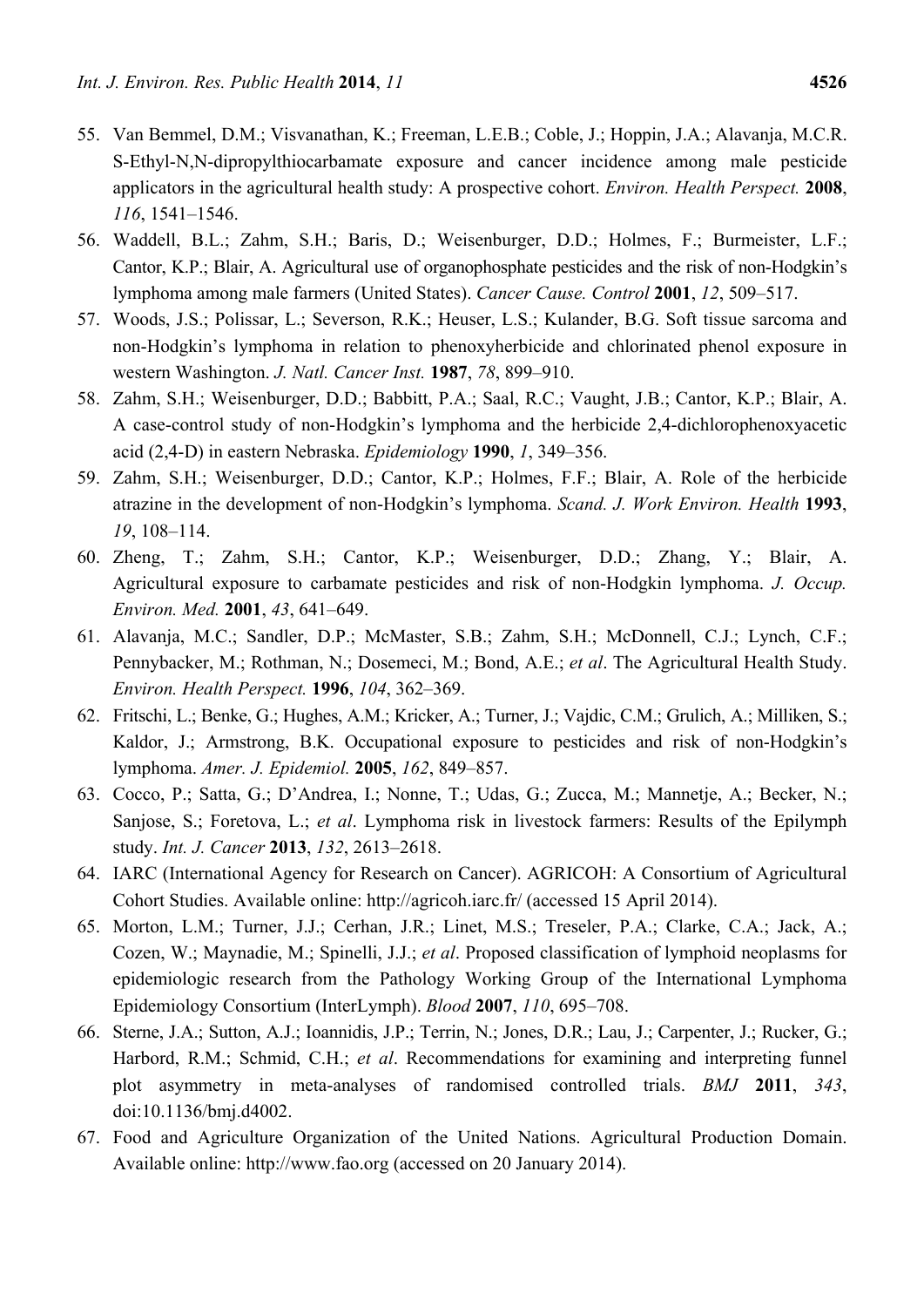55. Van Bemmel, D.M.; Visvanathan, K.; Freeman, L.E.B.; Coble, J.; Hoppin, J.A.; Alavanja, M.C.R. S-Ethyl-N,N-dipropylthiocarbamate exposure and cancer incidence among male pesticide applicators in the agricultural health study: A prospective cohort. *Environ. Health Perspect.* **2008**, *116*, 1541–1546.
56. Waddell, B.L.; Zahm, S.H.; Baris, D.; Weisenburger, D.D.; Holmes, F.; Burmeister, L.F.; Cantor, K.P.; Blair, A. Agricultural use of organophosphate pesticides and the risk of non-Hodgkin's lymphoma among male farmers (United States). *Cancer Cause. Control* **2001**, *12*, 509–517.
57. Woods, J.S.; Polissar, L.; Severson, R.K.; Heuser, L.S.; Kulander, B.G. Soft tissue sarcoma and non-Hodgkin's lymphoma in relation to phenoxyherbicide and chlorinated phenol exposure in western Washington. *J. Natl. Cancer Inst.* **1987**, *78*, 899–910.
58. Zahm, S.H.; Weisenburger, D.D.; Babbitt, P.A.; Saal, R.C.; Vaught, J.B.; Cantor, K.P.; Blair, A. A case-control study of non-Hodgkin's lymphoma and the herbicide 2,4-dichlorophenoxyacetic acid (2,4-D) in eastern Nebraska. *Epidemiology* **1990**, *1*, 349–356.
59. Zahm, S.H.; Weisenburger, D.D.; Cantor, K.P.; Holmes, F.F.; Blair, A. Role of the herbicide atrazine in the development of non-Hodgkin's lymphoma. *Scand. J. Work Environ. Health* **1993**, *19*, 108–114.
60. Zheng, T.; Zahm, S.H.; Cantor, K.P.; Weisenburger, D.D.; Zhang, Y.; Blair, A. Agricultural exposure to carbamate pesticides and risk of non-Hodgkin lymphoma. *J. Occup. Environ. Med.* **2001**, *43*, 641–649.
61. Alavanja, M.C.; Sandler, D.P.; McMaster, S.B.; Zahm, S.H.; McDonnell, C.J.; Lynch, C.F.; Pennybacker, M.; Rothman, N.; Dosemeci, M.; Bond, A.E.; *et al*. The Agricultural Health Study. *Environ. Health Perspect.* **1996**, *104*, 362–369.
62. Fritschi, L.; Benke, G.; Hughes, A.M.; Kricker, A.; Turner, J.; Vajdic, C.M.; Grulich, A.; Milliken, S.; Kaldor, J.; Armstrong, B.K. Occupational exposure to pesticides and risk of non-Hodgkin's lymphoma. *Amer. J. Epidemiol.* **2005**, *162*, 849–857.
63. Cocco, P.; Satta, G.; D'Andrea, I.; Nonne, T.; Udas, G.; Zucca, M.; Mannetje, A.; Becker, N.; Sanjose, S.; Foretova, L.; *et al*. Lymphoma risk in livestock farmers: Results of the Epilymph study. *Int. J. Cancer* **2013**, *132*, 2613–2618.
64. IARC (International Agency for Research on Cancer). AGRICOH: A Consortium of Agricultural Cohort Studies. Available online: http://agricoh.iarc.fr/ (accessed 15 April 2014).
65. Morton, L.M.; Turner, J.J.; Cerhan, J.R.; Linet, M.S.; Treseler, P.A.; Clarke, C.A.; Jack, A.; Cozen, W.; Maynadie, M.; Spinelli, J.J.; *et al*. Proposed classification of lymphoid neoplasms for epidemiologic research from the Pathology Working Group of the International Lymphoma Epidemiology Consortium (InterLymph). *Blood* **2007**, *110*, 695–708.
66. Sterne, J.A.; Sutton, A.J.; Ioannidis, J.P.; Terrin, N.; Jones, D.R.; Lau, J.; Carpenter, J.; Rucker, G.; Harbord, R.M.; Schmid, C.H.; *et al*. Recommendations for examining and interpreting funnel plot asymmetry in meta-analyses of randomised controlled trials. *BMJ* **2011**, *343*, doi:10.1136/bmj.d4002.
67. Food and Agriculture Organization of the United Nations. Agricultural Production Domain. Available online: http://www.fao.org (accessed on 20 January 2014).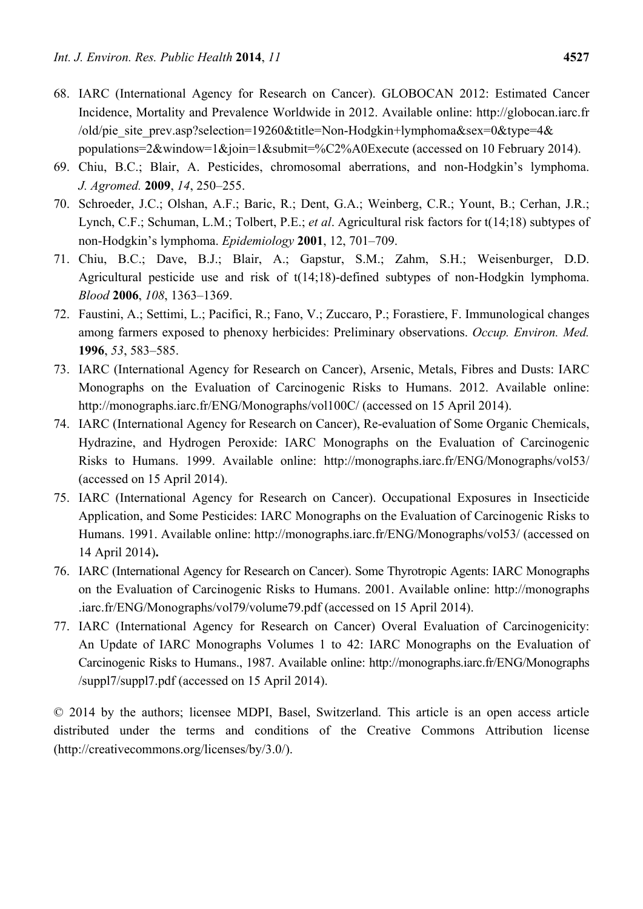68. IARC (International Agency for Research on Cancer). GLOBOCAN 2012: Estimated Cancer Incidence, Mortality and Prevalence Worldwide in 2012. Available online: http://globocan.iarc.fr /old/pie_site_prev.asp?selection=19260&title=Non-Hodgkin+lymphoma&sex=0&type=4& populations=2&window=1&join=1&submit=%C2%A0Execute (accessed on 10 February 2014).
69. Chiu, B.C.; Blair, A. Pesticides, chromosomal aberrations, and non-Hodgkin's lymphoma. *J. Agromed.* **2009**, *14*, 250–255.
70. Schroeder, J.C.; Olshan, A.F.; Baric, R.; Dent, G.A.; Weinberg, C.R.; Yount, B.; Cerhan, J.R.; Lynch, C.F.; Schuman, L.M.; Tolbert, P.E.; *et al*. Agricultural risk factors for t(14;18) subtypes of non-Hodgkin's lymphoma. *Epidemiology* **2001**, 12, 701–709.
71. Chiu, B.C.; Dave, B.J.; Blair, A.; Gapstur, S.M.; Zahm, S.H.; Weisenburger, D.D. Agricultural pesticide use and risk of t(14;18)-defined subtypes of non-Hodgkin lymphoma. *Blood* **2006**, *108*, 1363–1369.
72. Faustini, A.; Settimi, L.; Pacifici, R.; Fano, V.; Zuccaro, P.; Forastiere, F. Immunological changes among farmers exposed to phenoxy herbicides: Preliminary observations. *Occup. Environ. Med.* **1996**, *53*, 583–585.
73. IARC (International Agency for Research on Cancer), Arsenic, Metals, Fibres and Dusts: IARC Monographs on the Evaluation of Carcinogenic Risks to Humans. 2012. Available online: http://monographs.iarc.fr/ENG/Monographs/vol100C/ (accessed on 15 April 2014).
74. IARC (International Agency for Research on Cancer), Re-evaluation of Some Organic Chemicals, Hydrazine, and Hydrogen Peroxide: IARC Monographs on the Evaluation of Carcinogenic Risks to Humans. 1999. Available online: http://monographs.iarc.fr/ENG/Monographs/vol53/ (accessed on 15 April 2014).
75. IARC (International Agency for Research on Cancer). Occupational Exposures in Insecticide Application, and Some Pesticides: IARC Monographs on the Evaluation of Carcinogenic Risks to Humans. 1991. Available online: http://monographs.iarc.fr/ENG/Monographs/vol53/ (accessed on 14 April 2014)**.**
76. IARC (International Agency for Research on Cancer). Some Thyrotropic Agents: IARC Monographs on the Evaluation of Carcinogenic Risks to Humans. 2001. Available online: http://monographs .iarc.fr/ENG/Monographs/vol79/volume79.pdf (accessed on 15 April 2014).
77. IARC (International Agency for Research on Cancer) Overal Evaluation of Carcinogenicity: An Update of IARC Monographs Volumes 1 to 42: IARC Monographs on the Evaluation of Carcinogenic Risks to Humans., 1987. Available online: http://monographs.iarc.fr/ENG/Monographs /suppl7/suppl7.pdf (accessed on 15 April 2014).

© 2014 by the authors; licensee MDPI, Basel, Switzerland. This article is an open access article distributed under the terms and conditions of the Creative Commons Attribution license (http://creativecommons.org/licenses/by/3.0/).